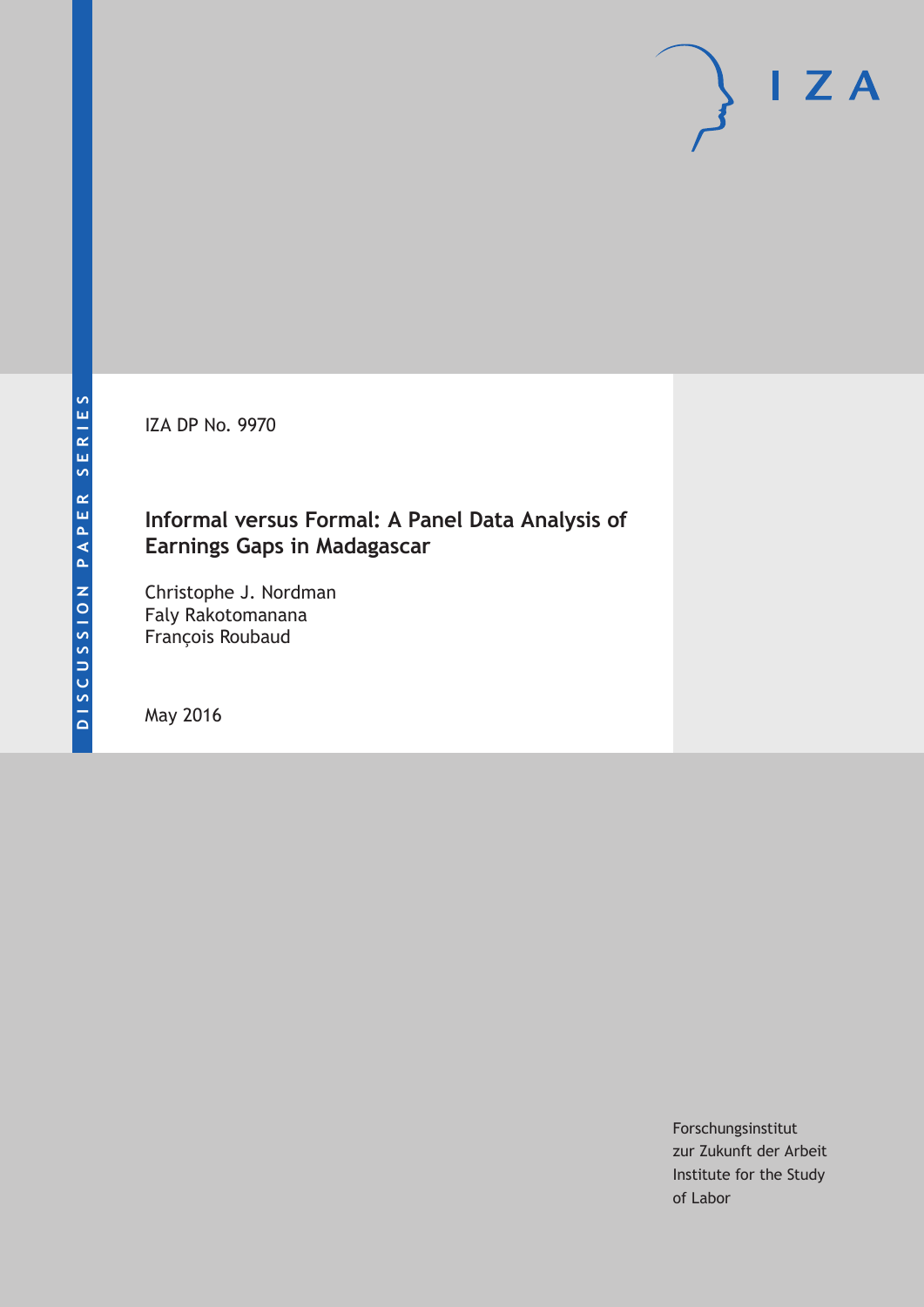DISCUSSION PAPER SERIES

IZA DP No. 9970

# Informal versus Formal: A Panel Data Analysis of Earnings Gaps in Madagascar

Christophe J. Nordman
Faly Rakotomanana
François Roubaud

May 2016

Forschungsinstitut
zur Zukunft der Arbeit
Institute for the Study
of Labor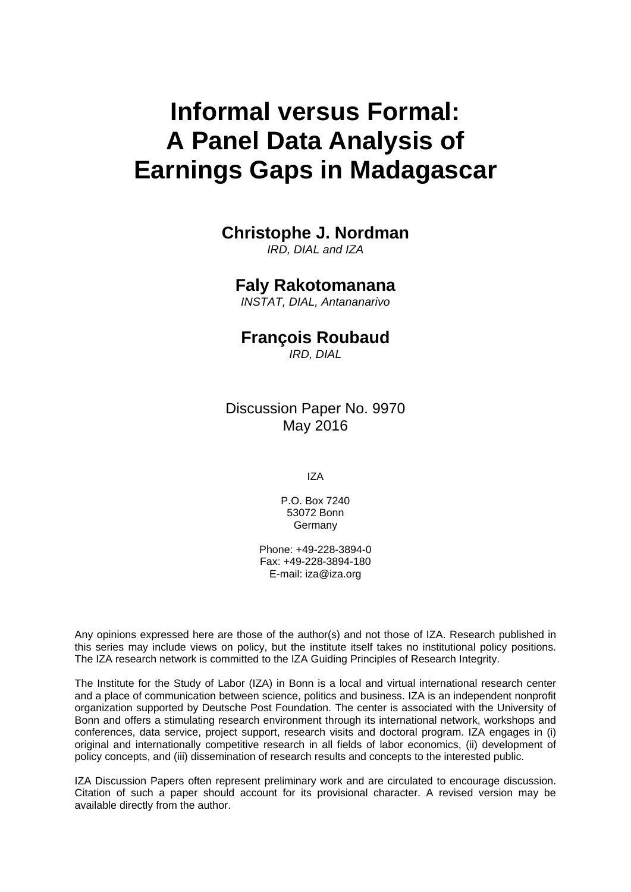# Informal versus Formal: A Panel Data Analysis of Earnings Gaps in Madagascar

**Christophe J. Nordman**
*IRD, DIAL and IZA*

**Faly Rakotomanana**
*INSTAT, DIAL, Antananarivo*

**François Roubaud**
*IRD, DIAL*

Discussion Paper No. 9970
May 2016

IZA

P.O. Box 7240
53072 Bonn
Germany

Phone: +49-228-3894-0
Fax: +49-228-3894-180
E-mail: iza@iza.org

Any opinions expressed here are those of the author(s) and not those of IZA. Research published in this series may include views on policy, but the institute itself takes no institutional policy positions. The IZA research network is committed to the IZA Guiding Principles of Research Integrity.

The Institute for the Study of Labor (IZA) in Bonn is a local and virtual international research center and a place of communication between science, politics and business. IZA is an independent nonprofit organization supported by Deutsche Post Foundation. The center is associated with the University of Bonn and offers a stimulating research environment through its international network, workshops and conferences, data service, project support, research visits and doctoral program. IZA engages in (i) original and internationally competitive research in all fields of labor economics, (ii) development of policy concepts, and (iii) dissemination of research results and concepts to the interested public.

IZA Discussion Papers often represent preliminary work and are circulated to encourage discussion. Citation of such a paper should account for its provisional character. A revised version may be available directly from the author.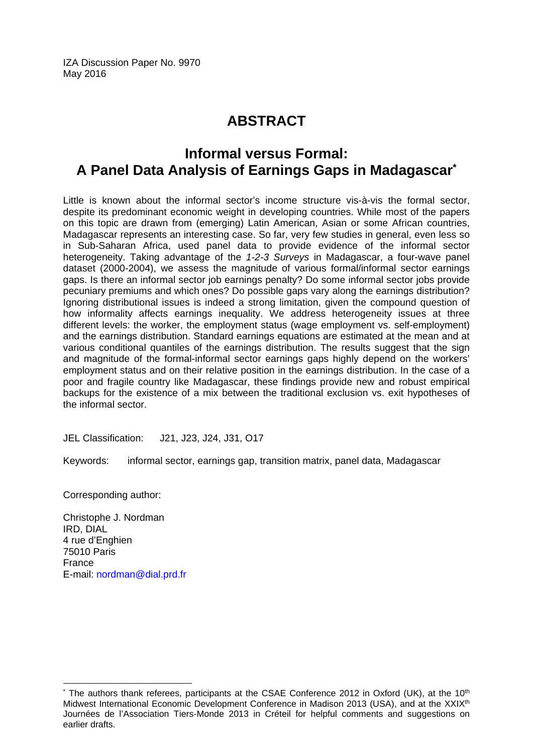IZA Discussion Paper No. 9970
May 2016

# ABSTRACT

## Informal versus Formal: A Panel Data Analysis of Earnings Gaps in Madagascar*

Little is known about the informal sector's income structure vis-à-vis the formal sector, despite its predominant economic weight in developing countries. While most of the papers on this topic are drawn from (emerging) Latin American, Asian or some African countries, Madagascar represents an interesting case. So far, very few studies in general, even less so in Sub-Saharan Africa, used panel data to provide evidence of the informal sector heterogeneity. Taking advantage of the *1-2-3 Surveys* in Madagascar, a four-wave panel dataset (2000-2004), we assess the magnitude of various formal/informal sector earnings gaps. Is there an informal sector job earnings penalty? Do some informal sector jobs provide pecuniary premiums and which ones? Do possible gaps vary along the earnings distribution? Ignoring distributional issues is indeed a strong limitation, given the compound question of how informality affects earnings inequality. We address heterogeneity issues at three different levels: the worker, the employment status (wage employment vs. self-employment) and the earnings distribution. Standard earnings equations are estimated at the mean and at various conditional quantiles of the earnings distribution. The results suggest that the sign and magnitude of the formal-informal sector earnings gaps highly depend on the workers' employment status and on their relative position in the earnings distribution. In the case of a poor and fragile country like Madagascar, these findings provide new and robust empirical backups for the existence of a mix between the traditional exclusion vs. exit hypotheses of the informal sector.

JEL Classification: J21, J23, J24, J31, O17

Keywords: informal sector, earnings gap, transition matrix, panel data, Madagascar

Corresponding author:

Christophe J. Nordman
IRD, DIAL
4 rue d'Enghien
75010 Paris
France
E-mail: nordman@dial.prd.fr

* The authors thank referees, participants at the CSAE Conference 2012 in Oxford (UK), at the 10th Midwest International Economic Development Conference in Madison 2013 (USA), and at the XXIXth Journées de l'Association Tiers-Monde 2013 in Créteil for helpful comments and suggestions on earlier drafts.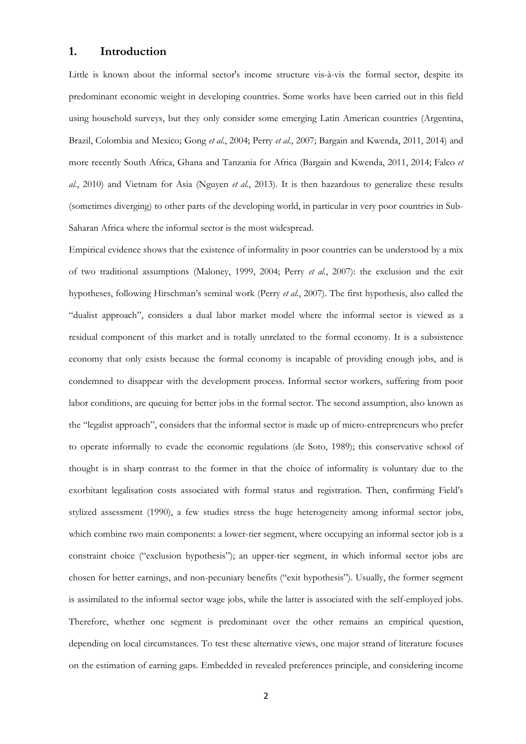## 1. Introduction

Little is known about the informal sector's income structure vis-à-vis the formal sector, despite its predominant economic weight in developing countries. Some works have been carried out in this field using household surveys, but they only consider some emerging Latin American countries (Argentina, Brazil, Colombia and Mexico; Gong *et al*., 2004; Perry *et al*., 2007; Bargain and Kwenda, 2011, 2014) and more recently South Africa, Ghana and Tanzania for Africa (Bargain and Kwenda, 2011, 2014; Falco *et al*., 2010) and Vietnam for Asia (Nguyen *et al*., 2013). It is then hazardous to generalize these results (sometimes diverging) to other parts of the developing world, in particular in very poor countries in Sub-Saharan Africa where the informal sector is the most widespread.

Empirical evidence shows that the existence of informality in poor countries can be understood by a mix of two traditional assumptions (Maloney, 1999, 2004; Perry *et al*., 2007): the exclusion and the exit hypotheses, following Hirschman's seminal work (Perry *et al*., 2007). The first hypothesis, also called the "dualist approach", considers a dual labor market model where the informal sector is viewed as a residual component of this market and is totally unrelated to the formal economy. It is a subsistence economy that only exists because the formal economy is incapable of providing enough jobs, and is condemned to disappear with the development process. Informal sector workers, suffering from poor labor conditions, are queuing for better jobs in the formal sector. The second assumption, also known as the "legalist approach", considers that the informal sector is made up of micro-entrepreneurs who prefer to operate informally to evade the economic regulations (de Soto, 1989); this conservative school of thought is in sharp contrast to the former in that the choice of informality is voluntary due to the exorbitant legalisation costs associated with formal status and registration. Then, confirming Field's stylized assessment (1990), a few studies stress the huge heterogeneity among informal sector jobs, which combine two main components: a lower-tier segment, where occupying an informal sector job is a constraint choice ("exclusion hypothesis"); an upper-tier segment, in which informal sector jobs are chosen for better earnings, and non-pecuniary benefits ("exit hypothesis"). Usually, the former segment is assimilated to the informal sector wage jobs, while the latter is associated with the self-employed jobs. Therefore, whether one segment is predominant over the other remains an empirical question, depending on local circumstances. To test these alternative views, one major strand of literature focuses on the estimation of earning gaps. Embedded in revealed preferences principle, and considering income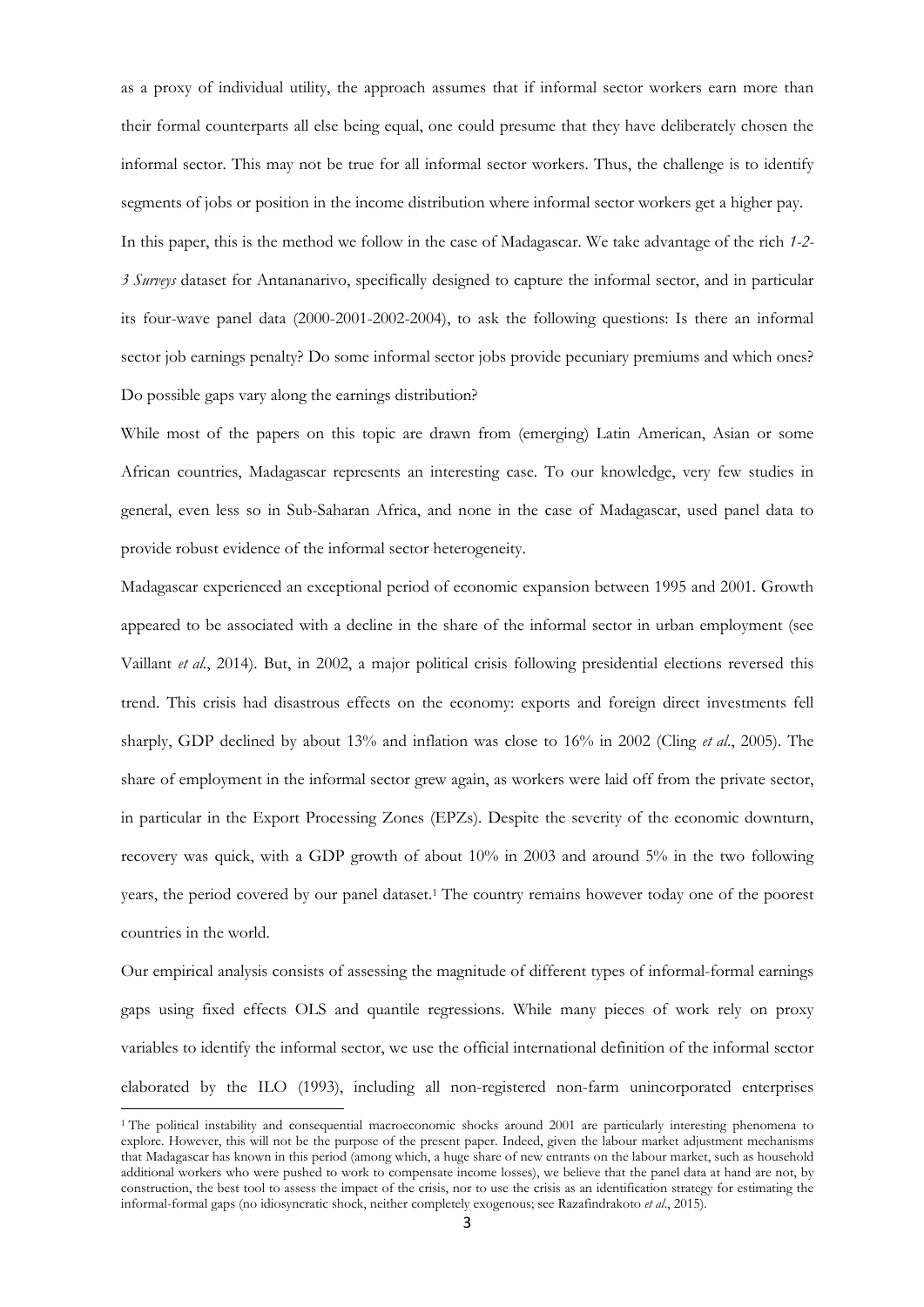as a proxy of individual utility, the approach assumes that if informal sector workers earn more than their formal counterparts all else being equal, one could presume that they have deliberately chosen the informal sector. This may not be true for all informal sector workers. Thus, the challenge is to identify segments of jobs or position in the income distribution where informal sector workers get a higher pay.

In this paper, this is the method we follow in the case of Madagascar. We take advantage of the rich *1-2-3 Surveys* dataset for Antananarivo, specifically designed to capture the informal sector, and in particular its four-wave panel data (2000-2001-2002-2004), to ask the following questions: Is there an informal sector job earnings penalty? Do some informal sector jobs provide pecuniary premiums and which ones? Do possible gaps vary along the earnings distribution?

While most of the papers on this topic are drawn from (emerging) Latin American, Asian or some African countries, Madagascar represents an interesting case. To our knowledge, very few studies in general, even less so in Sub-Saharan Africa, and none in the case of Madagascar, used panel data to provide robust evidence of the informal sector heterogeneity.

Madagascar experienced an exceptional period of economic expansion between 1995 and 2001. Growth appeared to be associated with a decline in the share of the informal sector in urban employment (see Vaillant *et al.*, 2014). But, in 2002, a major political crisis following presidential elections reversed this trend. This crisis had disastrous effects on the economy: exports and foreign direct investments fell sharply, GDP declined by about 13% and inflation was close to 16% in 2002 (Cling *et al.*, 2005). The share of employment in the informal sector grew again, as workers were laid off from the private sector, in particular in the Export Processing Zones (EPZs). Despite the severity of the economic downturn, recovery was quick, with a GDP growth of about 10% in 2003 and around 5% in the two following years, the period covered by our panel dataset.[1] The country remains however today one of the poorest countries in the world.

Our empirical analysis consists of assessing the magnitude of different types of informal-formal earnings gaps using fixed effects OLS and quantile regressions. While many pieces of work rely on proxy variables to identify the informal sector, we use the official international definition of the informal sector elaborated by the ILO (1993), including all non-registered non-farm unincorporated enterprises

[1] The political instability and consequential macroeconomic shocks around 2001 are particularly interesting phenomena to explore. However, this will not be the purpose of the present paper. Indeed, given the labour market adjustment mechanisms that Madagascar has known in this period (among which, a huge share of new entrants on the labour market, such as household additional workers who were pushed to work to compensate income losses), we believe that the panel data at hand are not, by construction, the best tool to assess the impact of the crisis, nor to use the crisis as an identification strategy for estimating the informal-formal gaps (no idiosyncratic shock, neither completely exogenous; see Razafindrakoto *et al.*, 2015).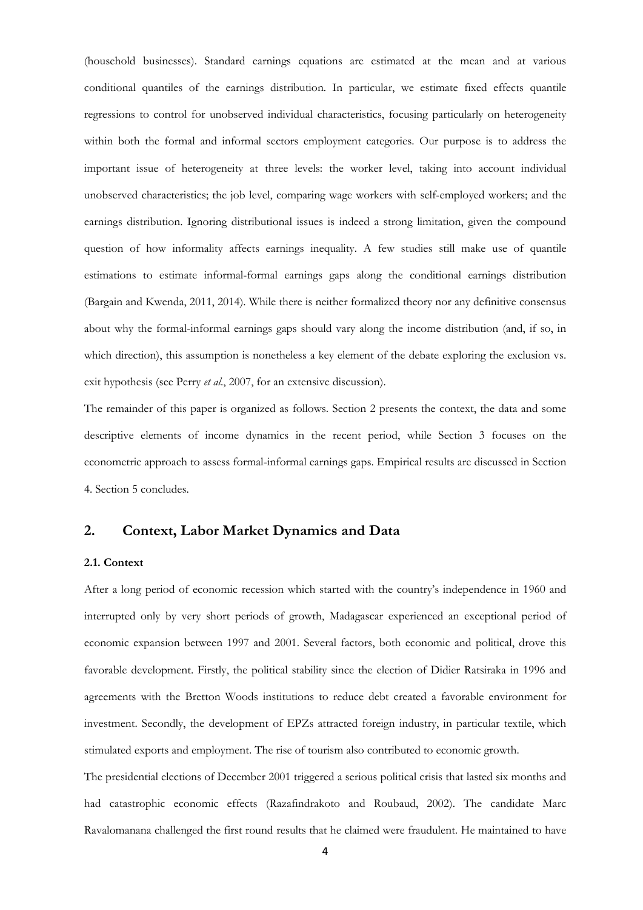(household businesses). Standard earnings equations are estimated at the mean and at various conditional quantiles of the earnings distribution. In particular, we estimate fixed effects quantile regressions to control for unobserved individual characteristics, focusing particularly on heterogeneity within both the formal and informal sectors employment categories. Our purpose is to address the important issue of heterogeneity at three levels: the worker level, taking into account individual unobserved characteristics; the job level, comparing wage workers with self-employed workers; and the earnings distribution. Ignoring distributional issues is indeed a strong limitation, given the compound question of how informality affects earnings inequality. A few studies still make use of quantile estimations to estimate informal-formal earnings gaps along the conditional earnings distribution (Bargain and Kwenda, 2011, 2014). While there is neither formalized theory nor any definitive consensus about why the formal-informal earnings gaps should vary along the income distribution (and, if so, in which direction), this assumption is nonetheless a key element of the debate exploring the exclusion vs. exit hypothesis (see Perry *et al*., 2007, for an extensive discussion).

The remainder of this paper is organized as follows. Section 2 presents the context, the data and some descriptive elements of income dynamics in the recent period, while Section 3 focuses on the econometric approach to assess formal-informal earnings gaps. Empirical results are discussed in Section 4. Section 5 concludes.

## 2. Context, Labor Market Dynamics and Data

### 2.1. Context

After a long period of economic recession which started with the country's independence in 1960 and interrupted only by very short periods of growth, Madagascar experienced an exceptional period of economic expansion between 1997 and 2001. Several factors, both economic and political, drove this favorable development. Firstly, the political stability since the election of Didier Ratsiraka in 1996 and agreements with the Bretton Woods institutions to reduce debt created a favorable environment for investment. Secondly, the development of EPZs attracted foreign industry, in particular textile, which stimulated exports and employment. The rise of tourism also contributed to economic growth.

The presidential elections of December 2001 triggered a serious political crisis that lasted six months and had catastrophic economic effects (Razafindrakoto and Roubaud, 2002). The candidate Marc Ravalomanana challenged the first round results that he claimed were fraudulent. He maintained to have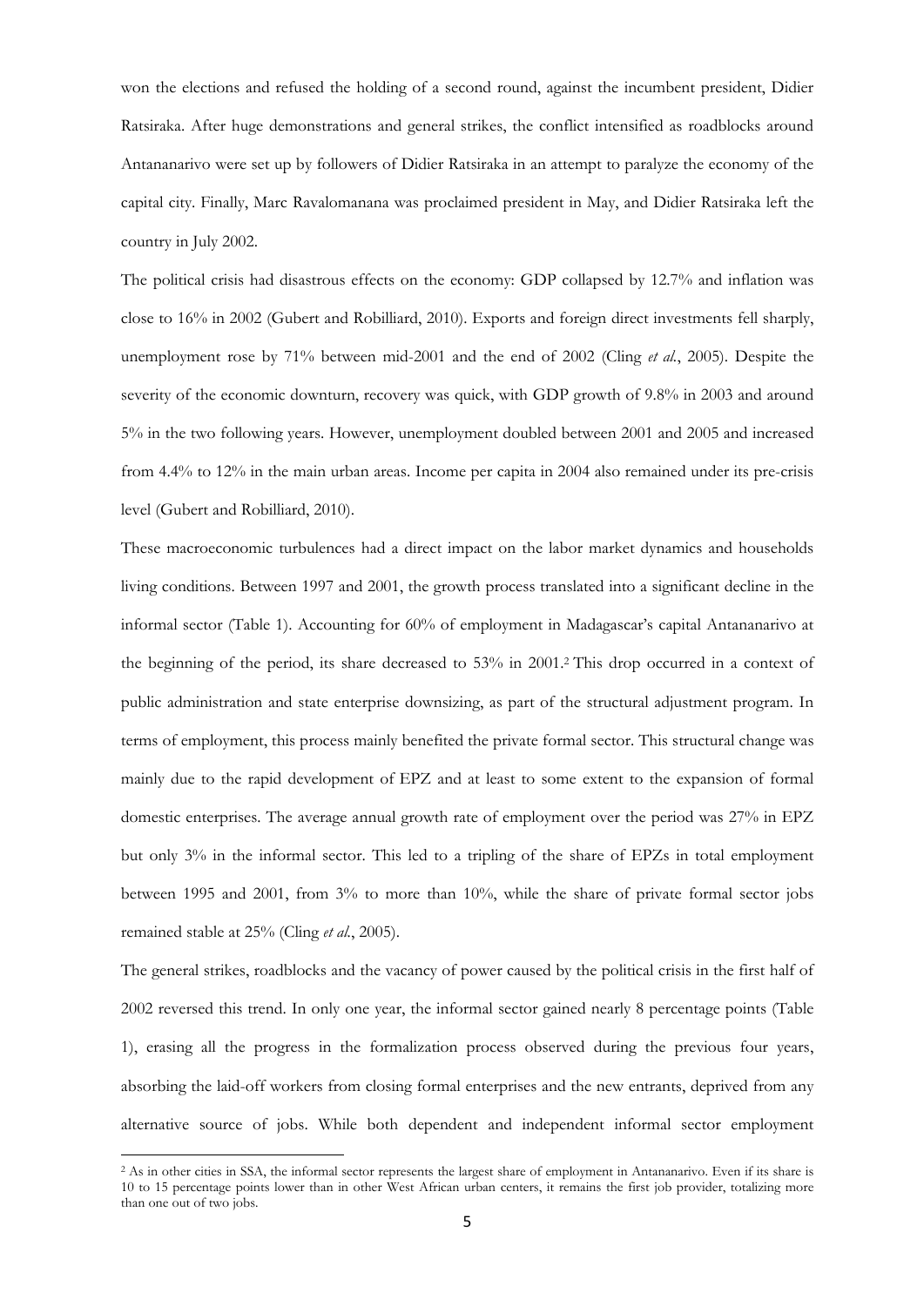won the elections and refused the holding of a second round, against the incumbent president, Didier Ratsiraka. After huge demonstrations and general strikes, the conflict intensified as roadblocks around Antananarivo were set up by followers of Didier Ratsiraka in an attempt to paralyze the economy of the capital city. Finally, Marc Ravalomanana was proclaimed president in May, and Didier Ratsiraka left the country in July 2002.

The political crisis had disastrous effects on the economy: GDP collapsed by 12.7% and inflation was close to 16% in 2002 (Gubert and Robilliard, 2010). Exports and foreign direct investments fell sharply, unemployment rose by 71% between mid-2001 and the end of 2002 (Cling *et al.*, 2005). Despite the severity of the economic downturn, recovery was quick, with GDP growth of 9.8% in 2003 and around 5% in the two following years. However, unemployment doubled between 2001 and 2005 and increased from 4.4% to 12% in the main urban areas. Income per capita in 2004 also remained under its pre-crisis level (Gubert and Robilliard, 2010).

These macroeconomic turbulences had a direct impact on the labor market dynamics and households living conditions. Between 1997 and 2001, the growth process translated into a significant decline in the informal sector (Table 1). Accounting for 60% of employment in Madagascar's capital Antananarivo at the beginning of the period, its share decreased to 53% in 2001.[2] This drop occurred in a context of public administration and state enterprise downsizing, as part of the structural adjustment program. In terms of employment, this process mainly benefited the private formal sector. This structural change was mainly due to the rapid development of EPZ and at least to some extent to the expansion of formal domestic enterprises. The average annual growth rate of employment over the period was 27% in EPZ but only 3% in the informal sector. This led to a tripling of the share of EPZs in total employment between 1995 and 2001, from 3% to more than 10%, while the share of private formal sector jobs remained stable at 25% (Cling *et al.*, 2005).

The general strikes, roadblocks and the vacancy of power caused by the political crisis in the first half of 2002 reversed this trend. In only one year, the informal sector gained nearly 8 percentage points (Table 1), erasing all the progress in the formalization process observed during the previous four years, absorbing the laid-off workers from closing formal enterprises and the new entrants, deprived from any alternative source of jobs. While both dependent and independent informal sector employment

[2] As in other cities in SSA, the informal sector represents the largest share of employment in Antananarivo. Even if its share is 10 to 15 percentage points lower than in other West African urban centers, it remains the first job provider, totalizing more than one out of two jobs.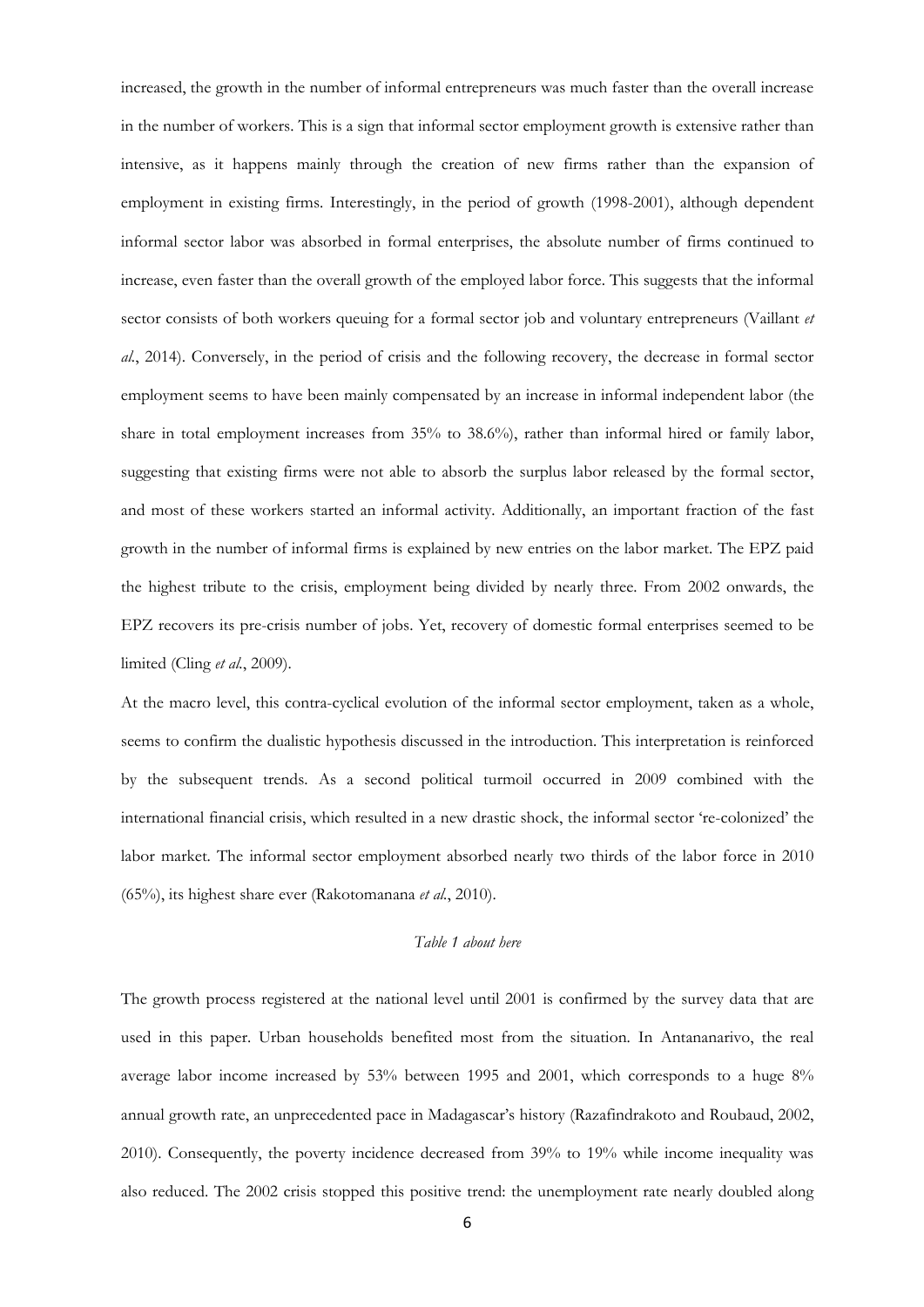increased, the growth in the number of informal entrepreneurs was much faster than the overall increase in the number of workers. This is a sign that informal sector employment growth is extensive rather than intensive, as it happens mainly through the creation of new firms rather than the expansion of employment in existing firms. Interestingly, in the period of growth (1998-2001), although dependent informal sector labor was absorbed in formal enterprises, the absolute number of firms continued to increase, even faster than the overall growth of the employed labor force. This suggests that the informal sector consists of both workers queuing for a formal sector job and voluntary entrepreneurs (Vaillant *et al.*, 2014). Conversely, in the period of crisis and the following recovery, the decrease in formal sector employment seems to have been mainly compensated by an increase in informal independent labor (the share in total employment increases from 35% to 38.6%), rather than informal hired or family labor, suggesting that existing firms were not able to absorb the surplus labor released by the formal sector, and most of these workers started an informal activity. Additionally, an important fraction of the fast growth in the number of informal firms is explained by new entries on the labor market. The EPZ paid the highest tribute to the crisis, employment being divided by nearly three. From 2002 onwards, the EPZ recovers its pre-crisis number of jobs. Yet, recovery of domestic formal enterprises seemed to be limited (Cling *et al.*, 2009).

At the macro level, this contra-cyclical evolution of the informal sector employment, taken as a whole, seems to confirm the dualistic hypothesis discussed in the introduction. This interpretation is reinforced by the subsequent trends. As a second political turmoil occurred in 2009 combined with the international financial crisis, which resulted in a new drastic shock, the informal sector 're-colonized' the labor market. The informal sector employment absorbed nearly two thirds of the labor force in 2010 (65%), its highest share ever (Rakotomanana *et al.*, 2010).

*Table 1 about here*

The growth process registered at the national level until 2001 is confirmed by the survey data that are used in this paper. Urban households benefited most from the situation. In Antananarivo, the real average labor income increased by 53% between 1995 and 2001, which corresponds to a huge 8% annual growth rate, an unprecedented pace in Madagascar's history (Razafindrakoto and Roubaud, 2002, 2010). Consequently, the poverty incidence decreased from 39% to 19% while income inequality was also reduced. The 2002 crisis stopped this positive trend: the unemployment rate nearly doubled along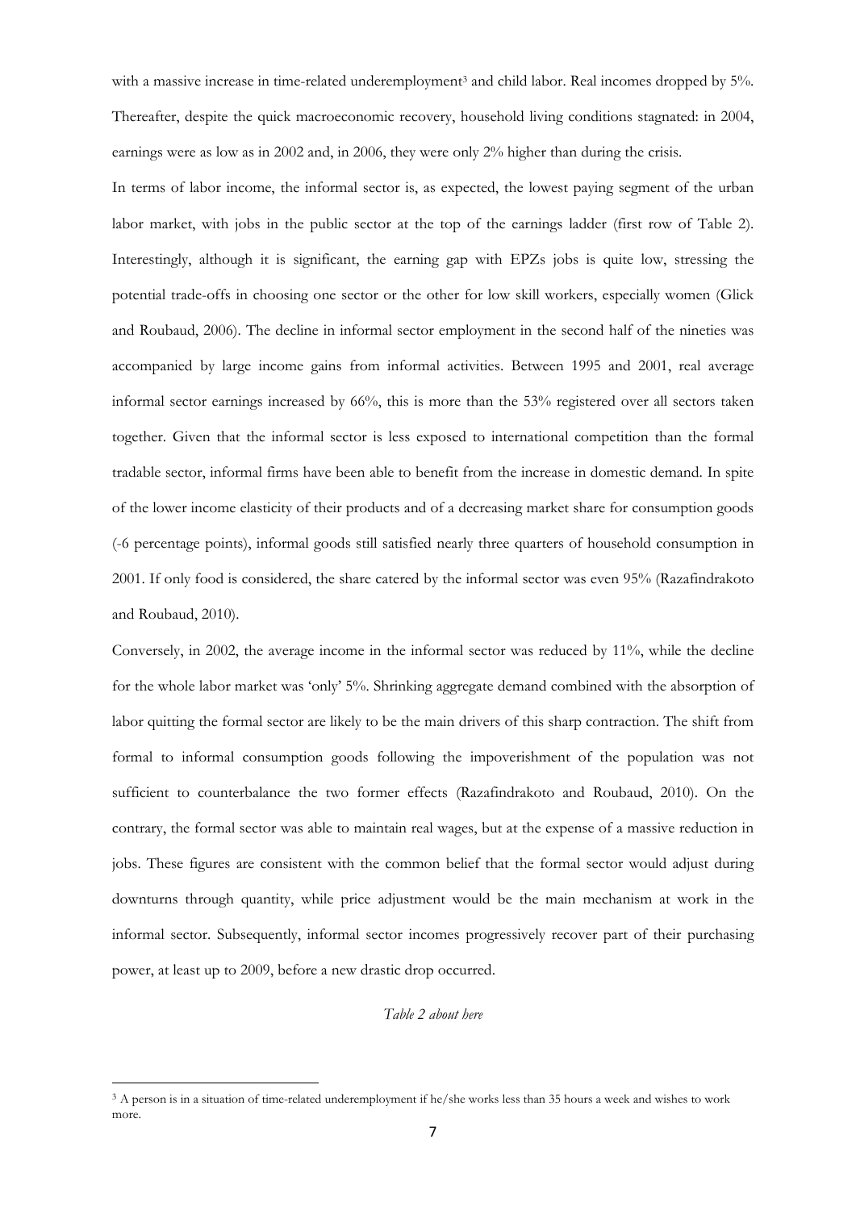with a massive increase in time-related underemployment[3] and child labor. Real incomes dropped by 5%. Thereafter, despite the quick macroeconomic recovery, household living conditions stagnated: in 2004, earnings were as low as in 2002 and, in 2006, they were only 2% higher than during the crisis.

In terms of labor income, the informal sector is, as expected, the lowest paying segment of the urban labor market, with jobs in the public sector at the top of the earnings ladder (first row of Table 2). Interestingly, although it is significant, the earning gap with EPZs jobs is quite low, stressing the potential trade-offs in choosing one sector or the other for low skill workers, especially women (Glick and Roubaud, 2006). The decline in informal sector employment in the second half of the nineties was accompanied by large income gains from informal activities. Between 1995 and 2001, real average informal sector earnings increased by 66%, this is more than the 53% registered over all sectors taken together. Given that the informal sector is less exposed to international competition than the formal tradable sector, informal firms have been able to benefit from the increase in domestic demand. In spite of the lower income elasticity of their products and of a decreasing market share for consumption goods (-6 percentage points), informal goods still satisfied nearly three quarters of household consumption in 2001. If only food is considered, the share catered by the informal sector was even 95% (Razafindrakoto and Roubaud, 2010).

Conversely, in 2002, the average income in the informal sector was reduced by 11%, while the decline for the whole labor market was 'only' 5%. Shrinking aggregate demand combined with the absorption of labor quitting the formal sector are likely to be the main drivers of this sharp contraction. The shift from formal to informal consumption goods following the impoverishment of the population was not sufficient to counterbalance the two former effects (Razafindrakoto and Roubaud, 2010). On the contrary, the formal sector was able to maintain real wages, but at the expense of a massive reduction in jobs. These figures are consistent with the common belief that the formal sector would adjust during downturns through quantity, while price adjustment would be the main mechanism at work in the informal sector. Subsequently, informal sector incomes progressively recover part of their purchasing power, at least up to 2009, before a new drastic drop occurred.

*Table 2 about here*

[3] A person is in a situation of time-related underemployment if he/she works less than 35 hours a week and wishes to work more.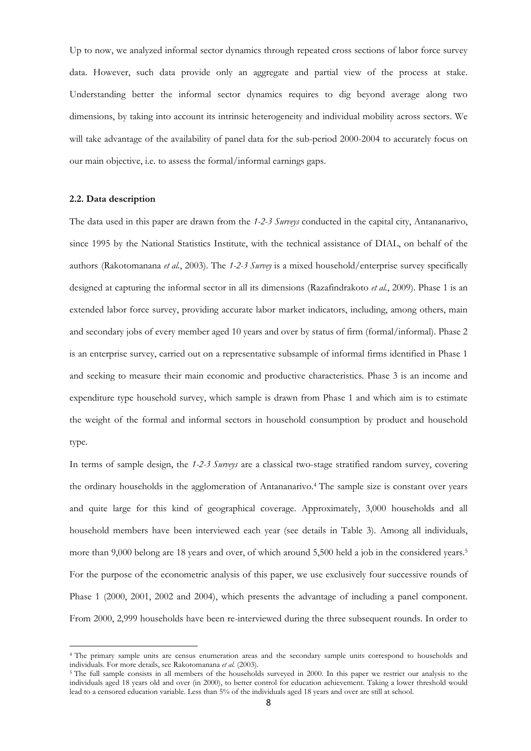Up to now, we analyzed informal sector dynamics through repeated cross sections of labor force survey data. However, such data provide only an aggregate and partial view of the process at stake. Understanding better the informal sector dynamics requires to dig beyond average along two dimensions, by taking into account its intrinsic heterogeneity and individual mobility across sectors. We will take advantage of the availability of panel data for the sub-period 2000-2004 to accurately focus on our main objective, i.e. to assess the formal/informal earnings gaps.

### 2.2. Data description

The data used in this paper are drawn from the *1-2-3 Surveys* conducted in the capital city, Antananarivo, since 1995 by the National Statistics Institute, with the technical assistance of DIAL, on behalf of the authors (Rakotomanana *et al.*, 2003). The *1-2-3 Survey* is a mixed household/enterprise survey specifically designed at capturing the informal sector in all its dimensions (Razafindrakoto *et al.*, 2009). Phase 1 is an extended labor force survey, providing accurate labor market indicators, including, among others, main and secondary jobs of every member aged 10 years and over by status of firm (formal/informal). Phase 2 is an enterprise survey, carried out on a representative subsample of informal firms identified in Phase 1 and seeking to measure their main economic and productive characteristics. Phase 3 is an income and expenditure type household survey, which sample is drawn from Phase 1 and which aim is to estimate the weight of the formal and informal sectors in household consumption by product and household type.

In terms of sample design, the *1-2-3 Surveys* are a classical two-stage stratified random survey, covering the ordinary households in the agglomeration of Antananarivo.[4] The sample size is constant over years and quite large for this kind of geographical coverage. Approximately, 3,000 households and all household members have been interviewed each year (see details in Table 3). Among all individuals, more than 9,000 belong are 18 years and over, of which around 5,500 held a job in the considered years.[5] For the purpose of the econometric analysis of this paper, we use exclusively four successive rounds of Phase 1 (2000, 2001, 2002 and 2004), which presents the advantage of including a panel component. From 2000, 2,999 households have been re-interviewed during the three subsequent rounds. In order to

---

[4] The primary sample units are census enumeration areas and the secondary sample units correspond to households and individuals. For more details, see Rakotomanana *et al.* (2003).

[5] The full sample consists in all members of the households surveyed in 2000. In this paper we restrict our analysis to the individuals aged 18 years old and over (in 2000), to better control for education achievement. Taking a lower threshold would lead to a censored education variable. Less than 5% of the individuals aged 18 years and over are still at school.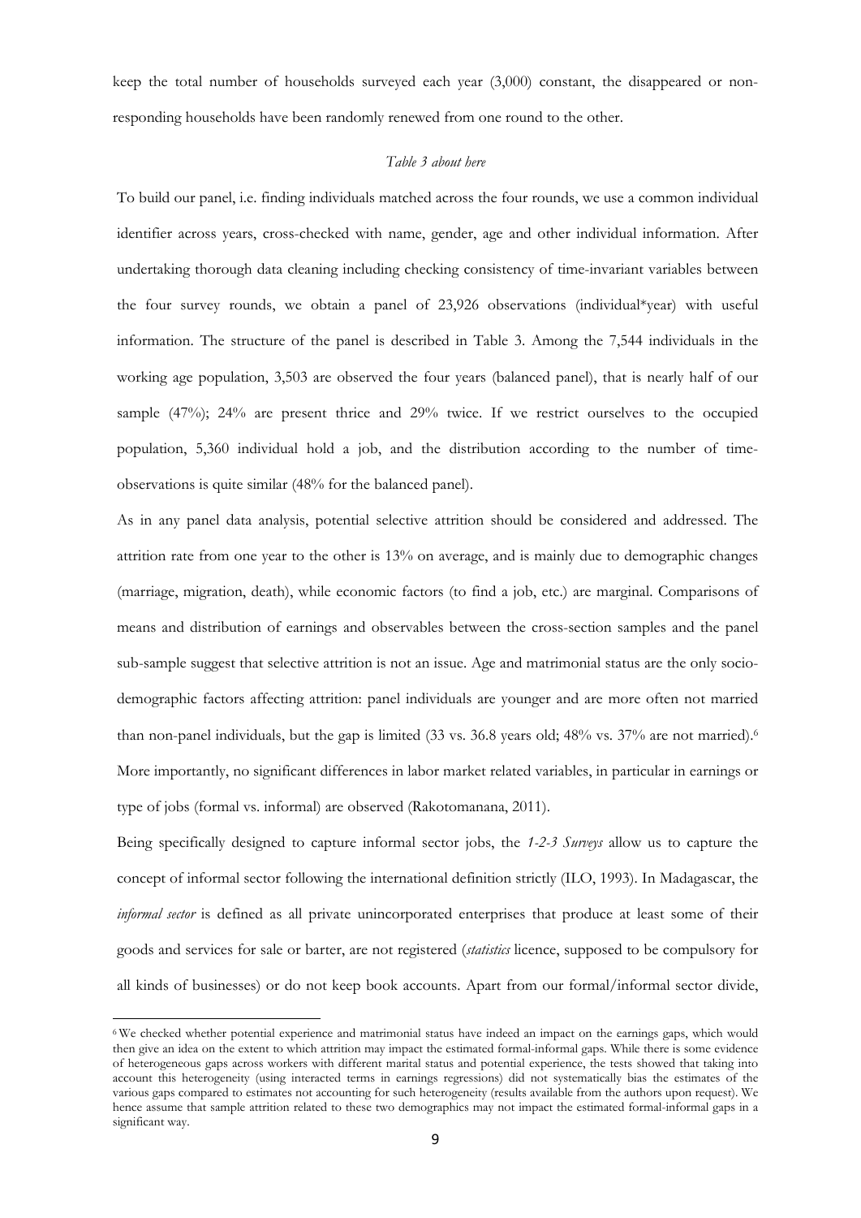keep the total number of households surveyed each year (3,000) constant, the disappeared or non-responding households have been randomly renewed from one round to the other.

*Table 3 about here*

To build our panel, i.e. finding individuals matched across the four rounds, we use a common individual identifier across years, cross-checked with name, gender, age and other individual information. After undertaking thorough data cleaning including checking consistency of time-invariant variables between the four survey rounds, we obtain a panel of 23,926 observations (individual*year) with useful information. The structure of the panel is described in Table 3. Among the 7,544 individuals in the working age population, 3,503 are observed the four years (balanced panel), that is nearly half of our sample (47%); 24% are present thrice and 29% twice. If we restrict ourselves to the occupied population, 5,360 individual hold a job, and the distribution according to the number of time-observations is quite similar (48% for the balanced panel).

As in any panel data analysis, potential selective attrition should be considered and addressed. The attrition rate from one year to the other is 13% on average, and is mainly due to demographic changes (marriage, migration, death), while economic factors (to find a job, etc.) are marginal. Comparisons of means and distribution of earnings and observables between the cross-section samples and the panel sub-sample suggest that selective attrition is not an issue. Age and matrimonial status are the only socio-demographic factors affecting attrition: panel individuals are younger and are more often not married than non-panel individuals, but the gap is limited (33 vs. 36.8 years old; 48% vs. 37% are not married).[6] More importantly, no significant differences in labor market related variables, in particular in earnings or type of jobs (formal vs. informal) are observed (Rakotomanana, 2011).

Being specifically designed to capture informal sector jobs, the *1-2-3 Surveys* allow us to capture the concept of informal sector following the international definition strictly (ILO, 1993). In Madagascar, the *informal sector* is defined as all private unincorporated enterprises that produce at least some of their goods and services for sale or barter, are not registered (*statistics* licence, supposed to be compulsory for all kinds of businesses) or do not keep book accounts. Apart from our formal/informal sector divide,

[6] We checked whether potential experience and matrimonial status have indeed an impact on the earnings gaps, which would then give an idea on the extent to which attrition may impact the estimated formal-informal gaps. While there is some evidence of heterogeneous gaps across workers with different marital status and potential experience, the tests showed that taking into account this heterogeneity (using interacted terms in earnings regressions) did not systematically bias the estimates of the various gaps compared to estimates not accounting for such heterogeneity (results available from the authors upon request). We hence assume that sample attrition related to these two demographics may not impact the estimated formal-informal gaps in a significant way.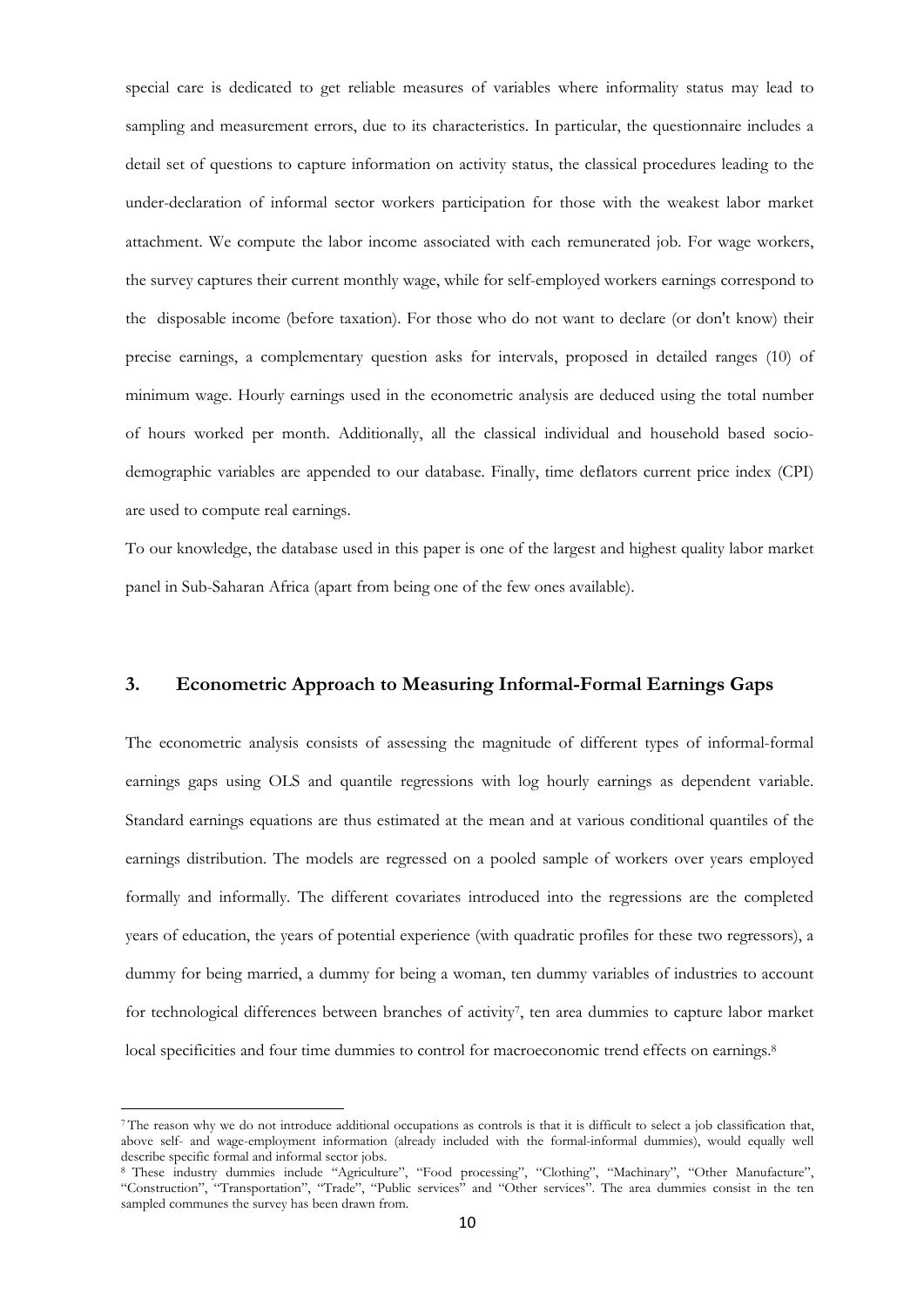special care is dedicated to get reliable measures of variables where informality status may lead to sampling and measurement errors, due to its characteristics. In particular, the questionnaire includes a detail set of questions to capture information on activity status, the classical procedures leading to the under-declaration of informal sector workers participation for those with the weakest labor market attachment. We compute the labor income associated with each remunerated job. For wage workers, the survey captures their current monthly wage, while for self-employed workers earnings correspond to the disposable income (before taxation). For those who do not want to declare (or don't know) their precise earnings, a complementary question asks for intervals, proposed in detailed ranges (10) of minimum wage. Hourly earnings used in the econometric analysis are deduced using the total number of hours worked per month. Additionally, all the classical individual and household based socio-demographic variables are appended to our database. Finally, time deflators current price index (CPI) are used to compute real earnings.

To our knowledge, the database used in this paper is one of the largest and highest quality labor market panel in Sub-Saharan Africa (apart from being one of the few ones available).

## 3. Econometric Approach to Measuring Informal-Formal Earnings Gaps

The econometric analysis consists of assessing the magnitude of different types of informal-formal earnings gaps using OLS and quantile regressions with log hourly earnings as dependent variable. Standard earnings equations are thus estimated at the mean and at various conditional quantiles of the earnings distribution. The models are regressed on a pooled sample of workers over years employed formally and informally. The different covariates introduced into the regressions are the completed years of education, the years of potential experience (with quadratic profiles for these two regressors), a dummy for being married, a dummy for being a woman, ten dummy variables of industries to account for technological differences between branches of activity[7], ten area dummies to capture labor market local specificities and four time dummies to control for macroeconomic trend effects on earnings.[8]

[7] The reason why we do not introduce additional occupations as controls is that it is difficult to select a job classification that, above self- and wage-employment information (already included with the formal-informal dummies), would equally well describe specific formal and informal sector jobs.

[8] These industry dummies include "Agriculture", "Food processing", "Clothing", "Machinary", "Other Manufacture", "Construction", "Transportation", "Trade", "Public services" and "Other services". The area dummies consist in the ten sampled communes the survey has been drawn from.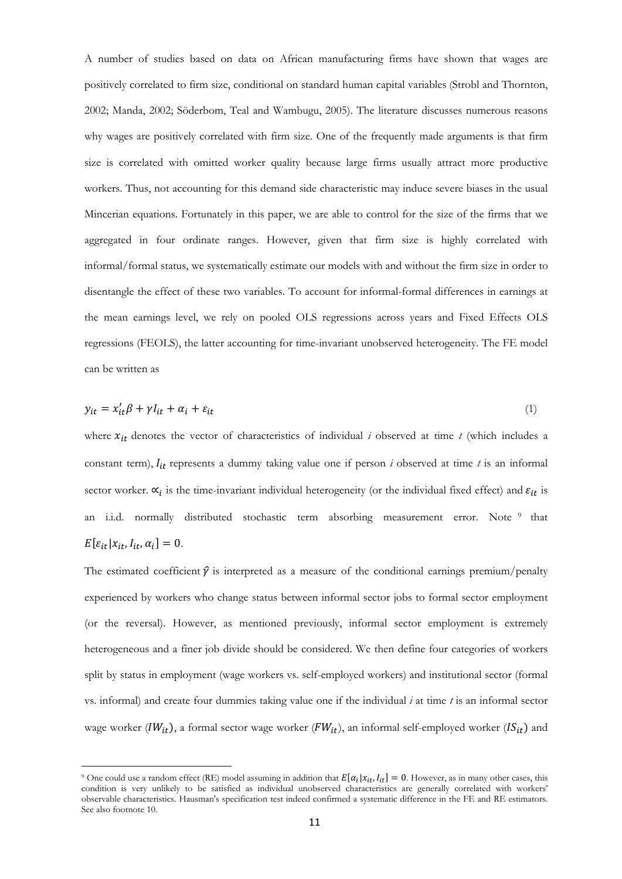A number of studies based on data on African manufacturing firms have shown that wages are positively correlated to firm size, conditional on standard human capital variables (Strobl and Thornton, 2002; Manda, 2002; Söderbom, Teal and Wambugu, 2005). The literature discusses numerous reasons why wages are positively correlated with firm size. One of the frequently made arguments is that firm size is correlated with omitted worker quality because large firms usually attract more productive workers. Thus, not accounting for this demand side characteristic may induce severe biases in the usual Mincerian equations. Fortunately in this paper, we are able to control for the size of the firms that we aggregated in four ordinate ranges. However, given that firm size is highly correlated with informal/formal status, we systematically estimate our models with and without the firm size in order to disentangle the effect of these two variables. To account for informal-formal differences in earnings at the mean earnings level, we rely on pooled OLS regressions across years and Fixed Effects OLS regressions (FEOLS), the latter accounting for time-invariant unobserved heterogeneity. The FE model can be written as

$$y_{it} = x_{it}'\beta + \gamma I_{it} + \alpha_i + \varepsilon_{it} \tag{1}$$

where $x_{it}$ denotes the vector of characteristics of individual *i* observed at time *t* (which includes a constant term), $I_{it}$ represents a dummy taking value one if person *i* observed at time *t* is an informal sector worker. $\alpha_i$ is the time-invariant individual heterogeneity (or the individual fixed effect) and $\varepsilon_{it}$ is an i.i.d. normally distributed stochastic term absorbing measurement error. Note [9] that $E[\varepsilon_{it}|x_{it}, I_{it}, \alpha_i] = 0$.

The estimated coefficient $\hat{\gamma}$ is interpreted as a measure of the conditional earnings premium/penalty experienced by workers who change status between informal sector jobs to formal sector employment (or the reversal). However, as mentioned previously, informal sector employment is extremely heterogeneous and a finer job divide should be considered. We then define four categories of workers split by status in employment (wage workers vs. self-employed workers) and institutional sector (formal vs. informal) and create four dummies taking value one if the individual *i* at time *t* is an informal sector wage worker ($IW_{it}$), a formal sector wage worker ($FW_{it}$), an informal self-employed worker ($IS_{it}$) and

---

[9] One could use a random effect (RE) model assuming in addition that $E[\alpha_i|x_{it}, I_{it}] = 0$. However, as in many other cases, this condition is very unlikely to be satisfied as individual unobserved characteristics are generally correlated with workers' observable characteristics. Hausman's specification test indeed confirmed a systematic difference in the FE and RE estimators. See also footnote 10.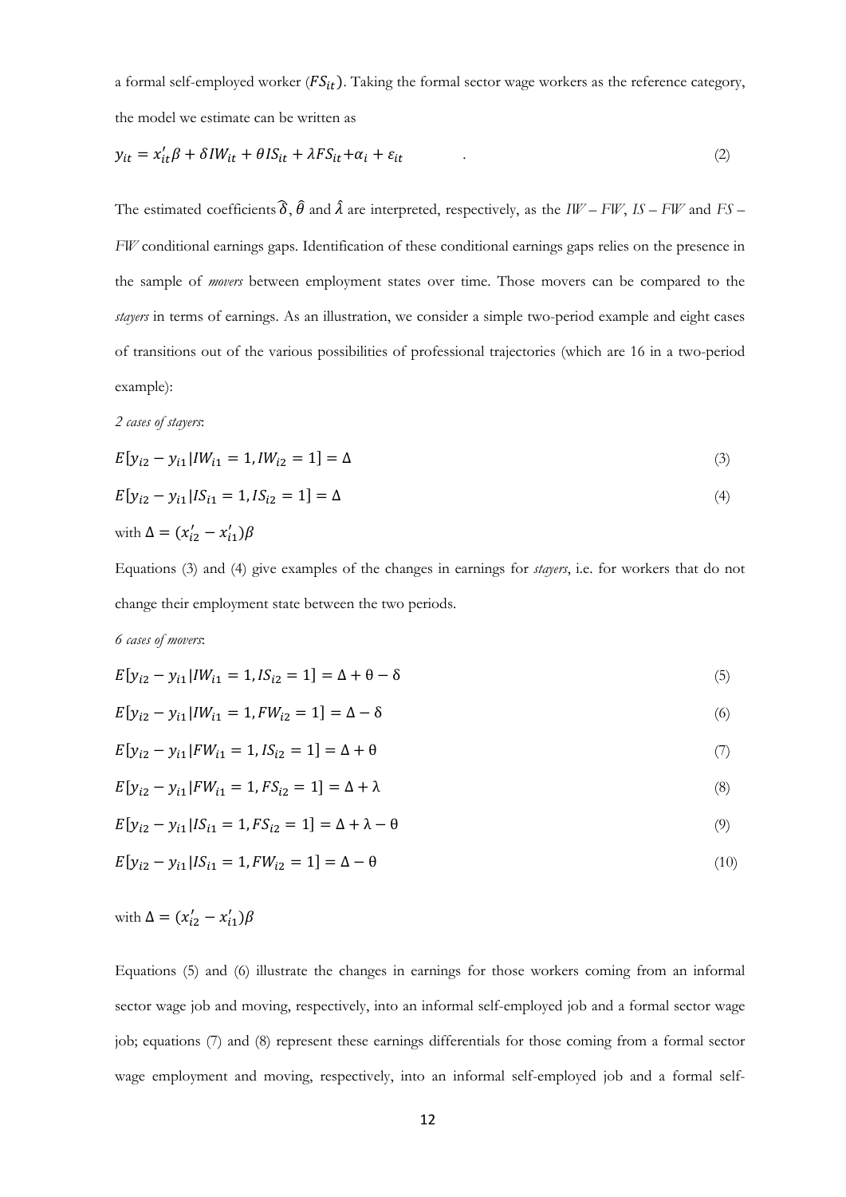a formal self-employed worker ($FS_{it}$). Taking the formal sector wage workers as the reference category, the model we estimate can be written as

$$y_{it} = x_{it}'\beta + \delta IW_{it} + \theta IS_{it} + \lambda FS_{it} + \alpha_i + \varepsilon_{it} \qquad . \tag{2}$$

The estimated coefficients $\hat{\delta}$, $\hat{\theta}$ and $\hat{\lambda}$ are interpreted, respectively, as the *IW – FW*, *IS – FW* and *FS – FW* conditional earnings gaps. Identification of these conditional earnings gaps relies on the presence in the sample of *movers* between employment states over time. Those movers can be compared to the *stayers* in terms of earnings. As an illustration, we consider a simple two-period example and eight cases of transitions out of the various possibilities of professional trajectories (which are 16 in a two-period example):

*2 cases of stayers*:

$$E[y_{i2} - y_{i1} | IW_{i1} = 1, IW_{i2} = 1] = \Delta \tag{3}$$

$$E[y_{i2} - y_{i1} | IS_{i1} = 1, IS_{i2} = 1] = \Delta \tag{4}$$

with $\Delta = (x_{i2}' - x_{i1}')\beta$

Equations (3) and (4) give examples of the changes in earnings for *stayers*, i.e. for workers that do not change their employment state between the two periods.

*6 cases of movers*:

$$E[y_{i2} - y_{i1} | IW_{i1} = 1, IS_{i2} = 1] = \Delta + \theta - \delta \tag{5}$$

$$E[y_{i2} - y_{i1} | IW_{i1} = 1, FW_{i2} = 1] = \Delta - \delta \tag{6}$$

$$E[y_{i2} - y_{i1} | FW_{i1} = 1, IS_{i2} = 1] = \Delta + \theta \tag{7}$$

$$E[y_{i2} - y_{i1} | FW_{i1} = 1, FS_{i2} = 1] = \Delta + \lambda \tag{8}$$

$$E[y_{i2} - y_{i1} | IS_{i1} = 1, FS_{i2} = 1] = \Delta + \lambda - \theta \tag{9}$$

$$E[y_{i2} - y_{i1} | IS_{i1} = 1, FW_{i2} = 1] = \Delta - \theta \tag{10}$$

with $\Delta = (x_{i2}' - x_{i1}')\beta$

Equations (5) and (6) illustrate the changes in earnings for those workers coming from an informal sector wage job and moving, respectively, into an informal self-employed job and a formal sector wage job; equations (7) and (8) represent these earnings differentials for those coming from a formal sector wage employment and moving, respectively, into an informal self-employed job and a formal self-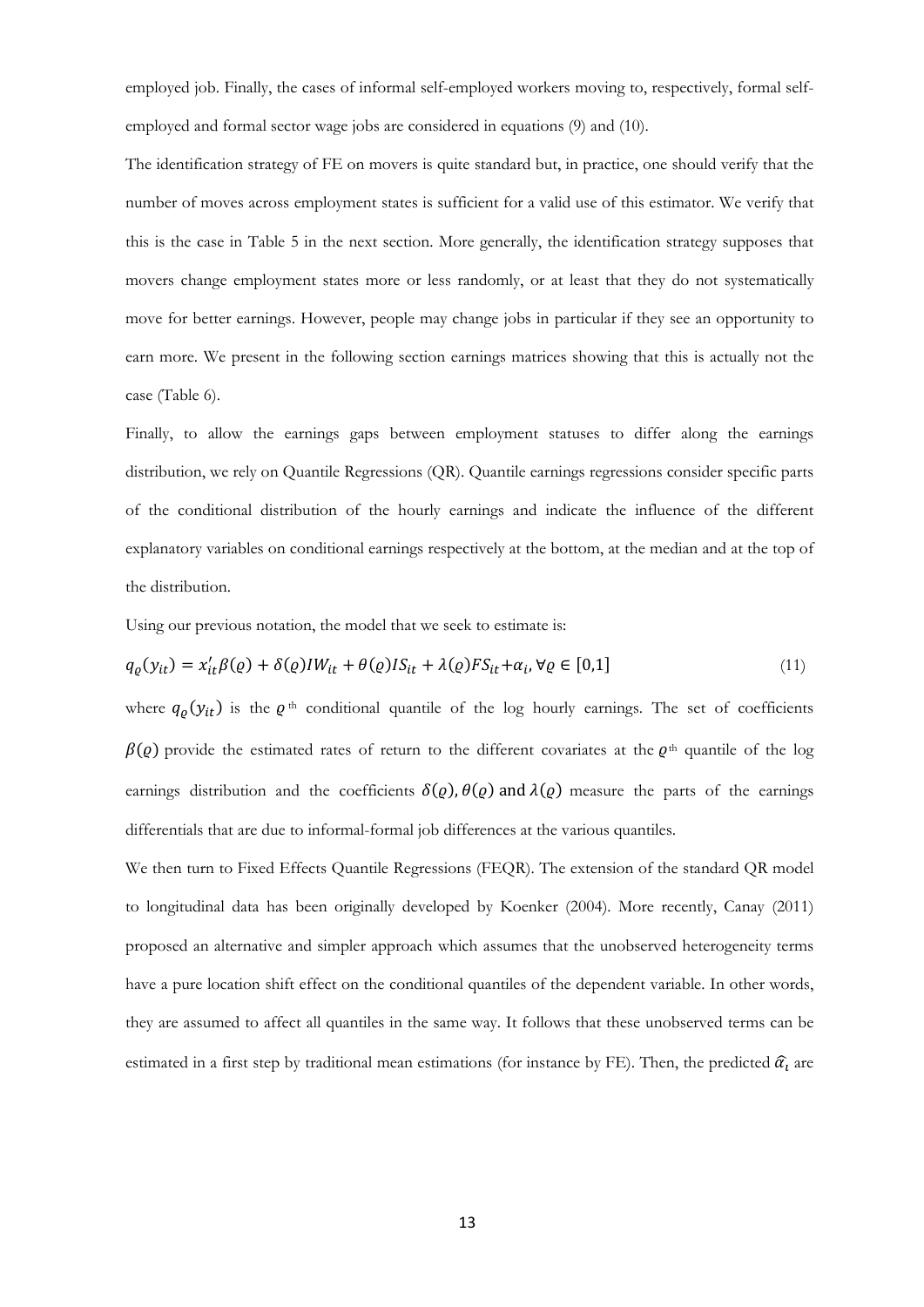employed job. Finally, the cases of informal self-employed workers moving to, respectively, formal self-employed and formal sector wage jobs are considered in equations (9) and (10).

The identification strategy of FE on movers is quite standard but, in practice, one should verify that the number of moves across employment states is sufficient for a valid use of this estimator. We verify that this is the case in Table 5 in the next section. More generally, the identification strategy supposes that movers change employment states more or less randomly, or at least that they do not systematically move for better earnings. However, people may change jobs in particular if they see an opportunity to earn more. We present in the following section earnings matrices showing that this is actually not the case (Table 6).

Finally, to allow the earnings gaps between employment statuses to differ along the earnings distribution, we rely on Quantile Regressions (QR). Quantile earnings regressions consider specific parts of the conditional distribution of the hourly earnings and indicate the influence of the different explanatory variables on conditional earnings respectively at the bottom, at the median and at the top of the distribution.

Using our previous notation, the model that we seek to estimate is:

$$q_{\varrho}(y_{it}) = x_{it}'\beta(\varrho) + \delta(\varrho)IW_{it} + \theta(\varrho)IS_{it} + \lambda(\varrho)FS_{it} + \alpha_i, \forall \varrho \in [0,1] \tag{11}$$

where $q_{\varrho}(y_{it})$ is the $\varrho^{\text{th}}$ conditional quantile of the log hourly earnings. The set of coefficients $\beta(\varrho)$ provide the estimated rates of return to the different covariates at the $\varrho^{\text{th}}$ quantile of the log earnings distribution and the coefficients $\delta(\varrho)$, $\theta(\varrho)$ and $\lambda(\varrho)$ measure the parts of the earnings differentials that are due to informal-formal job differences at the various quantiles.

We then turn to Fixed Effects Quantile Regressions (FEQR). The extension of the standard QR model to longitudinal data has been originally developed by Koenker (2004). More recently, Canay (2011) proposed an alternative and simpler approach which assumes that the unobserved heterogeneity terms have a pure location shift effect on the conditional quantiles of the dependent variable. In other words, they are assumed to affect all quantiles in the same way. It follows that these unobserved terms can be estimated in a first step by traditional mean estimations (for instance by FE). Then, the predicted $\widehat{\alpha}_i$ are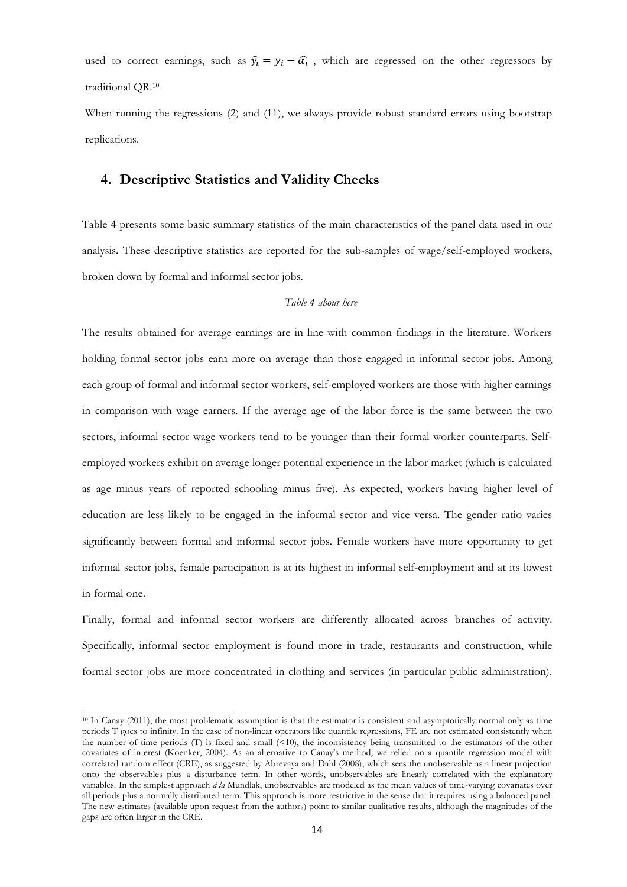used to correct earnings, such as $\hat{y}_i = y_i - \hat{\alpha}_i$ , which are regressed on the other regressors by traditional QR.[10]

When running the regressions (2) and (11), we always provide robust standard errors using bootstrap replications.

## 4. Descriptive Statistics and Validity Checks

Table 4 presents some basic summary statistics of the main characteristics of the panel data used in our analysis. These descriptive statistics are reported for the sub-samples of wage/self-employed workers, broken down by formal and informal sector jobs.

*Table 4 about here*

The results obtained for average earnings are in line with common findings in the literature. Workers holding formal sector jobs earn more on average than those engaged in informal sector jobs. Among each group of formal and informal sector workers, self-employed workers are those with higher earnings in comparison with wage earners. If the average age of the labor force is the same between the two sectors, informal sector wage workers tend to be younger than their formal worker counterparts. Self-employed workers exhibit on average longer potential experience in the labor market (which is calculated as age minus years of reported schooling minus five). As expected, workers having higher level of education are less likely to be engaged in the informal sector and vice versa. The gender ratio varies significantly between formal and informal sector jobs. Female workers have more opportunity to get informal sector jobs, female participation is at its highest in informal self-employment and at its lowest in formal one.

Finally, formal and informal sector workers are differently allocated across branches of activity. Specifically, informal sector employment is found more in trade, restaurants and construction, while formal sector jobs are more concentrated in clothing and services (in particular public administration).

[10] In Canay (2011), the most problematic assumption is that the estimator is consistent and asymptotically normal only as time periods T goes to infinity. In the case of non-linear operators like quantile regressions, FE are not estimated consistently when the number of time periods (T) is fixed and small (<10), the inconsistency being transmitted to the estimators of the other covariates of interest (Koenker, 2004). As an alternative to Canay's method, we relied on a quantile regression model with correlated random effect (CRE), as suggested by Abrevaya and Dahl (2008), which sees the unobservable as a linear projection onto the observables plus a disturbance term. In other words, unobservables are linearly correlated with the explanatory variables. In the simplest approach *à la* Mundlak, unobservables are modeled as the mean values of time-varying covariates over all periods plus a normally distributed term. This approach is more restrictive in the sense that it requires using a balanced panel. The new estimates (available upon request from the authors) point to similar qualitative results, although the magnitudes of the gaps are often larger in the CRE.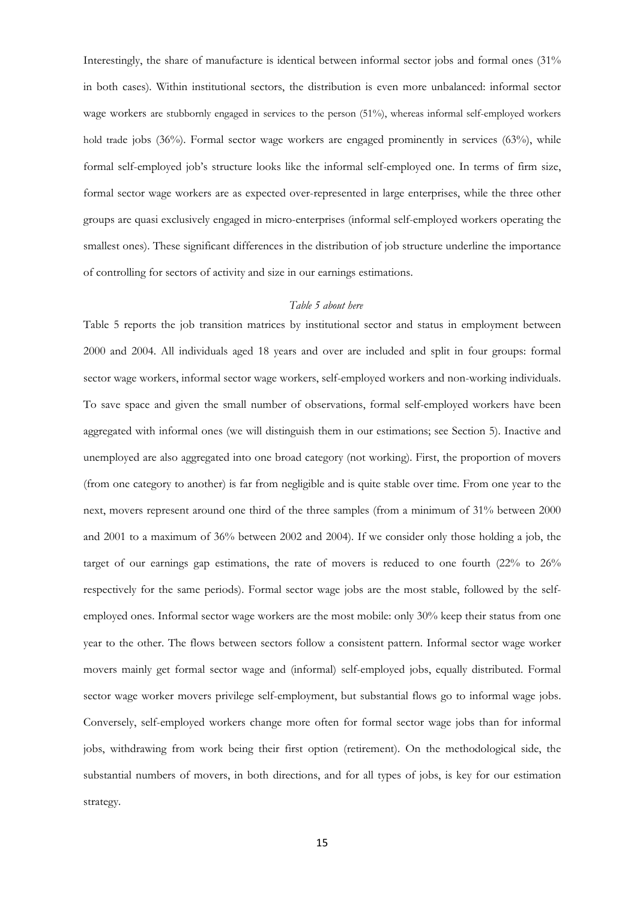Interestingly, the share of manufacture is identical between informal sector jobs and formal ones (31% in both cases). Within institutional sectors, the distribution is even more unbalanced: informal sector wage workers are stubbornly engaged in services to the person (51%), whereas informal self-employed workers hold trade jobs (36%). Formal sector wage workers are engaged prominently in services (63%), while formal self-employed job's structure looks like the informal self-employed one. In terms of firm size, formal sector wage workers are as expected over-represented in large enterprises, while the three other groups are quasi exclusively engaged in micro-enterprises (informal self-employed workers operating the smallest ones). These significant differences in the distribution of job structure underline the importance of controlling for sectors of activity and size in our earnings estimations.

*Table 5 about here*

Table 5 reports the job transition matrices by institutional sector and status in employment between 2000 and 2004. All individuals aged 18 years and over are included and split in four groups: formal sector wage workers, informal sector wage workers, self-employed workers and non-working individuals. To save space and given the small number of observations, formal self-employed workers have been aggregated with informal ones (we will distinguish them in our estimations; see Section 5). Inactive and unemployed are also aggregated into one broad category (not working). First, the proportion of movers (from one category to another) is far from negligible and is quite stable over time. From one year to the next, movers represent around one third of the three samples (from a minimum of 31% between 2000 and 2001 to a maximum of 36% between 2002 and 2004). If we consider only those holding a job, the target of our earnings gap estimations, the rate of movers is reduced to one fourth (22% to 26% respectively for the same periods). Formal sector wage jobs are the most stable, followed by the self-employed ones. Informal sector wage workers are the most mobile: only 30% keep their status from one year to the other. The flows between sectors follow a consistent pattern. Informal sector wage worker movers mainly get formal sector wage and (informal) self-employed jobs, equally distributed. Formal sector wage worker movers privilege self-employment, but substantial flows go to informal wage jobs. Conversely, self-employed workers change more often for formal sector wage jobs than for informal jobs, withdrawing from work being their first option (retirement). On the methodological side, the substantial numbers of movers, in both directions, and for all types of jobs, is key for our estimation strategy.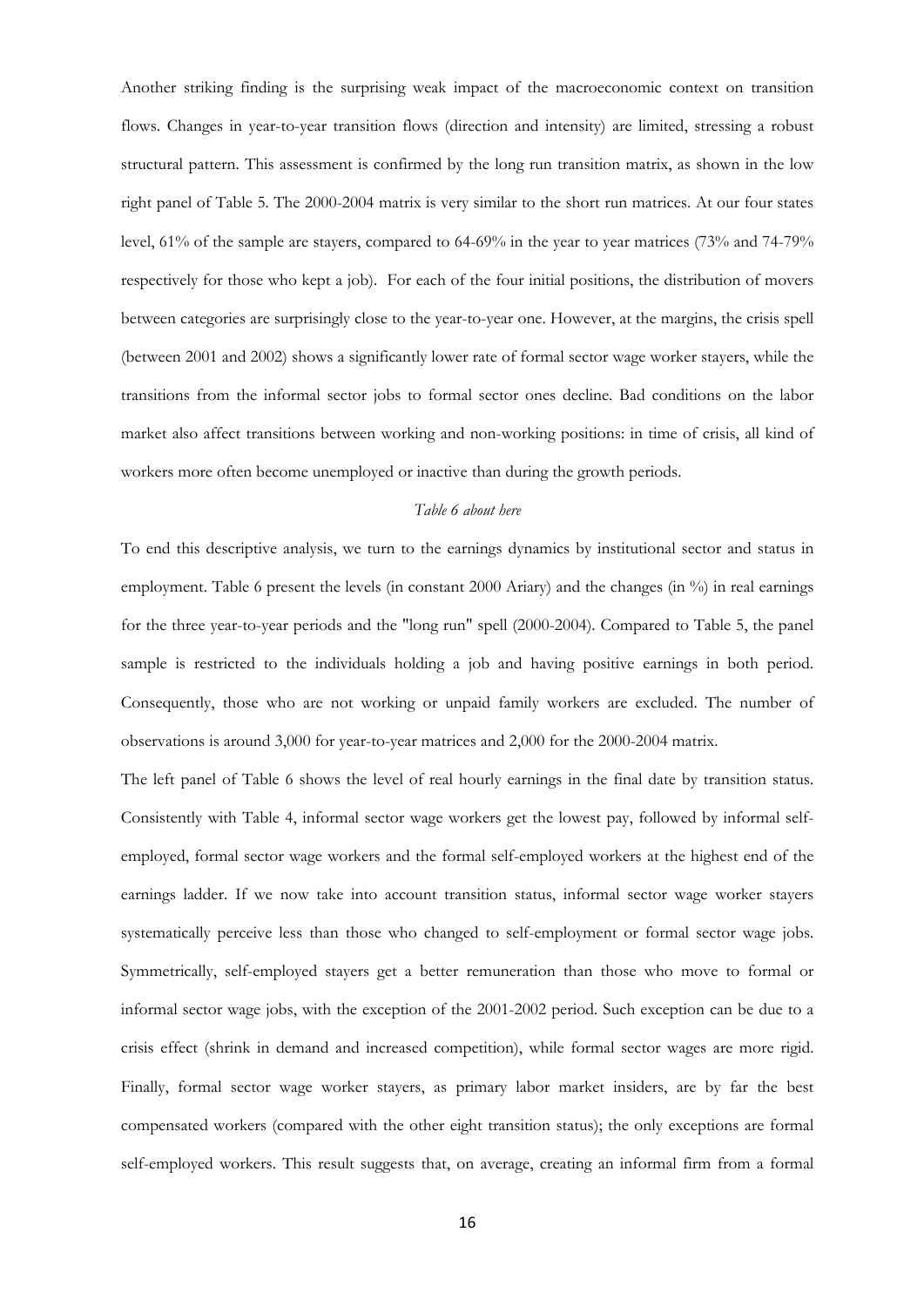Another striking finding is the surprising weak impact of the macroeconomic context on transition flows. Changes in year-to-year transition flows (direction and intensity) are limited, stressing a robust structural pattern. This assessment is confirmed by the long run transition matrix, as shown in the low right panel of Table 5. The 2000-2004 matrix is very similar to the short run matrices. At our four states level, 61% of the sample are stayers, compared to 64-69% in the year to year matrices (73% and 74-79% respectively for those who kept a job). For each of the four initial positions, the distribution of movers between categories are surprisingly close to the year-to-year one. However, at the margins, the crisis spell (between 2001 and 2002) shows a significantly lower rate of formal sector wage worker stayers, while the transitions from the informal sector jobs to formal sector ones decline. Bad conditions on the labor market also affect transitions between working and non-working positions: in time of crisis, all kind of workers more often become unemployed or inactive than during the growth periods.

*Table 6 about here*

To end this descriptive analysis, we turn to the earnings dynamics by institutional sector and status in employment. Table 6 present the levels (in constant 2000 Ariary) and the changes (in %) in real earnings for the three year-to-year periods and the "long run" spell (2000-2004). Compared to Table 5, the panel sample is restricted to the individuals holding a job and having positive earnings in both period. Consequently, those who are not working or unpaid family workers are excluded. The number of observations is around 3,000 for year-to-year matrices and 2,000 for the 2000-2004 matrix.

The left panel of Table 6 shows the level of real hourly earnings in the final date by transition status. Consistently with Table 4, informal sector wage workers get the lowest pay, followed by informal self-employed, formal sector wage workers and the formal self-employed workers at the highest end of the earnings ladder. If we now take into account transition status, informal sector wage worker stayers systematically perceive less than those who changed to self-employment or formal sector wage jobs. Symmetrically, self-employed stayers get a better remuneration than those who move to formal or informal sector wage jobs, with the exception of the 2001-2002 period. Such exception can be due to a crisis effect (shrink in demand and increased competition), while formal sector wages are more rigid. Finally, formal sector wage worker stayers, as primary labor market insiders, are by far the best compensated workers (compared with the other eight transition status); the only exceptions are formal self-employed workers. This result suggests that, on average, creating an informal firm from a formal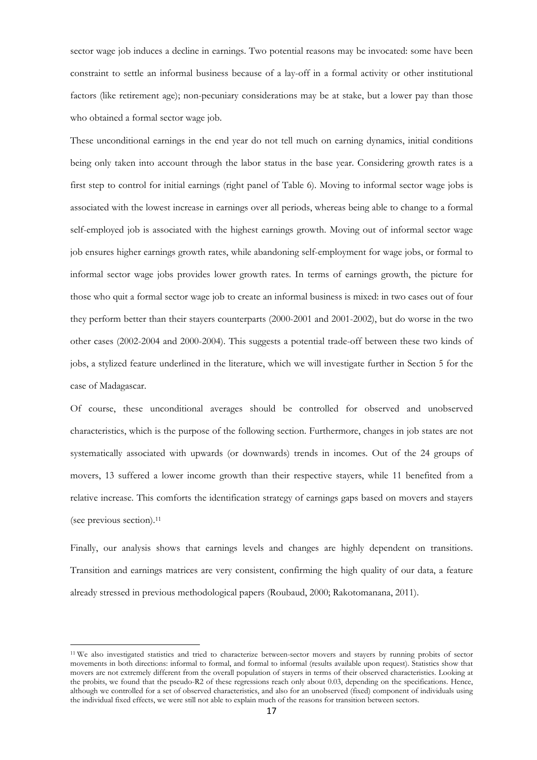sector wage job induces a decline in earnings. Two potential reasons may be invocated: some have been constraint to settle an informal business because of a lay-off in a formal activity or other institutional factors (like retirement age); non-pecuniary considerations may be at stake, but a lower pay than those who obtained a formal sector wage job.

These unconditional earnings in the end year do not tell much on earning dynamics, initial conditions being only taken into account through the labor status in the base year. Considering growth rates is a first step to control for initial earnings (right panel of Table 6). Moving to informal sector wage jobs is associated with the lowest increase in earnings over all periods, whereas being able to change to a formal self-employed job is associated with the highest earnings growth. Moving out of informal sector wage job ensures higher earnings growth rates, while abandoning self-employment for wage jobs, or formal to informal sector wage jobs provides lower growth rates. In terms of earnings growth, the picture for those who quit a formal sector wage job to create an informal business is mixed: in two cases out of four they perform better than their stayers counterparts (2000-2001 and 2001-2002), but do worse in the two other cases (2002-2004 and 2000-2004). This suggests a potential trade-off between these two kinds of jobs, a stylized feature underlined in the literature, which we will investigate further in Section 5 for the case of Madagascar.

Of course, these unconditional averages should be controlled for observed and unobserved characteristics, which is the purpose of the following section. Furthermore, changes in job states are not systematically associated with upwards (or downwards) trends in incomes. Out of the 24 groups of movers, 13 suffered a lower income growth than their respective stayers, while 11 benefited from a relative increase. This comforts the identification strategy of earnings gaps based on movers and stayers (see previous section).[11]

Finally, our analysis shows that earnings levels and changes are highly dependent on transitions. Transition and earnings matrices are very consistent, confirming the high quality of our data, a feature already stressed in previous methodological papers (Roubaud, 2000; Rakotomanana, 2011).

[11] We also investigated statistics and tried to characterize between-sector movers and stayers by running probits of sector movements in both directions: informal to formal, and formal to informal (results available upon request). Statistics show that movers are not extremely different from the overall population of stayers in terms of their observed characteristics. Looking at the probits, we found that the pseudo-R2 of these regressions reach only about 0.03, depending on the specifications. Hence, although we controlled for a set of observed characteristics, and also for an unobserved (fixed) component of individuals using the individual fixed effects, we were still not able to explain much of the reasons for transition between sectors.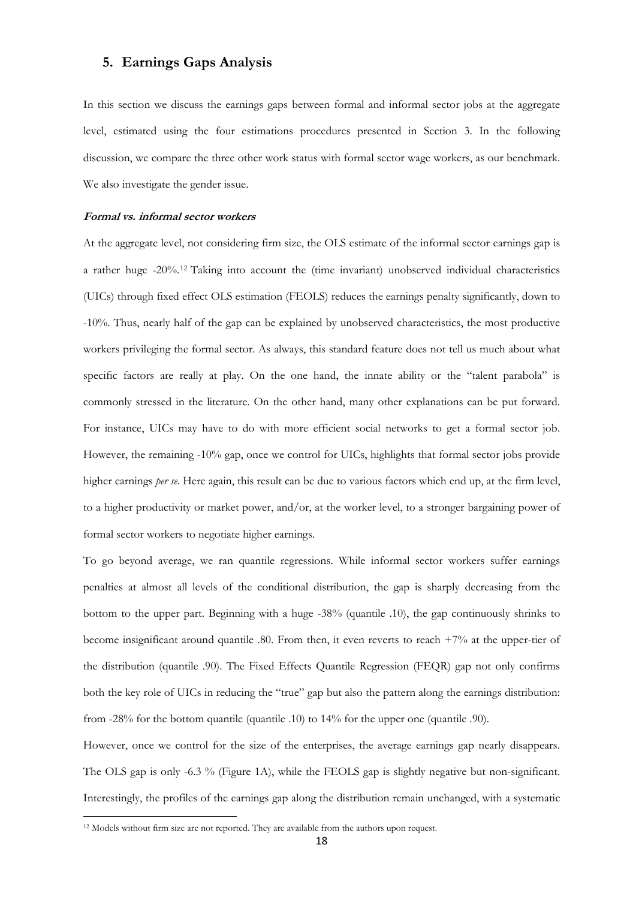## 5. Earnings Gaps Analysis

In this section we discuss the earnings gaps between formal and informal sector jobs at the aggregate level, estimated using the four estimations procedures presented in Section 3. In the following discussion, we compare the three other work status with formal sector wage workers, as our benchmark. We also investigate the gender issue.

***Formal vs. informal sector workers***

At the aggregate level, not considering firm size, the OLS estimate of the informal sector earnings gap is a rather huge -20%.[12] Taking into account the (time invariant) unobserved individual characteristics (UICs) through fixed effect OLS estimation (FEOLS) reduces the earnings penalty significantly, down to -10%. Thus, nearly half of the gap can be explained by unobserved characteristics, the most productive workers privileging the formal sector. As always, this standard feature does not tell us much about what specific factors are really at play. On the one hand, the innate ability or the "talent parabola" is commonly stressed in the literature. On the other hand, many other explanations can be put forward. For instance, UICs may have to do with more efficient social networks to get a formal sector job. However, the remaining -10% gap, once we control for UICs, highlights that formal sector jobs provide higher earnings *per se*. Here again, this result can be due to various factors which end up, at the firm level, to a higher productivity or market power, and/or, at the worker level, to a stronger bargaining power of formal sector workers to negotiate higher earnings.

To go beyond average, we ran quantile regressions. While informal sector workers suffer earnings penalties at almost all levels of the conditional distribution, the gap is sharply decreasing from the bottom to the upper part. Beginning with a huge -38% (quantile .10), the gap continuously shrinks to become insignificant around quantile .80. From then, it even reverts to reach +7% at the upper-tier of the distribution (quantile .90). The Fixed Effects Quantile Regression (FEQR) gap not only confirms both the key role of UICs in reducing the "true" gap but also the pattern along the earnings distribution: from -28% for the bottom quantile (quantile .10) to 14% for the upper one (quantile .90).

However, once we control for the size of the enterprises, the average earnings gap nearly disappears. The OLS gap is only -6.3 % (Figure 1A), while the FEOLS gap is slightly negative but non-significant. Interestingly, the profiles of the earnings gap along the distribution remain unchanged, with a systematic

[12] Models without firm size are not reported. They are available from the authors upon request.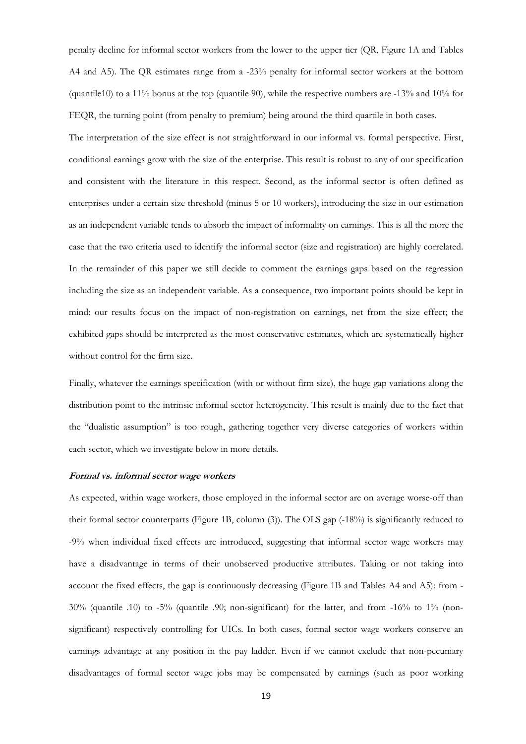penalty decline for informal sector workers from the lower to the upper tier (QR, Figure 1A and Tables A4 and A5). The QR estimates range from a -23% penalty for informal sector workers at the bottom (quantile10) to a 11% bonus at the top (quantile 90), while the respective numbers are -13% and 10% for FEQR, the turning point (from penalty to premium) being around the third quartile in both cases.

The interpretation of the size effect is not straightforward in our informal vs. formal perspective. First, conditional earnings grow with the size of the enterprise. This result is robust to any of our specification and consistent with the literature in this respect. Second, as the informal sector is often defined as enterprises under a certain size threshold (minus 5 or 10 workers), introducing the size in our estimation as an independent variable tends to absorb the impact of informality on earnings. This is all the more the case that the two criteria used to identify the informal sector (size and registration) are highly correlated. In the remainder of this paper we still decide to comment the earnings gaps based on the regression including the size as an independent variable. As a consequence, two important points should be kept in mind: our results focus on the impact of non-registration on earnings, net from the size effect; the exhibited gaps should be interpreted as the most conservative estimates, which are systematically higher without control for the firm size.

Finally, whatever the earnings specification (with or without firm size), the huge gap variations along the distribution point to the intrinsic informal sector heterogeneity. This result is mainly due to the fact that the "dualistic assumption" is too rough, gathering together very diverse categories of workers within each sector, which we investigate below in more details.

***Formal vs. informal sector wage workers***

As expected, within wage workers, those employed in the informal sector are on average worse-off than their formal sector counterparts (Figure 1B, column (3)). The OLS gap (-18%) is significantly reduced to -9% when individual fixed effects are introduced, suggesting that informal sector wage workers may have a disadvantage in terms of their unobserved productive attributes. Taking or not taking into account the fixed effects, the gap is continuously decreasing (Figure 1B and Tables A4 and A5): from -30% (quantile .10) to -5% (quantile .90; non-significant) for the latter, and from -16% to 1% (non-significant) respectively controlling for UICs. In both cases, formal sector wage workers conserve an earnings advantage at any position in the pay ladder. Even if we cannot exclude that non-pecuniary disadvantages of formal sector wage jobs may be compensated by earnings (such as poor working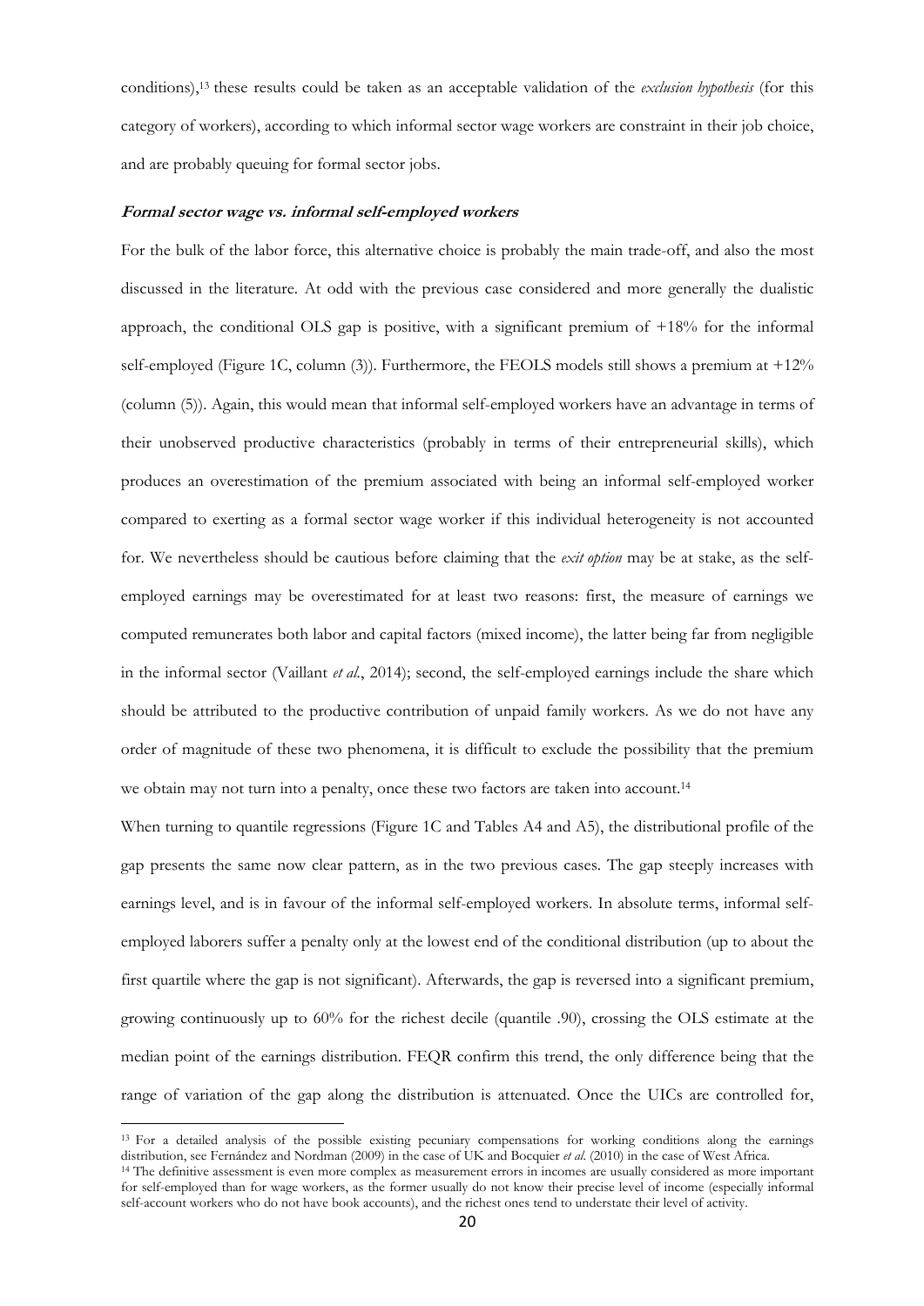conditions),[13] these results could be taken as an acceptable validation of the *exclusion hypothesis* (for this category of workers), according to which informal sector wage workers are constraint in their job choice, and are probably queuing for formal sector jobs.

***Formal sector wage vs. informal self-employed workers***

For the bulk of the labor force, this alternative choice is probably the main trade-off, and also the most discussed in the literature. At odd with the previous case considered and more generally the dualistic approach, the conditional OLS gap is positive, with a significant premium of +18% for the informal self-employed (Figure 1C, column (3)). Furthermore, the FEOLS models still shows a premium at +12% (column (5)). Again, this would mean that informal self-employed workers have an advantage in terms of their unobserved productive characteristics (probably in terms of their entrepreneurial skills), which produces an overestimation of the premium associated with being an informal self-employed worker compared to exerting as a formal sector wage worker if this individual heterogeneity is not accounted for. We nevertheless should be cautious before claiming that the *exit option* may be at stake, as the self-employed earnings may be overestimated for at least two reasons: first, the measure of earnings we computed remunerates both labor and capital factors (mixed income), the latter being far from negligible in the informal sector (Vaillant *et al.*, 2014); second, the self-employed earnings include the share which should be attributed to the productive contribution of unpaid family workers. As we do not have any order of magnitude of these two phenomena, it is difficult to exclude the possibility that the premium we obtain may not turn into a penalty, once these two factors are taken into account.[14]

When turning to quantile regressions (Figure 1C and Tables A4 and A5), the distributional profile of the gap presents the same now clear pattern, as in the two previous cases. The gap steeply increases with earnings level, and is in favour of the informal self-employed workers. In absolute terms, informal self-employed laborers suffer a penalty only at the lowest end of the conditional distribution (up to about the first quartile where the gap is not significant). Afterwards, the gap is reversed into a significant premium, growing continuously up to 60% for the richest decile (quantile .90), crossing the OLS estimate at the median point of the earnings distribution. FEQR confirm this trend, the only difference being that the range of variation of the gap along the distribution is attenuated. Once the UICs are controlled for,

[13] For a detailed analysis of the possible existing pecuniary compensations for working conditions along the earnings distribution, see Fernández and Nordman (2009) in the case of UK and Bocquier *et al.* (2010) in the case of West Africa.

[14] The definitive assessment is even more complex as measurement errors in incomes are usually considered as more important for self-employed than for wage workers, as the former usually do not know their precise level of income (especially informal self-account workers who do not have book accounts), and the richest ones tend to understate their level of activity.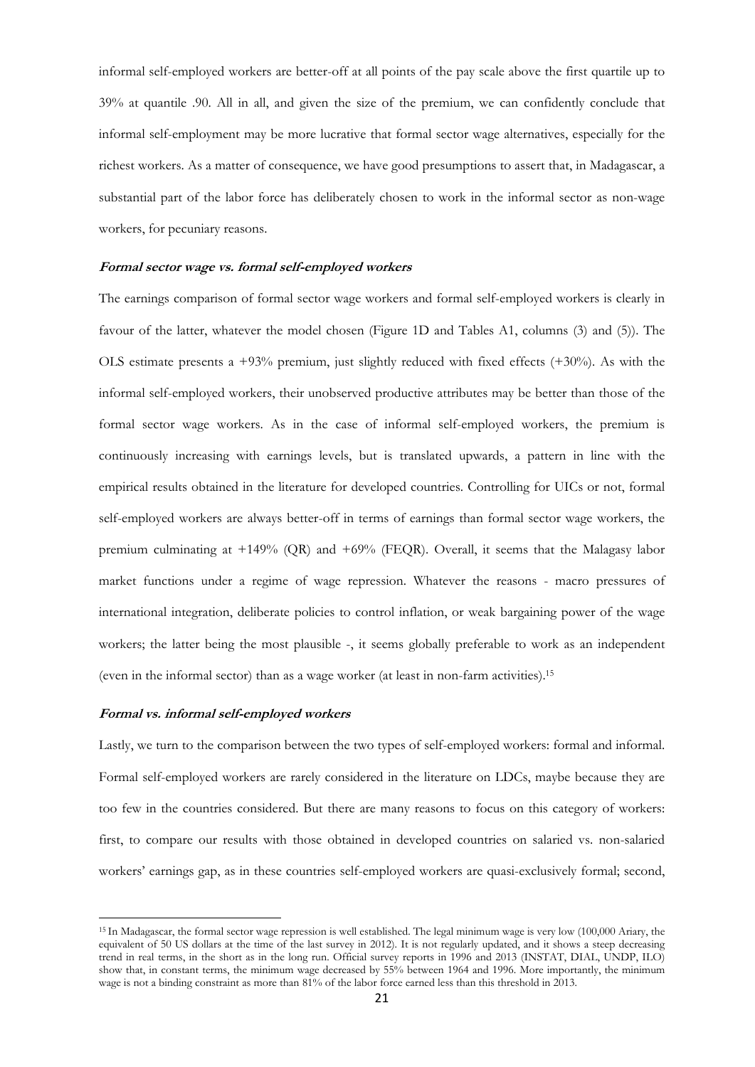informal self-employed workers are better-off at all points of the pay scale above the first quartile up to 39% at quantile .90. All in all, and given the size of the premium, we can confidently conclude that informal self-employment may be more lucrative that formal sector wage alternatives, especially for the richest workers. As a matter of consequence, we have good presumptions to assert that, in Madagascar, a substantial part of the labor force has deliberately chosen to work in the informal sector as non-wage workers, for pecuniary reasons.

#### *Formal sector wage vs. formal self-employed workers*

The earnings comparison of formal sector wage workers and formal self-employed workers is clearly in favour of the latter, whatever the model chosen (Figure 1D and Tables A1, columns (3) and (5)). The OLS estimate presents a +93% premium, just slightly reduced with fixed effects (+30%). As with the informal self-employed workers, their unobserved productive attributes may be better than those of the formal sector wage workers. As in the case of informal self-employed workers, the premium is continuously increasing with earnings levels, but is translated upwards, a pattern in line with the empirical results obtained in the literature for developed countries. Controlling for UICs or not, formal self-employed workers are always better-off in terms of earnings than formal sector wage workers, the premium culminating at +149% (QR) and +69% (FEQR). Overall, it seems that the Malagasy labor market functions under a regime of wage repression. Whatever the reasons - macro pressures of international integration, deliberate policies to control inflation, or weak bargaining power of the wage workers; the latter being the most plausible -, it seems globally preferable to work as an independent (even in the informal sector) than as a wage worker (at least in non-farm activities).[15]

#### *Formal vs. informal self-employed workers*

Lastly, we turn to the comparison between the two types of self-employed workers: formal and informal. Formal self-employed workers are rarely considered in the literature on LDCs, maybe because they are too few in the countries considered. But there are many reasons to focus on this category of workers: first, to compare our results with those obtained in developed countries on salaried vs. non-salaried workers' earnings gap, as in these countries self-employed workers are quasi-exclusively formal; second,

---

[15] In Madagascar, the formal sector wage repression is well established. The legal minimum wage is very low (100,000 Ariary, the equivalent of 50 US dollars at the time of the last survey in 2012). It is not regularly updated, and it shows a steep decreasing trend in real terms, in the short as in the long run. Official survey reports in 1996 and 2013 (INSTAT, DIAL, UNDP, ILO) show that, in constant terms, the minimum wage decreased by 55% between 1964 and 1996. More importantly, the minimum wage is not a binding constraint as more than 81% of the labor force earned less than this threshold in 2013.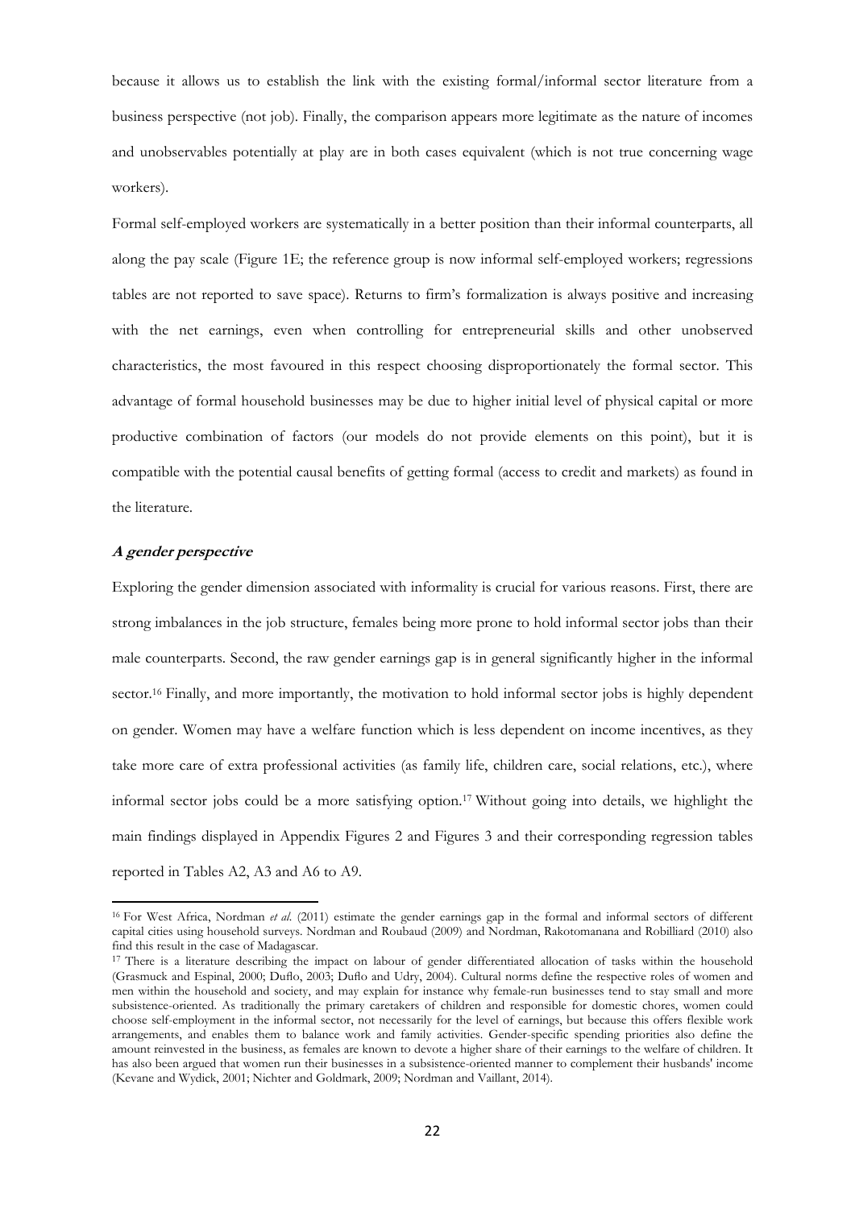because it allows us to establish the link with the existing formal/informal sector literature from a business perspective (not job). Finally, the comparison appears more legitimate as the nature of incomes and unobservables potentially at play are in both cases equivalent (which is not true concerning wage workers).

Formal self-employed workers are systematically in a better position than their informal counterparts, all along the pay scale (Figure 1E; the reference group is now informal self-employed workers; regressions tables are not reported to save space). Returns to firm's formalization is always positive and increasing with the net earnings, even when controlling for entrepreneurial skills and other unobserved characteristics, the most favoured in this respect choosing disproportionately the formal sector. This advantage of formal household businesses may be due to higher initial level of physical capital or more productive combination of factors (our models do not provide elements on this point), but it is compatible with the potential causal benefits of getting formal (access to credit and markets) as found in the literature.

### ***A gender perspective***

Exploring the gender dimension associated with informality is crucial for various reasons. First, there are strong imbalances in the job structure, females being more prone to hold informal sector jobs than their male counterparts. Second, the raw gender earnings gap is in general significantly higher in the informal sector.[16] Finally, and more importantly, the motivation to hold informal sector jobs is highly dependent on gender. Women may have a welfare function which is less dependent on income incentives, as they take more care of extra professional activities (as family life, children care, social relations, etc.), where informal sector jobs could be a more satisfying option.[17] Without going into details, we highlight the main findings displayed in Appendix Figures 2 and Figures 3 and their corresponding regression tables reported in Tables A2, A3 and A6 to A9.

---

[16] For West Africa, Nordman *et al.* (2011) estimate the gender earnings gap in the formal and informal sectors of different capital cities using household surveys. Nordman and Roubaud (2009) and Nordman, Rakotomanana and Robilliard (2010) also find this result in the case of Madagascar.

[17] There is a literature describing the impact on labour of gender differentiated allocation of tasks within the household (Grasmuck and Espinal, 2000; Duflo, 2003; Duflo and Udry, 2004). Cultural norms define the respective roles of women and men within the household and society, and may explain for instance why female-run businesses tend to stay small and more subsistence-oriented. As traditionally the primary caretakers of children and responsible for domestic chores, women could choose self-employment in the informal sector, not necessarily for the level of earnings, but because this offers flexible work arrangements, and enables them to balance work and family activities. Gender-specific spending priorities also define the amount reinvested in the business, as females are known to devote a higher share of their earnings to the welfare of children. It has also been argued that women run their businesses in a subsistence-oriented manner to complement their husbands' income (Kevane and Wydick, 2001; Nichter and Goldmark, 2009; Nordman and Vaillant, 2014).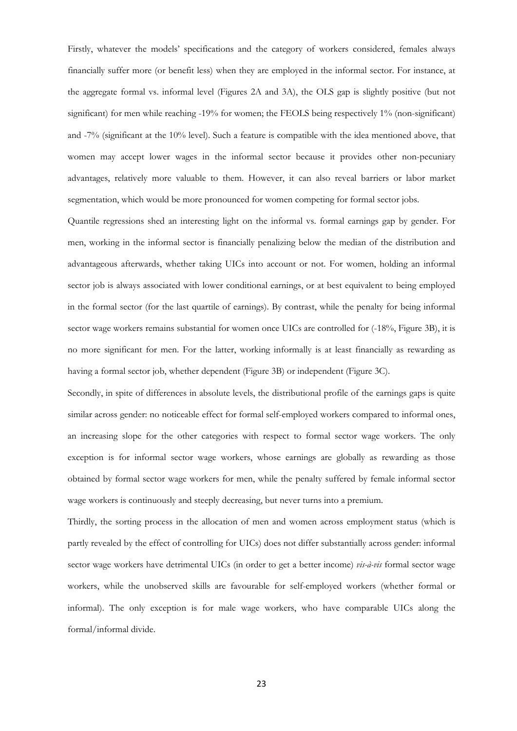Firstly, whatever the models' specifications and the category of workers considered, females always financially suffer more (or benefit less) when they are employed in the informal sector. For instance, at the aggregate formal vs. informal level (Figures 2A and 3A), the OLS gap is slightly positive (but not significant) for men while reaching -19% for women; the FEOLS being respectively 1% (non-significant) and -7% (significant at the 10% level). Such a feature is compatible with the idea mentioned above, that women may accept lower wages in the informal sector because it provides other non-pecuniary advantages, relatively more valuable to them. However, it can also reveal barriers or labor market segmentation, which would be more pronounced for women competing for formal sector jobs.

Quantile regressions shed an interesting light on the informal vs. formal earnings gap by gender. For men, working in the informal sector is financially penalizing below the median of the distribution and advantageous afterwards, whether taking UICs into account or not. For women, holding an informal sector job is always associated with lower conditional earnings, or at best equivalent to being employed in the formal sector (for the last quartile of earnings). By contrast, while the penalty for being informal sector wage workers remains substantial for women once UICs are controlled for (-18%, Figure 3B), it is no more significant for men. For the latter, working informally is at least financially as rewarding as having a formal sector job, whether dependent (Figure 3B) or independent (Figure 3C).

Secondly, in spite of differences in absolute levels, the distributional profile of the earnings gaps is quite similar across gender: no noticeable effect for formal self-employed workers compared to informal ones, an increasing slope for the other categories with respect to formal sector wage workers. The only exception is for informal sector wage workers, whose earnings are globally as rewarding as those obtained by formal sector wage workers for men, while the penalty suffered by female informal sector wage workers is continuously and steeply decreasing, but never turns into a premium.

Thirdly, the sorting process in the allocation of men and women across employment status (which is partly revealed by the effect of controlling for UICs) does not differ substantially across gender: informal sector wage workers have detrimental UICs (in order to get a better income) *vis-à-vis* formal sector wage workers, while the unobserved skills are favourable for self-employed workers (whether formal or informal). The only exception is for male wage workers, who have comparable UICs along the formal/informal divide.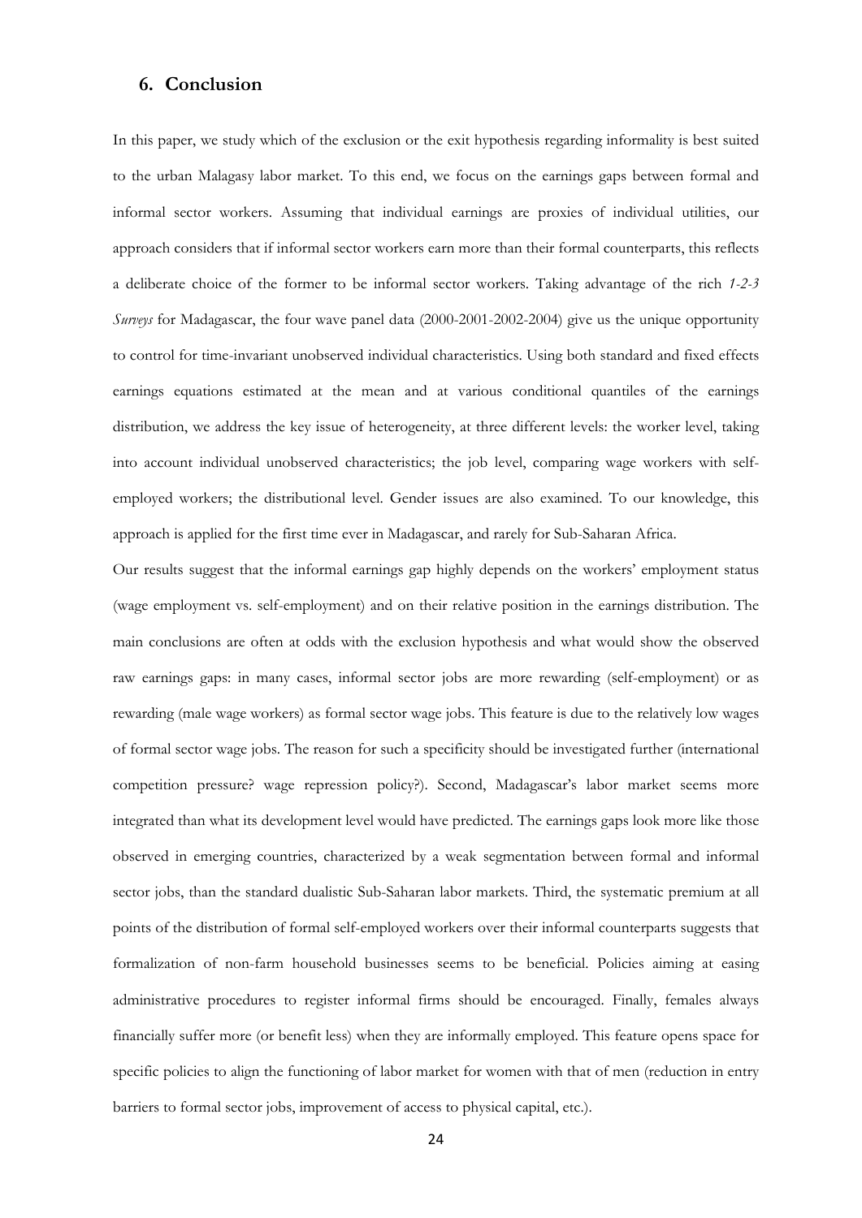## 6. Conclusion

In this paper, we study which of the exclusion or the exit hypothesis regarding informality is best suited to the urban Malagasy labor market. To this end, we focus on the earnings gaps between formal and informal sector workers. Assuming that individual earnings are proxies of individual utilities, our approach considers that if informal sector workers earn more than their formal counterparts, this reflects a deliberate choice of the former to be informal sector workers. Taking advantage of the rich *1-2-3 Surveys* for Madagascar, the four wave panel data (2000-2001-2002-2004) give us the unique opportunity to control for time-invariant unobserved individual characteristics. Using both standard and fixed effects earnings equations estimated at the mean and at various conditional quantiles of the earnings distribution, we address the key issue of heterogeneity, at three different levels: the worker level, taking into account individual unobserved characteristics; the job level, comparing wage workers with self-employed workers; the distributional level. Gender issues are also examined. To our knowledge, this approach is applied for the first time ever in Madagascar, and rarely for Sub-Saharan Africa.

Our results suggest that the informal earnings gap highly depends on the workers' employment status (wage employment vs. self-employment) and on their relative position in the earnings distribution. The main conclusions are often at odds with the exclusion hypothesis and what would show the observed raw earnings gaps: in many cases, informal sector jobs are more rewarding (self-employment) or as rewarding (male wage workers) as formal sector wage jobs. This feature is due to the relatively low wages of formal sector wage jobs. The reason for such a specificity should be investigated further (international competition pressure? wage repression policy?). Second, Madagascar's labor market seems more integrated than what its development level would have predicted. The earnings gaps look more like those observed in emerging countries, characterized by a weak segmentation between formal and informal sector jobs, than the standard dualistic Sub-Saharan labor markets. Third, the systematic premium at all points of the distribution of formal self-employed workers over their informal counterparts suggests that formalization of non-farm household businesses seems to be beneficial. Policies aiming at easing administrative procedures to register informal firms should be encouraged. Finally, females always financially suffer more (or benefit less) when they are informally employed. This feature opens space for specific policies to align the functioning of labor market for women with that of men (reduction in entry barriers to formal sector jobs, improvement of access to physical capital, etc.).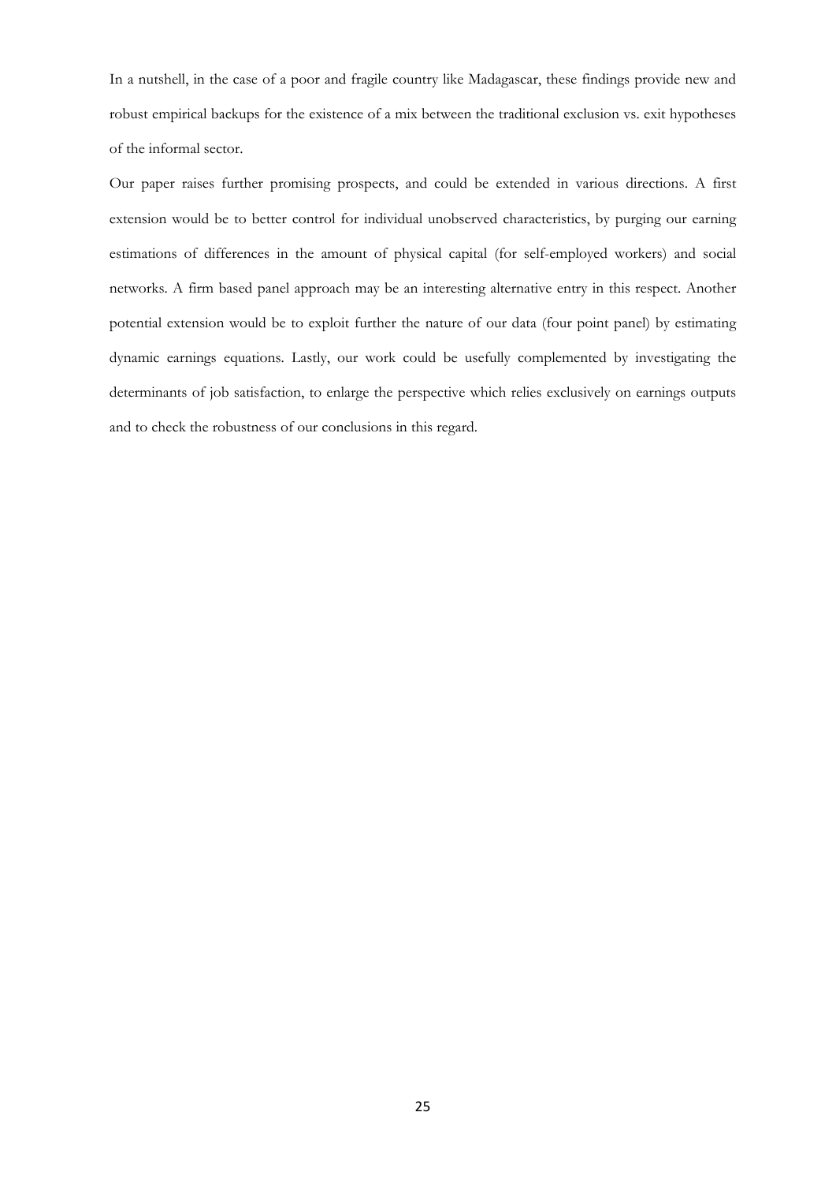In a nutshell, in the case of a poor and fragile country like Madagascar, these findings provide new and robust empirical backups for the existence of a mix between the traditional exclusion vs. exit hypotheses of the informal sector.

Our paper raises further promising prospects, and could be extended in various directions. A first extension would be to better control for individual unobserved characteristics, by purging our earning estimations of differences in the amount of physical capital (for self-employed workers) and social networks. A firm based panel approach may be an interesting alternative entry in this respect. Another potential extension would be to exploit further the nature of our data (four point panel) by estimating dynamic earnings equations. Lastly, our work could be usefully complemented by investigating the determinants of job satisfaction, to enlarge the perspective which relies exclusively on earnings outputs and to check the robustness of our conclusions in this regard.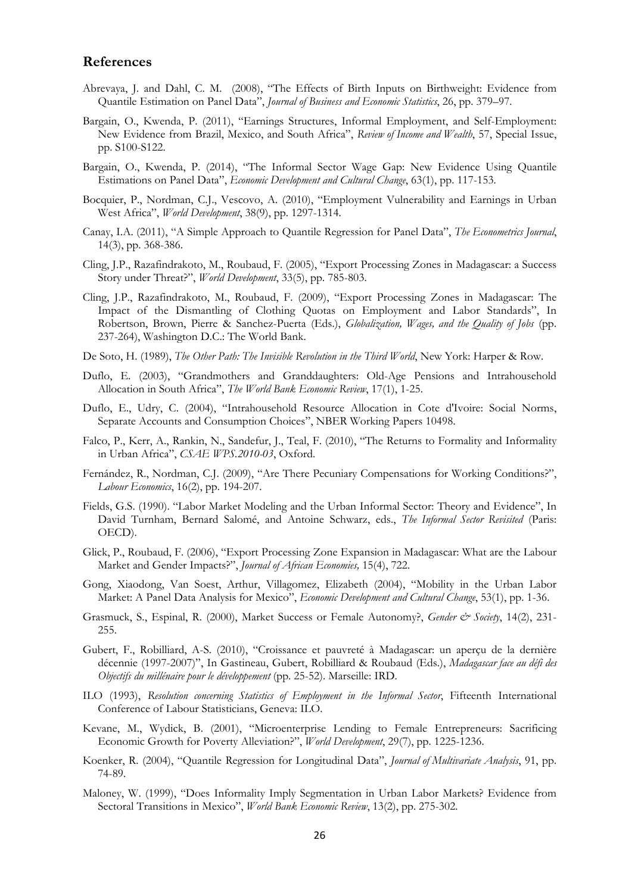## References

Abrevaya, J. and Dahl, C. M. (2008), "The Effects of Birth Inputs on Birthweight: Evidence from Quantile Estimation on Panel Data", *Journal of Business and Economic Statistics*, 26, pp. 379–97.

Bargain, O., Kwenda, P. (2011), "Earnings Structures, Informal Employment, and Self-Employment: New Evidence from Brazil, Mexico, and South Africa", *Review of Income and Wealth*, 57, Special Issue, pp. S100-S122.

Bargain, O., Kwenda, P. (2014), "The Informal Sector Wage Gap: New Evidence Using Quantile Estimations on Panel Data", *Economic Development and Cultural Change*, 63(1), pp. 117-153.

Bocquier, P., Nordman, C.J., Vescovo, A. (2010), "Employment Vulnerability and Earnings in Urban West Africa", *World Development*, 38(9), pp. 1297-1314.

Canay, I.A. (2011), "A Simple Approach to Quantile Regression for Panel Data", *The Econometrics Journal*, 14(3), pp. 368-386.

Cling, J.P., Razafindrakoto, M., Roubaud, F. (2005), "Export Processing Zones in Madagascar: a Success Story under Threat?", *World Development*, 33(5), pp. 785-803.

Cling, J.P., Razafindrakoto, M., Roubaud, F. (2009), "Export Processing Zones in Madagascar: The Impact of the Dismantling of Clothing Quotas on Employment and Labor Standards", In Robertson, Brown, Pierre & Sanchez-Puerta (Eds.), *Globalization, Wages, and the Quality of Jobs* (pp. 237-264), Washington D.C.: The World Bank.

De Soto, H. (1989), *The Other Path: The Invisible Revolution in the Third World*, New York: Harper & Row.

Duflo, E. (2003), "Grandmothers and Granddaughters: Old-Age Pensions and Intrahousehold Allocation in South Africa", *The World Bank Economic Review*, 17(1), 1-25.

Duflo, E., Udry, C. (2004), "Intrahousehold Resource Allocation in Cote d'Ivoire: Social Norms, Separate Accounts and Consumption Choices", NBER Working Papers 10498.

Falco, P., Kerr, A., Rankin, N., Sandefur, J., Teal, F. (2010), "The Returns to Formality and Informality in Urban Africa", *CSAE WPS.2010-03*, Oxford.

Fernández, R., Nordman, C.J. (2009), "Are There Pecuniary Compensations for Working Conditions?", *Labour Economics*, 16(2), pp. 194-207.

Fields, G.S. (1990). "Labor Market Modeling and the Urban Informal Sector: Theory and Evidence", In David Turnham, Bernard Salomé, and Antoine Schwarz, eds., *The Informal Sector Revisited* (Paris: OECD).

Glick, P., Roubaud, F. (2006), "Export Processing Zone Expansion in Madagascar: What are the Labour Market and Gender Impacts?", *Journal of African Economies,* 15(4), 722.

Gong, Xiaodong, Van Soest, Arthur, Villagomez, Elizabeth (2004), "Mobility in the Urban Labor Market: A Panel Data Analysis for Mexico", *Economic Development and Cultural Change*, 53(1), pp. 1-36.

Grasmuck, S., Espinal, R. (2000), Market Success or Female Autonomy?, *Gender & Society*, 14(2), 231-255.

Gubert, F., Robilliard, A-S. (2010), "Croissance et pauvreté à Madagascar: un aperçu de la dernière décennie (1997-2007)", In Gastineau, Gubert, Robilliard & Roubaud (Eds.), *Madagascar face au défi des Objectifs du millénaire pour le développement* (pp. 25-52). Marseille: IRD.

ILO (1993), *Resolution concerning Statistics of Employment in the Informal Sector*, Fifteenth International Conference of Labour Statisticians, Geneva: ILO.

Kevane, M., Wydick, B. (2001), "Microenterprise Lending to Female Entrepreneurs: Sacrificing Economic Growth for Poverty Alleviation?", *World Development*, 29(7), pp. 1225-1236.

Koenker, R. (2004), "Quantile Regression for Longitudinal Data", *Journal of Multivariate Analysis*, 91, pp. 74-89.

Maloney, W. (1999), "Does Informality Imply Segmentation in Urban Labor Markets? Evidence from Sectoral Transitions in Mexico", *World Bank Economic Review*, 13(2), pp. 275-302.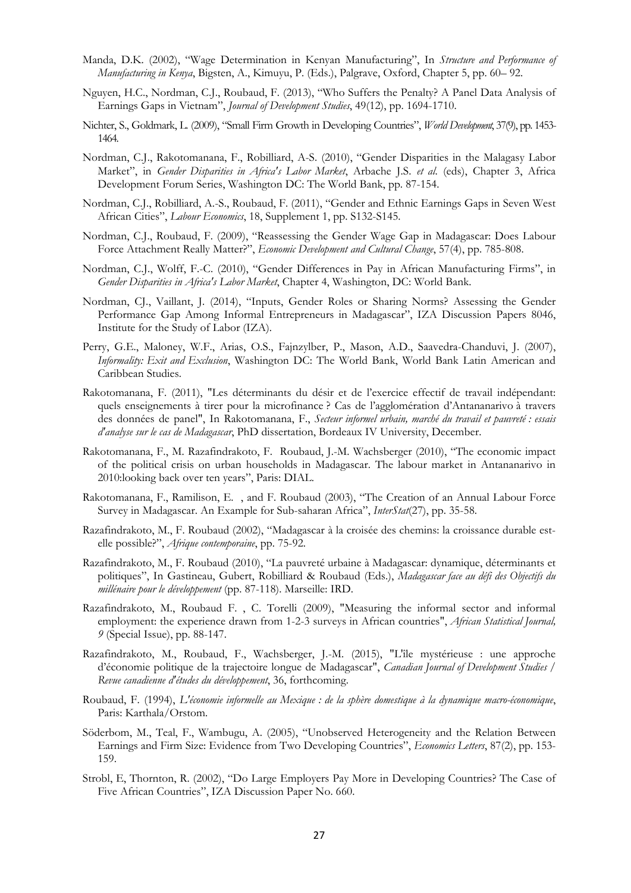Manda, D.K. (2002), "Wage Determination in Kenyan Manufacturing", In *Structure and Performance of Manufacturing in Kenya*, Bigsten, A., Kimuyu, P. (Eds.), Palgrave, Oxford, Chapter 5, pp. 60– 92.

Nguyen, H.C., Nordman, C.J., Roubaud, F. (2013), "Who Suffers the Penalty? A Panel Data Analysis of Earnings Gaps in Vietnam", *Journal of Development Studies*, 49(12), pp. 1694-1710.

Nichter, S., Goldmark, L. (2009), "Small Firm Growth in Developing Countries", *World Development*, 37(9), pp. 1453-1464.

Nordman, C.J., Rakotomanana, F., Robilliard, A-S. (2010), "Gender Disparities in the Malagasy Labor Market", in *Gender Disparities in Africa's Labor Market*, Arbache J.S. *et al.* (eds), Chapter 3, Africa Development Forum Series, Washington DC: The World Bank, pp. 87-154.

Nordman, C.J., Robilliard, A.-S., Roubaud, F. (2011), "Gender and Ethnic Earnings Gaps in Seven West African Cities", *Labour Economics*, 18, Supplement 1, pp. S132-S145.

Nordman, C.J., Roubaud, F. (2009), "Reassessing the Gender Wage Gap in Madagascar: Does Labour Force Attachment Really Matter?", *Economic Development and Cultural Change*, 57(4), pp. 785-808.

Nordman, C.J., Wolff, F.-C. (2010), "Gender Differences in Pay in African Manufacturing Firms", in *Gender Disparities in Africa's Labor Market*, Chapter 4, Washington, DC: World Bank.

Nordman, CJ., Vaillant, J. (2014), "Inputs, Gender Roles or Sharing Norms? Assessing the Gender Performance Gap Among Informal Entrepreneurs in Madagascar", IZA Discussion Papers 8046, Institute for the Study of Labor (IZA).

Perry, G.E., Maloney, W.F., Arias, O.S., Fajnzylber, P., Mason, A.D., Saavedra-Chanduvi, J. (2007), *Informality: Exit and Exclusion*, Washington DC: The World Bank, World Bank Latin American and Caribbean Studies.

Rakotomanana, F. (2011), "Les déterminants du désir et de l'exercice effectif de travail indépendant: quels enseignements à tirer pour la microfinance ? Cas de l'agglomération d'Antananarivo à travers des données de panel", In Rakotomanana, F., *Secteur informel urbain, marché du travail et pauvreté : essais d'analyse sur le cas de Madagascar*, PhD dissertation, Bordeaux IV University, December.

Rakotomanana, F., M. Razafindrakoto, F. Roubaud, J.-M. Wachsberger (2010), "The economic impact of the political crisis on urban households in Madagascar. The labour market in Antananarivo in 2010:looking back over ten years", Paris: DIAL.

Rakotomanana, F., Ramilison, E. , and F. Roubaud (2003), "The Creation of an Annual Labour Force Survey in Madagascar. An Example for Sub-saharan Africa", *InterStat*(27), pp. 35-58.

Razafindrakoto, M., F. Roubaud (2002), "Madagascar à la croisée des chemins: la croissance durable est-elle possible?", *Afrique contemporaine*, pp. 75-92.

Razafindrakoto, M., F. Roubaud (2010), "La pauvreté urbaine à Madagascar: dynamique, déterminants et politiques", In Gastineau, Gubert, Robilliard & Roubaud (Eds.), *Madagascar face au défi des Objectifs du millénaire pour le développement* (pp. 87-118). Marseille: IRD.

Razafindrakoto, M., Roubaud F. , C. Torelli (2009), "Measuring the informal sector and informal employment: the experience drawn from 1-2-3 surveys in African countries", *African Statistical Journal, 9* (Special Issue), pp. 88-147.

Razafindrakoto, M., Roubaud, F., Wachsberger, J.-M. (2015), "L'île mystérieuse : une approche d'économie politique de la trajectoire longue de Madagascar", *Canadian Journal of Development Studies / Revue canadienne d'études du développement*, 36, forthcoming.

Roubaud, F. (1994), *L'économie informelle au Mexique : de la sphère domestique à la dynamique macro-économique*, Paris: Karthala/Orstom.

Söderbom, M., Teal, F., Wambugu, A. (2005), "Unobserved Heterogeneity and the Relation Between Earnings and Firm Size: Evidence from Two Developing Countries", *Economics Letters*, 87(2), pp. 153-159.

Strobl, E, Thornton, R. (2002), "Do Large Employers Pay More in Developing Countries? The Case of Five African Countries", IZA Discussion Paper No. 660.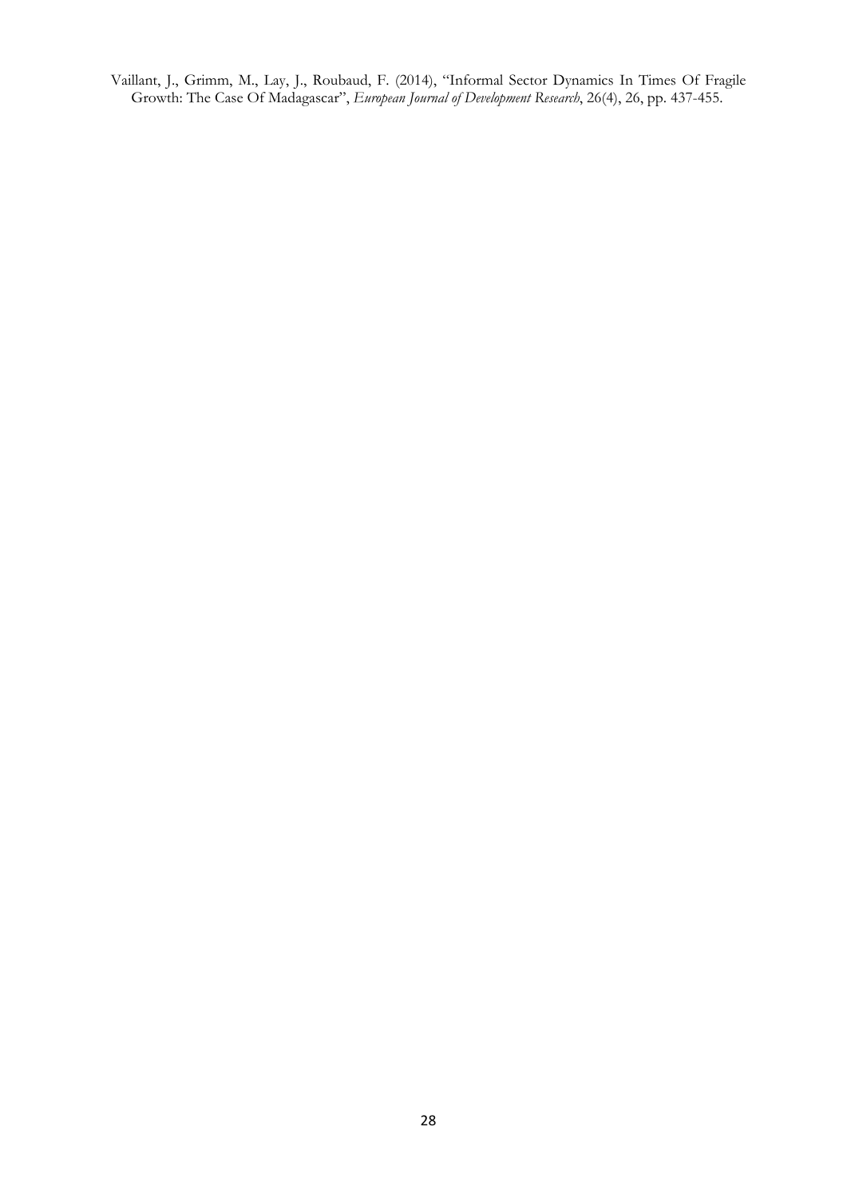Vaillant, J., Grimm, M., Lay, J., Roubaud, F. (2014), "Informal Sector Dynamics In Times Of Fragile Growth: The Case Of Madagascar", *European Journal of Development Research*, 26(4), 26, pp. 437-455.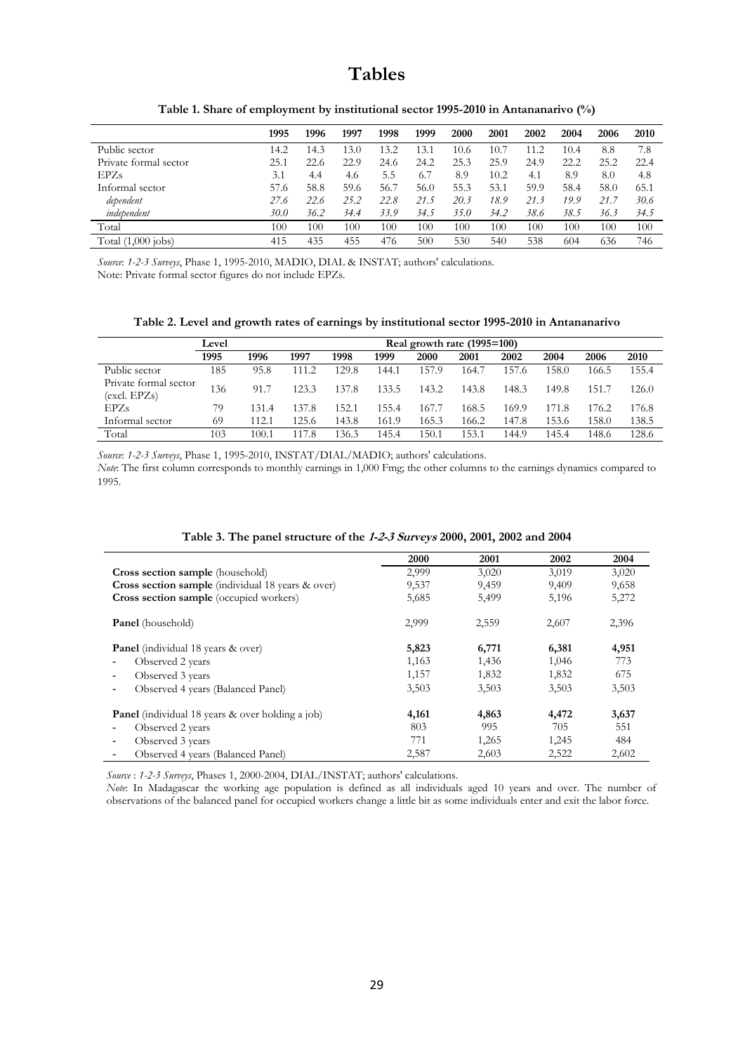# Tables

**Table 1. Share of employment by institutional sector 1995-2010 in Antananarivo (%)**

| | 1995 | 1996 | 1997 | 1998 | 1999 | 2000 | 2001 | 2002 | 2004 | 2006 | 2010 |
|---|---|---|---|---|---|---|---|---|---|---|---|
| Public sector | 14.2 | 14.3 | 13.0 | 13.2 | 13.1 | 10.6 | 10.7 | 11.2 | 10.4 | 8.8 | 7.8 |
| Private formal sector | 25.1 | 22.6 | 22.9 | 24.6 | 24.2 | 25.3 | 25.9 | 24.9 | 22.2 | 25.2 | 22.4 |
| EPZs | 3.1 | 4.4 | 4.6 | 5.5 | 6.7 | 8.9 | 10.2 | 4.1 | 8.9 | 8.0 | 4.8 |
| Informal sector | 57.6 | 58.8 | 59.6 | 56.7 | 56.0 | 55.3 | 53.1 | 59.9 | 58.4 | 58.0 | 65.1 |
| *dependent* | *27.6* | *22.6* | *25.2* | *22.8* | *21.5* | *20.3* | *18.9* | *21.3* | *19.9* | *21.7* | *30.6* |
| *independent* | *30.0* | *36.2* | *34.4* | *33.9* | *34.5* | *35.0* | *34.2* | *38.6* | *38.5* | *36.3* | *34.5* |
| Total | 100 | 100 | 100 | 100 | 100 | 100 | 100 | 100 | 100 | 100 | 100 |
| Total (1,000 jobs) | 415 | 435 | 455 | 476 | 500 | 530 | 540 | 538 | 604 | 636 | 746 |

*Source*: *1-2-3 Surveys*, Phase 1, 1995-2010, MADIO, DIAL & INSTAT; authors' calculations.
Note: Private formal sector figures do not include EPZs.

**Table 2. Level and growth rates of earnings by institutional sector 1995-2010 in Antananarivo**

| | Level | Real growth rate (1995=100) | | | | | | | | | |
|---|---|---|---|---|---|---|---|---|---|---|---|
| | 1995 | 1996 | 1997 | 1998 | 1999 | 2000 | 2001 | 2002 | 2004 | 2006 | 2010 |
| Public sector | 185 | 95.8 | 111.2 | 129.8 | 144.1 | 157.9 | 164.7 | 157.6 | 158.0 | 166.5 | 155.4 |
| Private formal sector (excl. EPZs) | 136 | 91.7 | 123.3 | 137.8 | 133.5 | 143.2 | 143.8 | 148.3 | 149.8 | 151.7 | 126.0 |
| EPZs | 79 | 131.4 | 137.8 | 152.1 | 155.4 | 167.7 | 168.5 | 169.9 | 171.8 | 176.2 | 176.8 |
| Informal sector | 69 | 112.1 | 125.6 | 143.8 | 161.9 | 165.3 | 166.2 | 147.8 | 153.6 | 158.0 | 138.5 |
| Total | 103 | 100.1 | 117.8 | 136.3 | 145.4 | 150.1 | 153.1 | 144.9 | 145.4 | 148.6 | 128.6 |

*Source*: *1-2-3 Surveys*, Phase 1, 1995-2010, INSTAT/DIAL/MADIO; authors' calculations.
*Note*: The first column corresponds to monthly earnings in 1,000 Fmg; the other columns to the earnings dynamics compared to 1995.

**Table 3. The panel structure of the *1-2-3 Surveys* 2000, 2001, 2002 and 2004**

| | 2000 | 2001 | 2002 | 2004 |
|---|---|---|---|---|
| **Cross section sample** (household) | 2,999 | 3,020 | 3,019 | 3,020 |
| **Cross section sample** (individual 18 years & over) | 9,537 | 9,459 | 9,409 | 9,658 |
| **Cross section sample** (occupied workers) | 5,685 | 5,499 | 5,196 | 5,272 |
| **Panel** (household) | 2,999 | 2,559 | 2,607 | 2,396 |
| **Panel** (individual 18 years & over) | **5,823** | **6,771** | **6,381** | **4,951** |
| - Observed 2 years | 1,163 | 1,436 | 1,046 | 773 |
| - Observed 3 years | 1,157 | 1,832 | 1,832 | 675 |
| - Observed 4 years (Balanced Panel) | 3,503 | 3,503 | 3,503 | 3,503 |
| **Panel** (individual 18 years & over holding a job) | **4,161** | **4,863** | **4,472** | **3,637** |
| - Observed 2 years | 803 | 995 | 705 | 551 |
| - Observed 3 years | 771 | 1,265 | 1,245 | 484 |
| - Observed 4 years (Balanced Panel) | 2,587 | 2,603 | 2,522 | 2,602 |

*Source* : *1-2-3 Surveys*, Phases 1, 2000-2004, DIAL/INSTAT; authors' calculations.
*Note*: In Madagascar the working age population is defined as all individuals aged 10 years and over. The number of observations of the balanced panel for occupied workers change a little bit as some individuals enter and exit the labor force.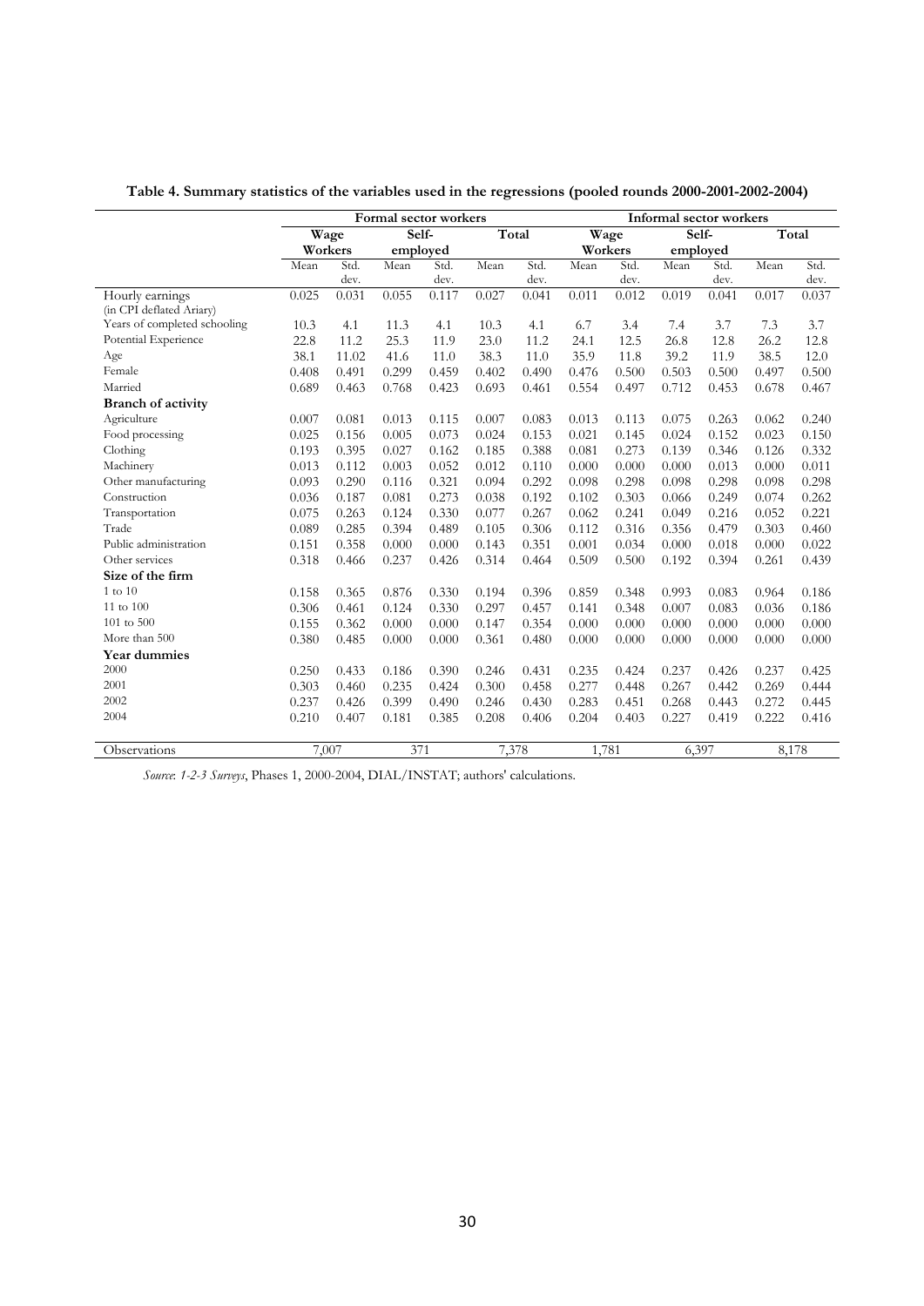**Table 4. Summary statistics of the variables used in the regressions (pooled rounds 2000-2001-2002-2004)**

| | Formal sector workers | | | | | | Informal sector workers | | | | | |
|---|---|---|---|---|---|---|---|---|---|---|---|---|
| | Wage Workers | | Self-employed | | Total | | Wage Workers | | Self-employed | | Total | |
| | Mean | Std. dev. | Mean | Std. dev. | Mean | Std. dev. | Mean | Std. dev. | Mean | Std. dev. | Mean | Std. dev. |
| Hourly earnings (in CPI deflated Ariary) | 0.025 | 0.031 | 0.055 | 0.117 | 0.027 | 0.041 | 0.011 | 0.012 | 0.019 | 0.041 | 0.017 | 0.037 |
| Years of completed schooling | 10.3 | 4.1 | 11.3 | 4.1 | 10.3 | 4.1 | 6.7 | 3.4 | 7.4 | 3.7 | 7.3 | 3.7 |
| Potential Experience | 22.8 | 11.2 | 25.3 | 11.9 | 23.0 | 11.2 | 24.1 | 12.5 | 26.8 | 12.8 | 26.2 | 12.8 |
| Age | 38.1 | 11.02 | 41.6 | 11.0 | 38.3 | 11.0 | 35.9 | 11.8 | 39.2 | 11.9 | 38.5 | 12.0 |
| Female | 0.408 | 0.491 | 0.299 | 0.459 | 0.402 | 0.490 | 0.476 | 0.500 | 0.503 | 0.500 | 0.497 | 0.500 |
| Married | 0.689 | 0.463 | 0.768 | 0.423 | 0.693 | 0.461 | 0.554 | 0.497 | 0.712 | 0.453 | 0.678 | 0.467 |
| **Branch of activity** | | | | | | | | | | | | |
| Agriculture | 0.007 | 0.081 | 0.013 | 0.115 | 0.007 | 0.083 | 0.013 | 0.113 | 0.075 | 0.263 | 0.062 | 0.240 |
| Food processing | 0.025 | 0.156 | 0.005 | 0.073 | 0.024 | 0.153 | 0.021 | 0.145 | 0.024 | 0.152 | 0.023 | 0.150 |
| Clothing | 0.193 | 0.395 | 0.027 | 0.162 | 0.185 | 0.388 | 0.081 | 0.273 | 0.139 | 0.346 | 0.126 | 0.332 |
| Machinery | 0.013 | 0.112 | 0.003 | 0.052 | 0.012 | 0.110 | 0.000 | 0.000 | 0.000 | 0.013 | 0.000 | 0.011 |
| Other manufacturing | 0.093 | 0.290 | 0.116 | 0.321 | 0.094 | 0.292 | 0.098 | 0.298 | 0.098 | 0.298 | 0.098 | 0.298 |
| Construction | 0.036 | 0.187 | 0.081 | 0.273 | 0.038 | 0.192 | 0.102 | 0.303 | 0.066 | 0.249 | 0.074 | 0.262 |
| Transportation | 0.075 | 0.263 | 0.124 | 0.330 | 0.077 | 0.267 | 0.062 | 0.241 | 0.049 | 0.216 | 0.052 | 0.221 |
| Trade | 0.089 | 0.285 | 0.394 | 0.489 | 0.105 | 0.306 | 0.112 | 0.316 | 0.356 | 0.479 | 0.303 | 0.460 |
| Public administration | 0.151 | 0.358 | 0.000 | 0.000 | 0.143 | 0.351 | 0.001 | 0.034 | 0.000 | 0.018 | 0.000 | 0.022 |
| Other services | 0.318 | 0.466 | 0.237 | 0.426 | 0.314 | 0.464 | 0.509 | 0.500 | 0.192 | 0.394 | 0.261 | 0.439 |
| **Size of the firm** | | | | | | | | | | | | |
| 1 to 10 | 0.158 | 0.365 | 0.876 | 0.330 | 0.194 | 0.396 | 0.859 | 0.348 | 0.993 | 0.083 | 0.964 | 0.186 |
| 11 to 100 | 0.306 | 0.461 | 0.124 | 0.330 | 0.297 | 0.457 | 0.141 | 0.348 | 0.007 | 0.083 | 0.036 | 0.186 |
| 101 to 500 | 0.155 | 0.362 | 0.000 | 0.000 | 0.147 | 0.354 | 0.000 | 0.000 | 0.000 | 0.000 | 0.000 | 0.000 |
| More than 500 | 0.380 | 0.485 | 0.000 | 0.000 | 0.361 | 0.480 | 0.000 | 0.000 | 0.000 | 0.000 | 0.000 | 0.000 |
| **Year dummies** | | | | | | | | | | | | |
| 2000 | 0.250 | 0.433 | 0.186 | 0.390 | 0.246 | 0.431 | 0.235 | 0.424 | 0.237 | 0.426 | 0.237 | 0.425 |
| 2001 | 0.303 | 0.460 | 0.235 | 0.424 | 0.300 | 0.458 | 0.277 | 0.448 | 0.267 | 0.442 | 0.269 | 0.444 |
| 2002 | 0.237 | 0.426 | 0.399 | 0.490 | 0.246 | 0.430 | 0.283 | 0.451 | 0.268 | 0.443 | 0.272 | 0.445 |
| 2004 | 0.210 | 0.407 | 0.181 | 0.385 | 0.208 | 0.406 | 0.204 | 0.403 | 0.227 | 0.419 | 0.222 | 0.416 |
| Observations | 7,007 | | 371 | | 7,378 | | 1,781 | | 6,397 | | 8,178 | |

*Source*: *1-2-3 Surveys*, Phases 1, 2000-2004, DIAL/INSTAT; authors' calculations.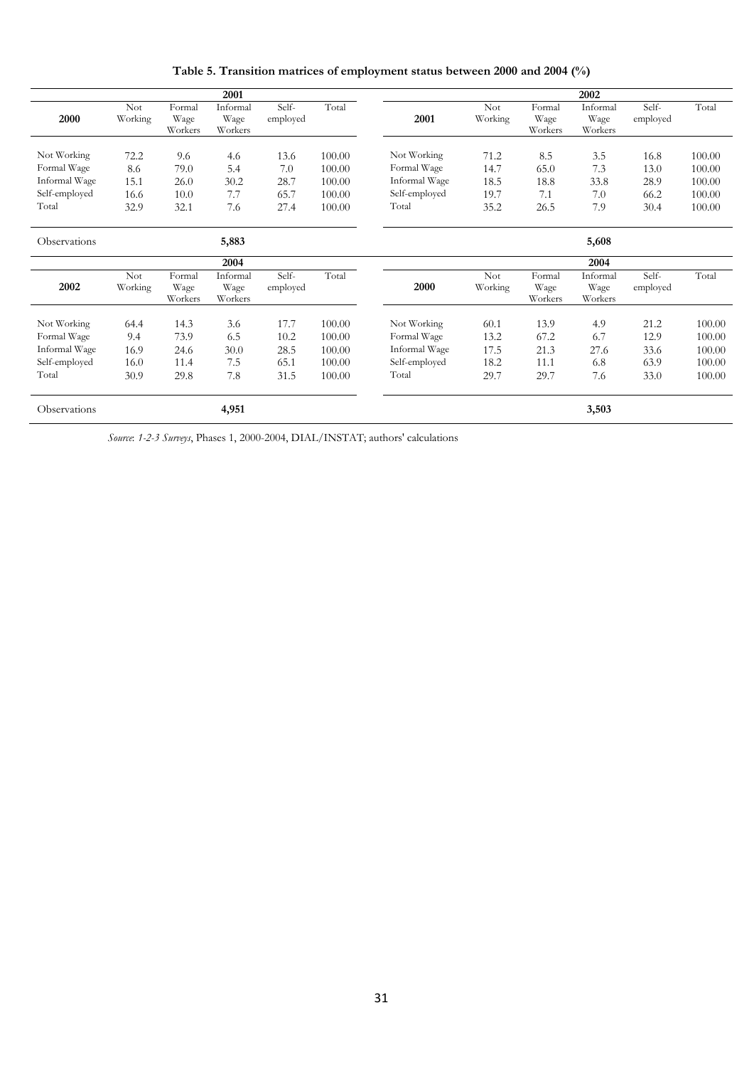**Table 5. Transition matrices of employment status between 2000 and 2004 (%)**

| 2000 | 2001 | | | | |
|---|---|---|---|---|---|
| | Not Working | Formal Wage Workers | Informal Wage Workers | Self-employed | Total |
| Not Working | 72.2 | 9.6 | 4.6 | 13.6 | 100.00 |
| Formal Wage | 8.6 | 79.0 | 5.4 | 7.0 | 100.00 |
| Informal Wage | 15.1 | 26.0 | 30.2 | 28.7 | 100.00 |
| Self-employed | 16.6 | 10.0 | 7.7 | 65.7 | 100.00 |
| Total | 32.9 | 32.1 | 7.6 | 27.4 | 100.00 |
| Observations | | | 5,883 | | |

| 2001 | 2002 | | | | |
|---|---|---|---|---|---|
| | Not Working | Formal Wage Workers | Informal Wage Workers | Self-employed | Total |
| Not Working | 71.2 | 8.5 | 3.5 | 16.8 | 100.00 |
| Formal Wage | 14.7 | 65.0 | 7.3 | 13.0 | 100.00 |
| Informal Wage | 18.5 | 18.8 | 33.8 | 28.9 | 100.00 |
| Self-employed | 19.7 | 7.1 | 7.0 | 66.2 | 100.00 |
| Total | 35.2 | 26.5 | 7.9 | 30.4 | 100.00 |
| Observations | | | 5,608 | | |

| 2002 | 2004 | | | | |
|---|---|---|---|---|---|
| | Not Working | Formal Wage Workers | Informal Wage Workers | Self-employed | Total |
| Not Working | 64.4 | 14.3 | 3.6 | 17.7 | 100.00 |
| Formal Wage | 9.4 | 73.9 | 6.5 | 10.2 | 100.00 |
| Informal Wage | 16.9 | 24.6 | 30.0 | 28.5 | 100.00 |
| Self-employed | 16.0 | 11.4 | 7.5 | 65.1 | 100.00 |
| Total | 30.9 | 29.8 | 7.8 | 31.5 | 100.00 |
| Observations | | | 4,951 | | |

| 2000 | 2004 | | | | |
|---|---|---|---|---|---|
| | Not Working | Formal Wage Workers | Informal Wage Workers | Self-employed | Total |
| Not Working | 60.1 | 13.9 | 4.9 | 21.2 | 100.00 |
| Formal Wage | 13.2 | 67.2 | 6.7 | 12.9 | 100.00 |
| Informal Wage | 17.5 | 21.3 | 27.6 | 33.6 | 100.00 |
| Self-employed | 18.2 | 11.1 | 6.8 | 63.9 | 100.00 |
| Total | 29.7 | 29.7 | 7.6 | 33.0 | 100.00 |
| Observations | | | 3,503 | | |

*Source*: *1-2-3 Surveys*, Phases 1, 2000-2004, DIAL/INSTAT; authors' calculations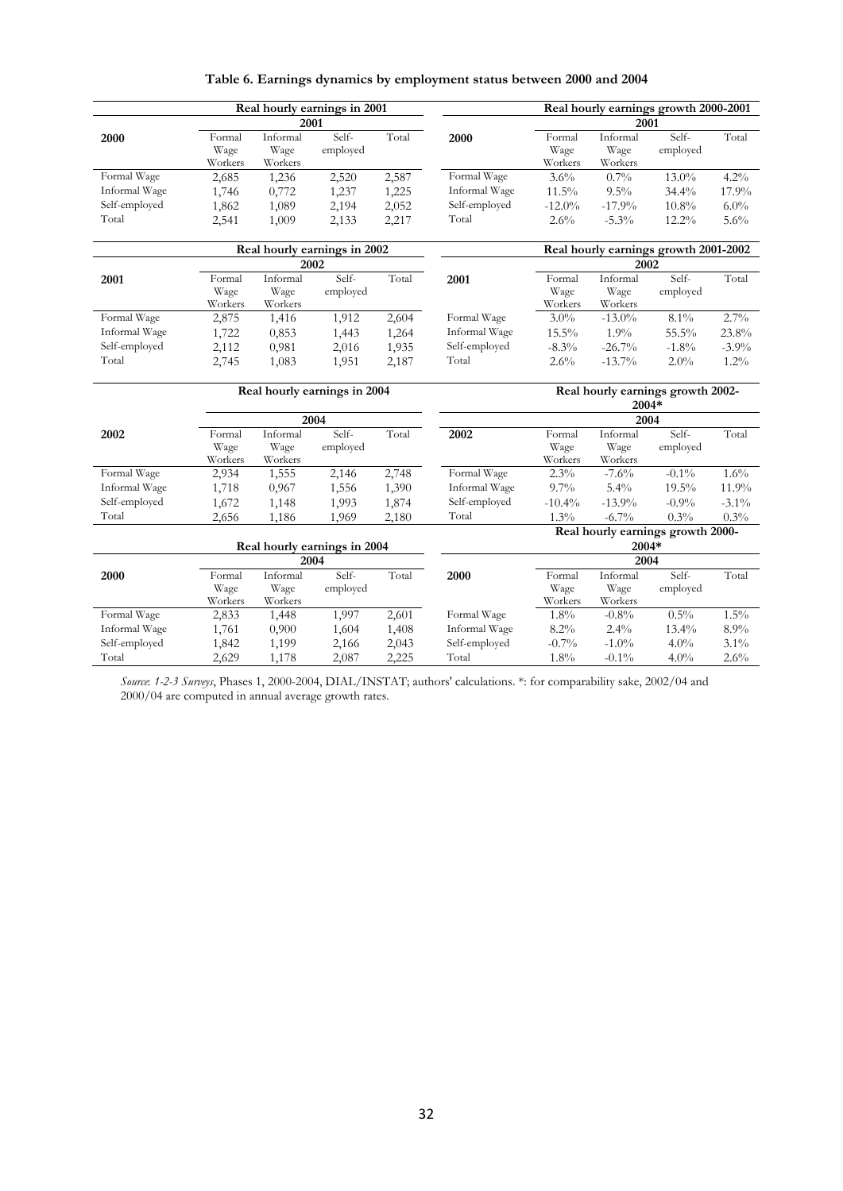**Table 6. Earnings dynamics by employment status between 2000 and 2004**

| | Real hourly earnings in 2001 | | | | | Real hourly earnings growth 2000-2001 | | | |
|---|---|---|---|---|---|---|---|---|---|
| | 2001 | | | | | 2001 | | | |
| **2000** | Formal Wage Workers | Informal Wage Workers | Self-employed | Total | **2000** | Formal Wage Workers | Informal Wage Workers | Self-employed | Total |
| Formal Wage | 2,685 | 1,236 | 2,520 | 2,587 | Formal Wage | 3.6% | 0.7% | 13.0% | 4.2% |
| Informal Wage | 1,746 | 0,772 | 1,237 | 1,225 | Informal Wage | 11.5% | 9.5% | 34.4% | 17.9% |
| Self-employed | 1,862 | 1,089 | 2,194 | 2,052 | Self-employed | -12.0% | -17.9% | 10.8% | 6.0% |
| Total | 2,541 | 1,009 | 2,133 | 2,217 | Total | 2.6% | -5.3% | 12.2% | 5.6% |

| | Real hourly earnings in 2002 | | | | | Real hourly earnings growth 2001-2002 | | | |
|---|---|---|---|---|---|---|---|---|---|
| | 2002 | | | | | 2002 | | | |
| **2001** | Formal Wage Workers | Informal Wage Workers | Self-employed | Total | **2001** | Formal Wage Workers | Informal Wage Workers | Self-employed | Total |
| Formal Wage | 2,875 | 1,416 | 1,912 | 2,604 | Formal Wage | 3.0% | -13.0% | 8.1% | 2.7% |
| Informal Wage | 1,722 | 0,853 | 1,443 | 1,264 | Informal Wage | 15.5% | 1.9% | 55.5% | 23.8% |
| Self-employed | 2,112 | 0,981 | 2,016 | 1,935 | Self-employed | -8.3% | -26.7% | -1.8% | -3.9% |
| Total | 2,745 | 1,083 | 1,951 | 2,187 | Total | 2.6% | -13.7% | 2.0% | 1.2% |

| | Real hourly earnings in 2004 | | | | | Real hourly earnings growth 2002-2004* | | | |
|---|---|---|---|---|---|---|---|---|---|
| | 2004 | | | | | 2004 | | | |
| **2002** | Formal Wage Workers | Informal Wage Workers | Self-employed | Total | **2002** | Formal Wage Workers | Informal Wage Workers | Self-employed | Total |
| Formal Wage | 2,934 | 1,555 | 2,146 | 2,748 | Formal Wage | 2.3% | -7.6% | -0.1% | 1.6% |
| Informal Wage | 1,718 | 0,967 | 1,556 | 1,390 | Informal Wage | 9.7% | 5.4% | 19.5% | 11.9% |
| Self-employed | 1,672 | 1,148 | 1,993 | 1,874 | Self-employed | -10.4% | -13.9% | -0.9% | -3.1% |
| Total | 2,656 | 1,186 | 1,969 | 2,180 | Total | 1.3% | -6.7% | 0.3% | 0.3% |

| | Real hourly earnings in 2004 | | | | | Real hourly earnings growth 2000-2004* | | | |
|---|---|---|---|---|---|---|---|---|---|
| | 2004 | | | | | 2004 | | | |
| **2000** | Formal Wage Workers | Informal Wage Workers | Self-employed | Total | **2000** | Formal Wage Workers | Informal Wage Workers | Self-employed | Total |
| Formal Wage | 2,833 | 1,448 | 1,997 | 2,601 | Formal Wage | 1.8% | -0.8% | 0.5% | 1.5% |
| Informal Wage | 1,761 | 0,900 | 1,604 | 1,408 | Informal Wage | 8.2% | 2.4% | 13.4% | 8.9% |
| Self-employed | 1,842 | 1,199 | 2,166 | 2,043 | Self-employed | -0.7% | -1.0% | 4.0% | 3.1% |
| Total | 2,629 | 1,178 | 2,087 | 2,225 | Total | 1.8% | -0.1% | 4.0% | 2.6% |

*Source*: *1-2-3 Surveys*, Phases 1, 2000-2004, DIAL/INSTAT; authors' calculations. *: for comparability sake, 2002/04 and 2000/04 are computed in annual average growth rates.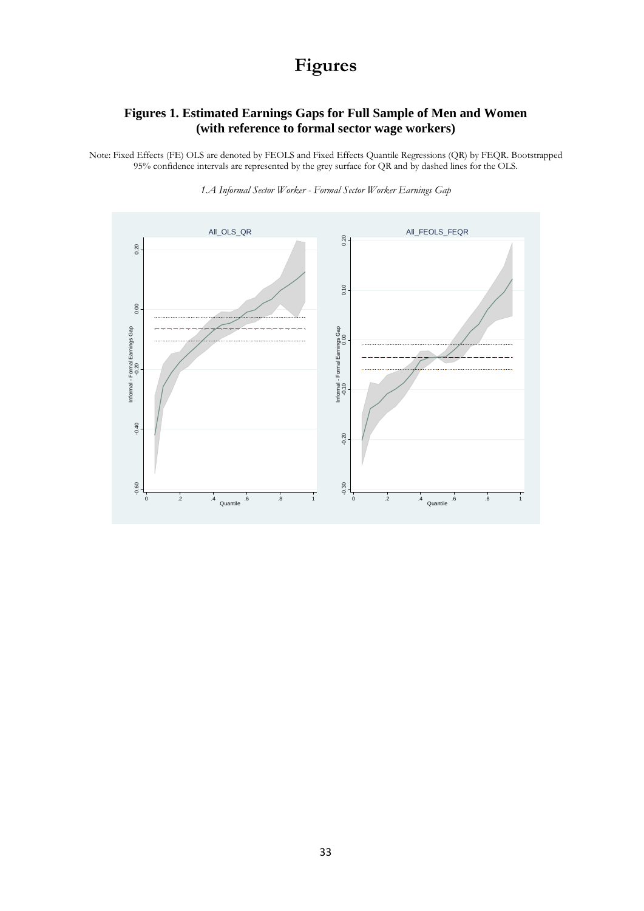# Figures

### Figures 1. Estimated Earnings Gaps for Full Sample of Men and Women (with reference to formal sector wage workers)

Note: Fixed Effects (FE) OLS are denoted by FEOLS and Fixed Effects Quantile Regressions (QR) by FEQR. Bootstrapped 95% confidence intervals are represented by the grey surface for QR and by dashed lines for the OLS.

*1.A Informal Sector Worker - Formal Sector Worker Earnings Gap*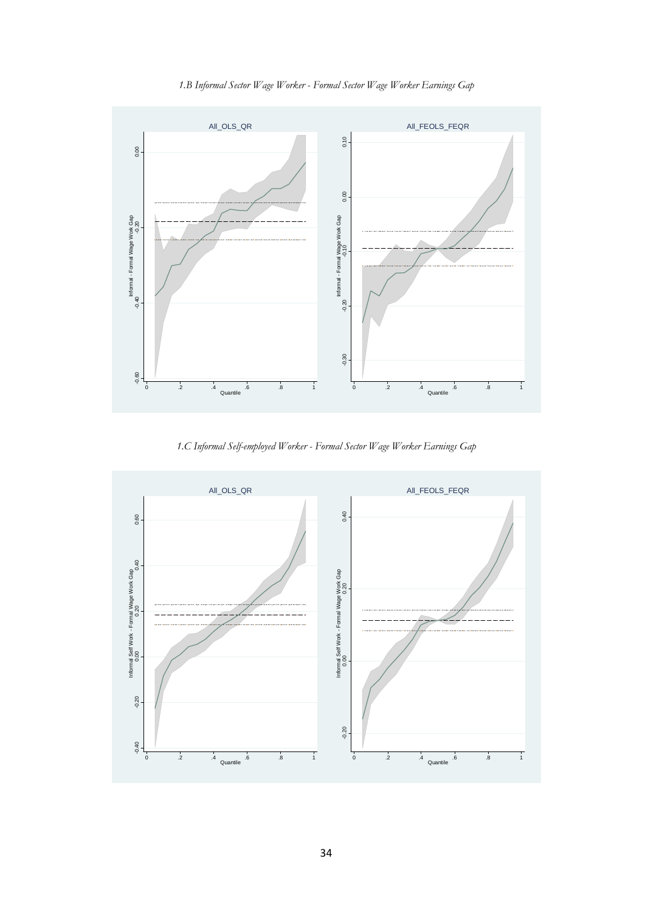*1.B Informal Sector Wage Worker - Formal Sector Wage Worker Earnings Gap*

*1.C Informal Self-employed Worker - Formal Sector Wage Worker Earnings Gap*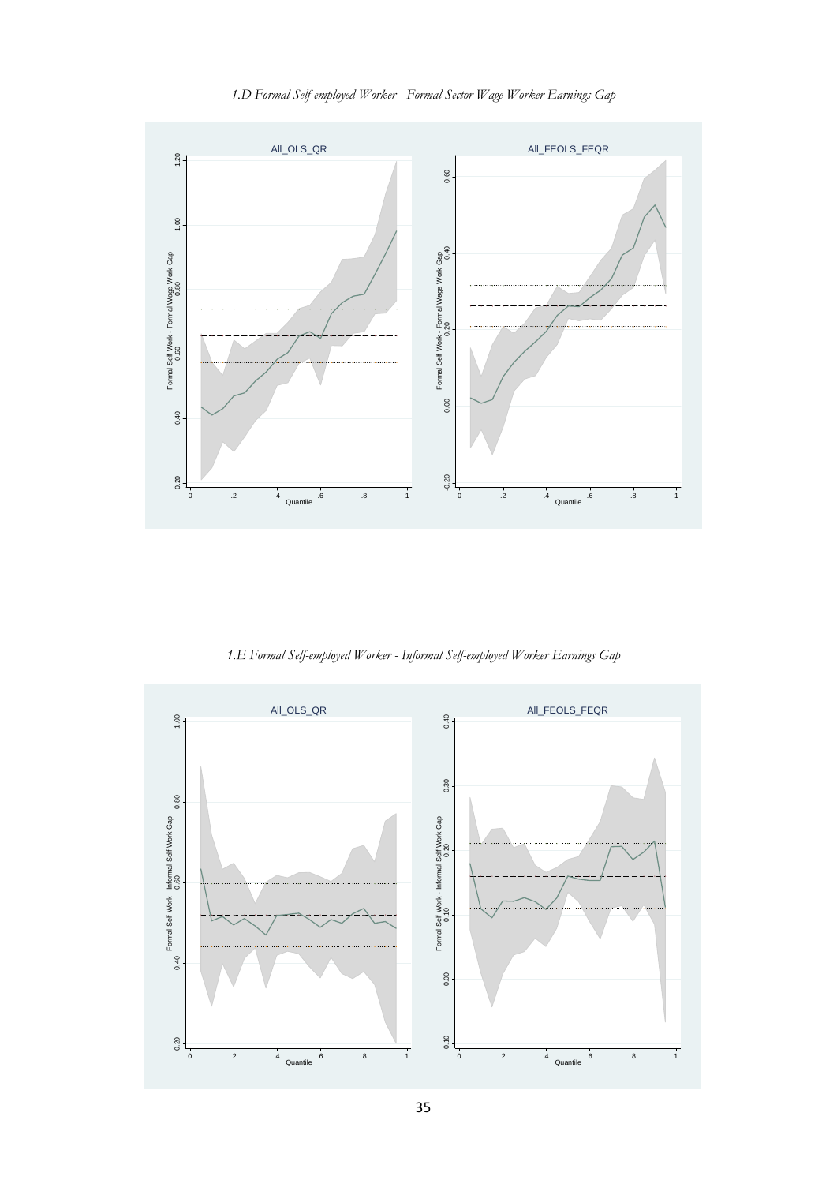*1.D Formal Self-employed Worker - Formal Sector Wage Worker Earnings Gap*

*1.E Formal Self-employed Worker - Informal Self-employed Worker Earnings Gap*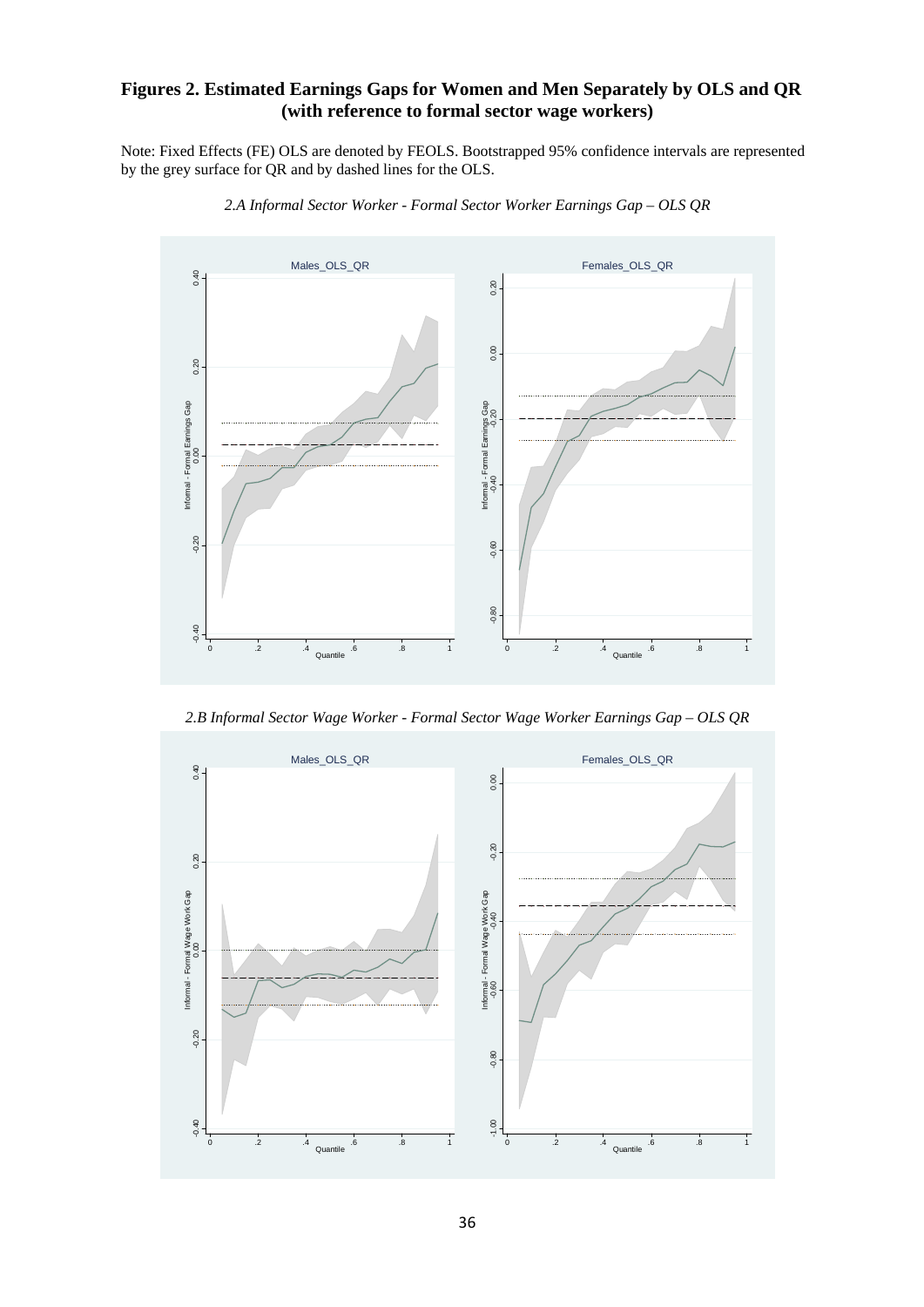## Figures 2. Estimated Earnings Gaps for Women and Men Separately by OLS and QR (with reference to formal sector wage workers)

Note: Fixed Effects (FE) OLS are denoted by FEOLS. Bootstrapped 95% confidence intervals are represented by the grey surface for QR and by dashed lines for the OLS.

*2.A Informal Sector Worker - Formal Sector Worker Earnings Gap – OLS QR*

*2.B Informal Sector Wage Worker - Formal Sector Wage Worker Earnings Gap – OLS QR*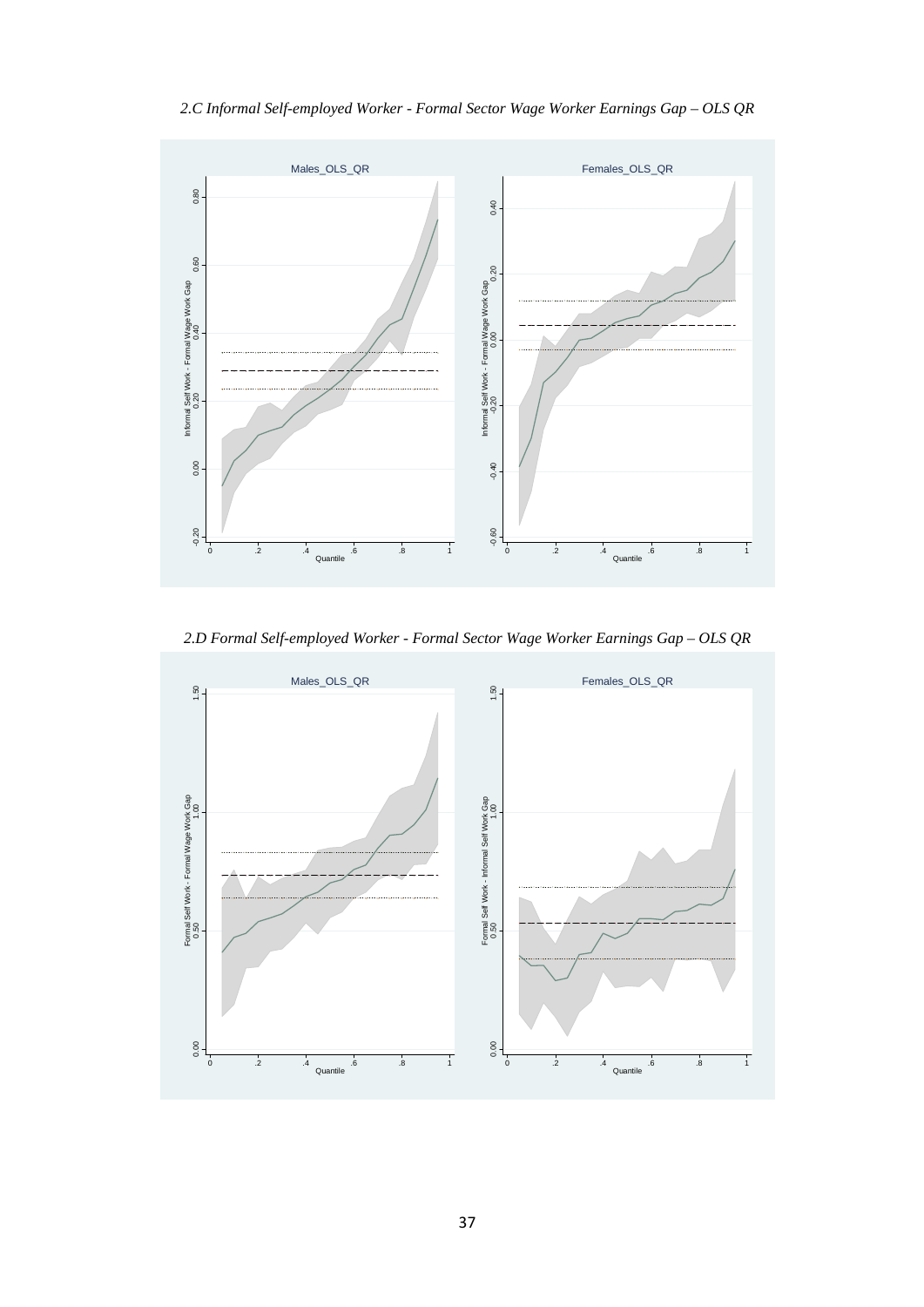*2.C Informal Self-employed Worker - Formal Sector Wage Worker Earnings Gap – OLS QR*

*2.D Formal Self-employed Worker - Formal Sector Wage Worker Earnings Gap – OLS QR*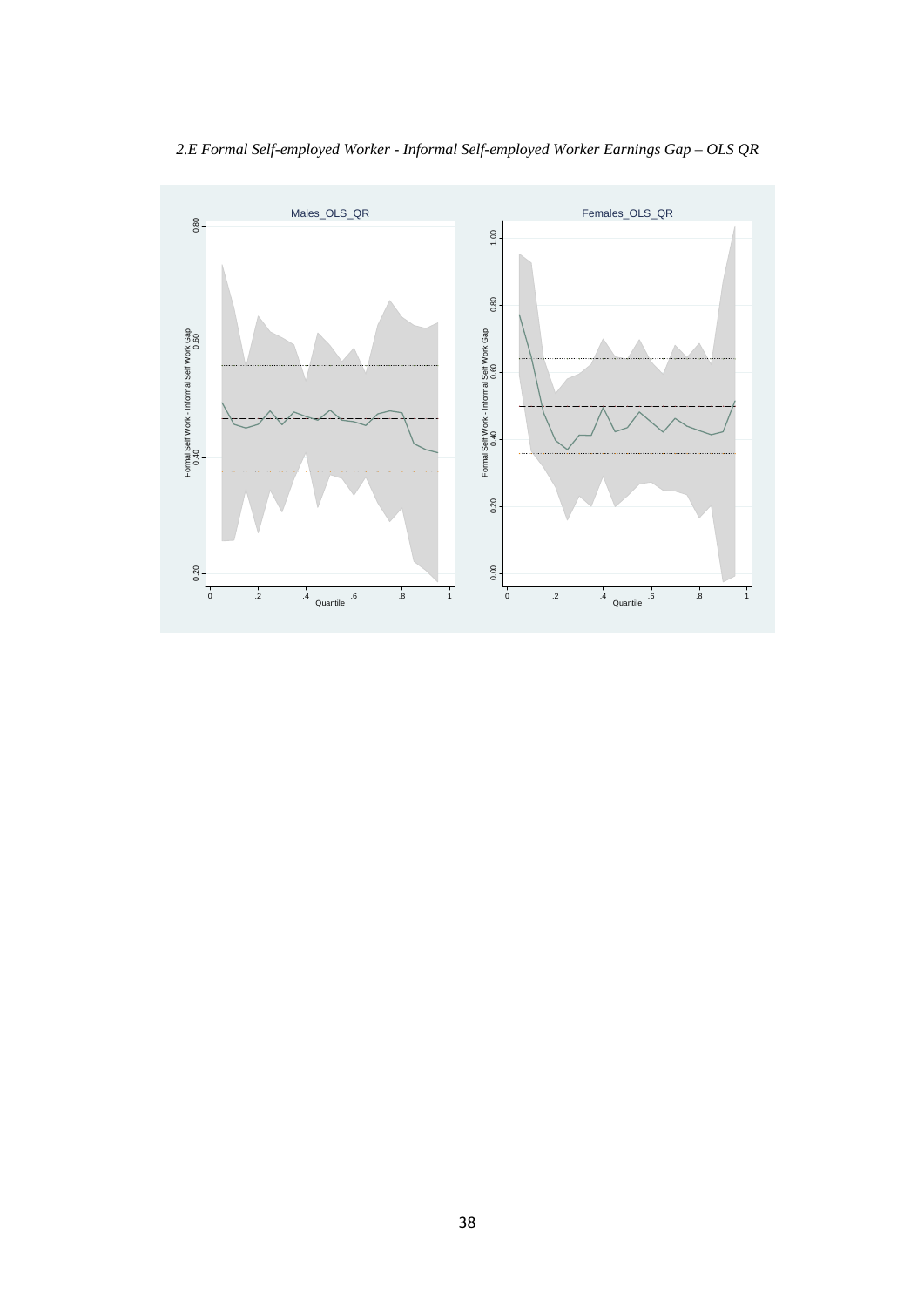*2.E Formal Self-employed Worker - Informal Self-employed Worker Earnings Gap – OLS QR*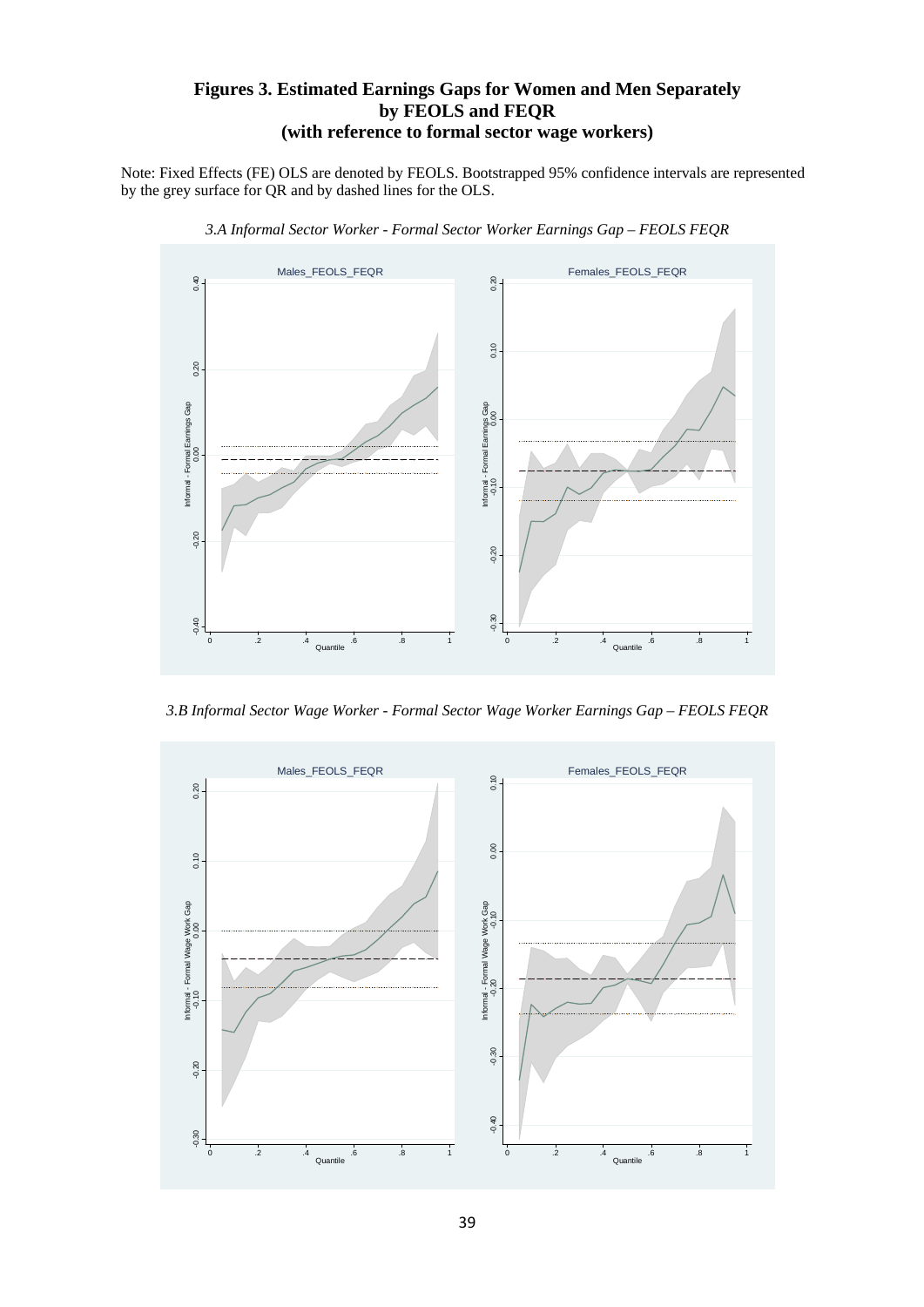## Figures 3. Estimated Earnings Gaps for Women and Men Separately by FEOLS and FEQR (with reference to formal sector wage workers)

Note: Fixed Effects (FE) OLS are denoted by FEOLS. Bootstrapped 95% confidence intervals are represented by the grey surface for QR and by dashed lines for the OLS.

*3.A Informal Sector Worker - Formal Sector Worker Earnings Gap – FEOLS FEQR*

*3.B Informal Sector Wage Worker - Formal Sector Wage Worker Earnings Gap – FEOLS FEQR*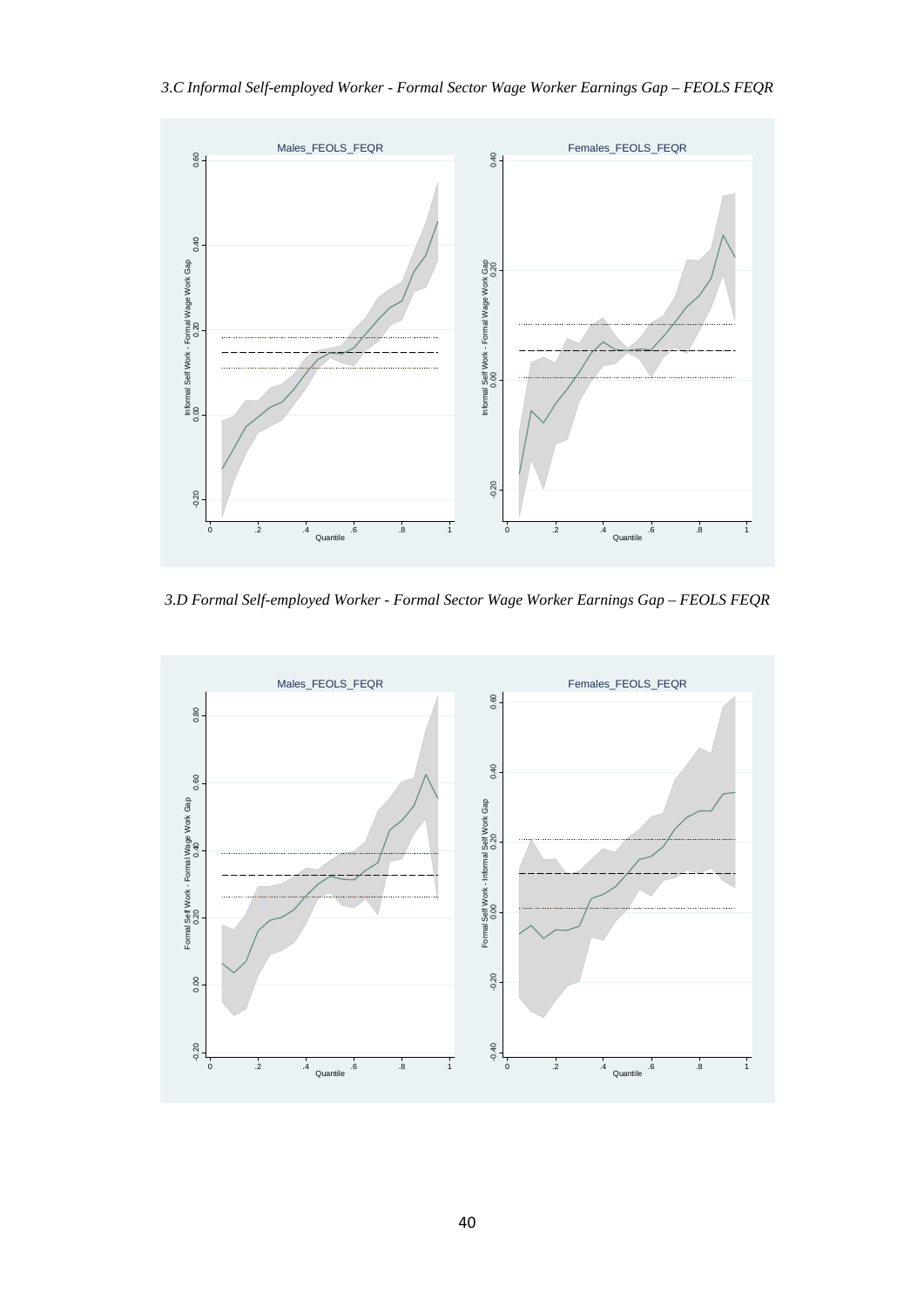*3.C Informal Self-employed Worker - Formal Sector Wage Worker Earnings Gap – FEOLS FEQR*

*3.D Formal Self-employed Worker - Formal Sector Wage Worker Earnings Gap – FEOLS FEQR*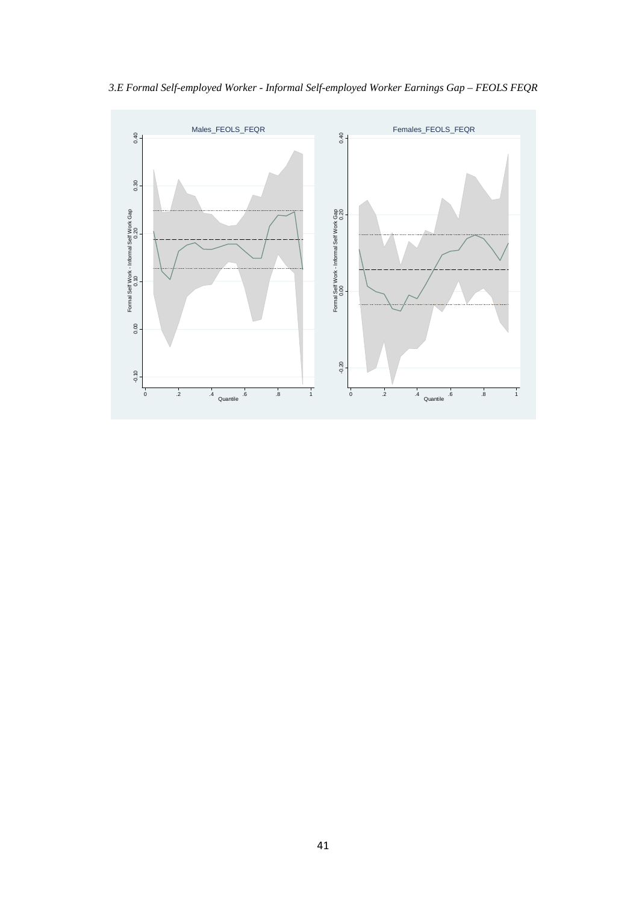*3.E Formal Self-employed Worker - Informal Self-employed Worker Earnings Gap – FEOLS FEQR*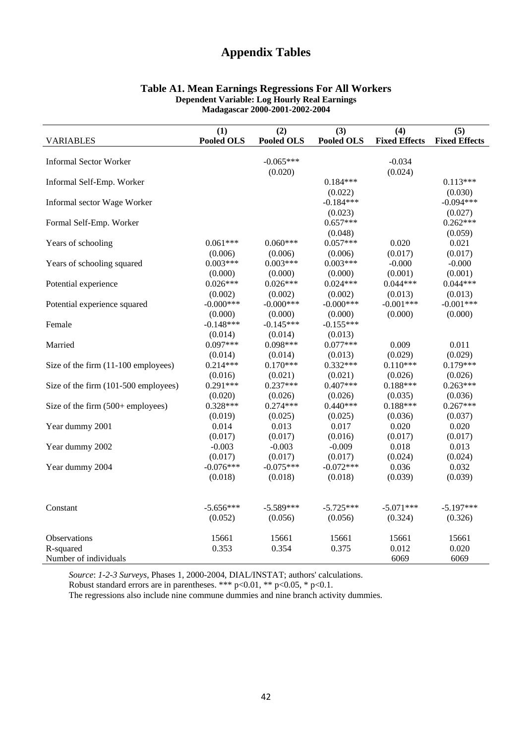# Appendix Tables

### Table A1. Mean Earnings Regressions For All Workers

**Dependent Variable: Log Hourly Real Earnings**

**Madagascar 2000-2001-2002-2004**

| VARIABLES | (1) Pooled OLS | (2) Pooled OLS | (3) Pooled OLS | (4) Fixed Effects | (5) Fixed Effects |
|---|---|---|---|---|---|
| Informal Sector Worker | | -0.065*** | | -0.034 | |
| | | (0.020) | | (0.024) | |
| Informal Self-Emp. Worker | | | 0.184*** | | 0.113*** |
| | | | (0.022) | | (0.030) |
| Informal sector Wage Worker | | | -0.184*** | | -0.094*** |
| | | | (0.023) | | (0.027) |
| Formal Self-Emp. Worker | | | 0.657*** | | 0.262*** |
| | | | (0.048) | | (0.059) |
| Years of schooling | 0.061*** | 0.060*** | 0.057*** | 0.020 | 0.021 |
| | (0.006) | (0.006) | (0.006) | (0.017) | (0.017) |
| Years of schooling squared | 0.003*** | 0.003*** | 0.003*** | -0.000 | -0.000 |
| | (0.000) | (0.000) | (0.000) | (0.001) | (0.001) |
| Potential experience | 0.026*** | 0.026*** | 0.024*** | 0.044*** | 0.044*** |
| | (0.002) | (0.002) | (0.002) | (0.013) | (0.013) |
| Potential experience squared | -0.000*** | -0.000*** | -0.000*** | -0.001*** | -0.001*** |
| | (0.000) | (0.000) | (0.000) | (0.000) | (0.000) |
| Female | -0.148*** | -0.145*** | -0.155*** | | |
| | (0.014) | (0.014) | (0.013) | | |
| Married | 0.097*** | 0.098*** | 0.077*** | 0.009 | 0.011 |
| | (0.014) | (0.014) | (0.013) | (0.029) | (0.029) |
| Size of the firm (11-100 employees) | 0.214*** | 0.170*** | 0.332*** | 0.110*** | 0.179*** |
| | (0.016) | (0.021) | (0.021) | (0.026) | (0.026) |
| Size of the firm (101-500 employees) | 0.291*** | 0.237*** | 0.407*** | 0.188*** | 0.263*** |
| | (0.020) | (0.026) | (0.026) | (0.035) | (0.036) |
| Size of the firm (500+ employees) | 0.328*** | 0.274*** | 0.440*** | 0.188*** | 0.267*** |
| | (0.019) | (0.025) | (0.025) | (0.036) | (0.037) |
| Year dummy 2001 | 0.014 | 0.013 | 0.017 | 0.020 | 0.020 |
| | (0.017) | (0.017) | (0.016) | (0.017) | (0.017) |
| Year dummy 2002 | -0.003 | -0.003 | -0.009 | 0.018 | 0.013 |
| | (0.017) | (0.017) | (0.017) | (0.024) | (0.024) |
| Year dummy 2004 | -0.076*** | -0.075*** | -0.072*** | 0.036 | 0.032 |
| | (0.018) | (0.018) | (0.018) | (0.039) | (0.039) |
| Constant | -5.656*** | -5.589*** | -5.725*** | -5.071*** | -5.197*** |
| | (0.052) | (0.056) | (0.056) | (0.324) | (0.326) |
| Observations | 15661 | 15661 | 15661 | 15661 | 15661 |
| R-squared | 0.353 | 0.354 | 0.375 | 0.012 | 0.020 |
| Number of individuals | | | | 6069 | 6069 |

*Source*: *1-2-3 Surveys*, Phases 1, 2000-2004, DIAL/INSTAT; authors' calculations.
Robust standard errors are in parentheses. *** p<0.01, ** p<0.05, * p<0.1.
The regressions also include nine commune dummies and nine branch activity dummies.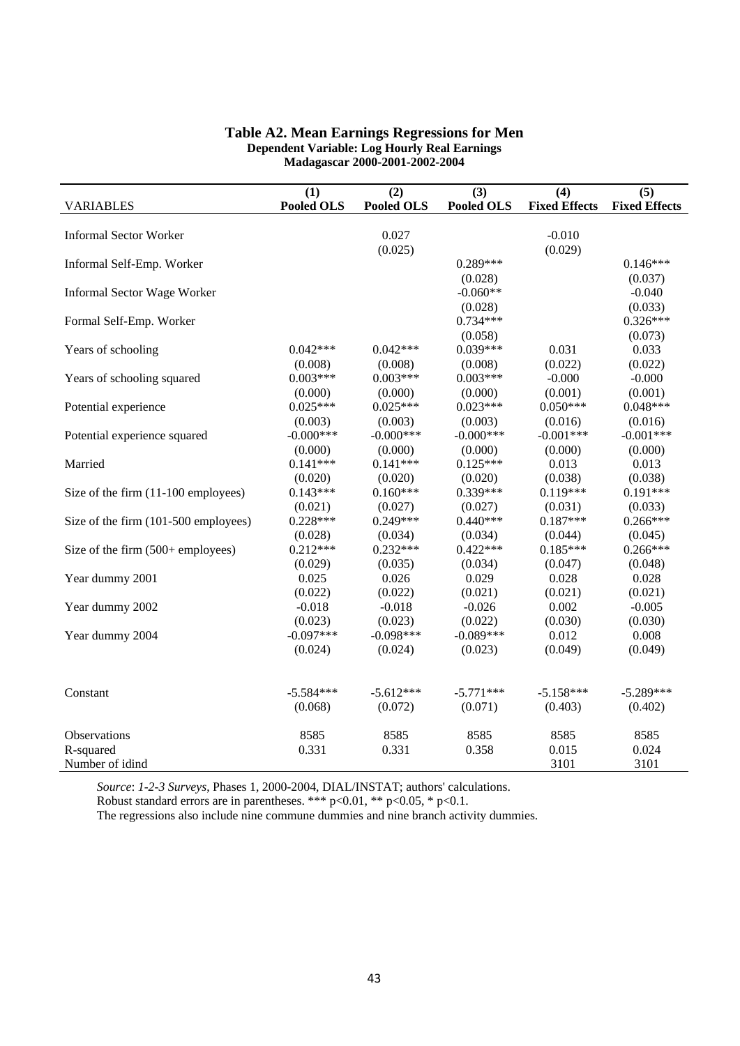## Table A2. Mean Earnings Regressions for Men

**Dependent Variable: Log Hourly Real Earnings**
**Madagascar 2000-2001-2002-2004**

| VARIABLES | (1) Pooled OLS | (2) Pooled OLS | (3) Pooled OLS | (4) Fixed Effects | (5) Fixed Effects |
|---|---|---|---|---|---|
| Informal Sector Worker | | 0.027 | | -0.010 | |
| | | (0.025) | | (0.029) | |
| Informal Self-Emp. Worker | | | 0.289*** | | 0.146*** |
| | | | (0.028) | | (0.037) |
| Informal Sector Wage Worker | | | -0.060** | | -0.040 |
| | | | (0.028) | | (0.033) |
| Formal Self-Emp. Worker | | | 0.734*** | | 0.326*** |
| | | | (0.058) | | (0.073) |
| Years of schooling | 0.042*** | 0.042*** | 0.039*** | 0.031 | 0.033 |
| | (0.008) | (0.008) | (0.008) | (0.022) | (0.022) |
| Years of schooling squared | 0.003*** | 0.003*** | 0.003*** | -0.000 | -0.000 |
| | (0.000) | (0.000) | (0.000) | (0.001) | (0.001) |
| Potential experience | 0.025*** | 0.025*** | 0.023*** | 0.050*** | 0.048*** |
| | (0.003) | (0.003) | (0.003) | (0.016) | (0.016) |
| Potential experience squared | -0.000*** | -0.000*** | -0.000*** | -0.001*** | -0.001*** |
| | (0.000) | (0.000) | (0.000) | (0.000) | (0.000) |
| Married | 0.141*** | 0.141*** | 0.125*** | 0.013 | 0.013 |
| | (0.020) | (0.020) | (0.020) | (0.038) | (0.038) |
| Size of the firm (11-100 employees) | 0.143*** | 0.160*** | 0.339*** | 0.119*** | 0.191*** |
| | (0.021) | (0.027) | (0.027) | (0.031) | (0.033) |
| Size of the firm (101-500 employees) | 0.228*** | 0.249*** | 0.440*** | 0.187*** | 0.266*** |
| | (0.028) | (0.034) | (0.034) | (0.044) | (0.045) |
| Size of the firm (500+ employees) | 0.212*** | 0.232*** | 0.422*** | 0.185*** | 0.266*** |
| | (0.029) | (0.035) | (0.034) | (0.047) | (0.048) |
| Year dummy 2001 | 0.025 | 0.026 | 0.029 | 0.028 | 0.028 |
| | (0.022) | (0.022) | (0.021) | (0.021) | (0.021) |
| Year dummy 2002 | -0.018 | -0.018 | -0.026 | 0.002 | -0.005 |
| | (0.023) | (0.023) | (0.022) | (0.030) | (0.030) |
| Year dummy 2004 | -0.097*** | -0.098*** | -0.089*** | 0.012 | 0.008 |
| | (0.024) | (0.024) | (0.023) | (0.049) | (0.049) |
| Constant | -5.584*** | -5.612*** | -5.771*** | -5.158*** | -5.289*** |
| | (0.068) | (0.072) | (0.071) | (0.403) | (0.402) |
| Observations | 8585 | 8585 | 8585 | 8585 | 8585 |
| R-squared | 0.331 | 0.331 | 0.358 | 0.015 | 0.024 |
| Number of idind | | | | 3101 | 3101 |

*Source*: *1-2-3 Surveys*, Phases 1, 2000-2004, DIAL/INSTAT; authors' calculations.
Robust standard errors are in parentheses. *** p<0.01, ** p<0.05, * p<0.1.
The regressions also include nine commune dummies and nine branch activity dummies.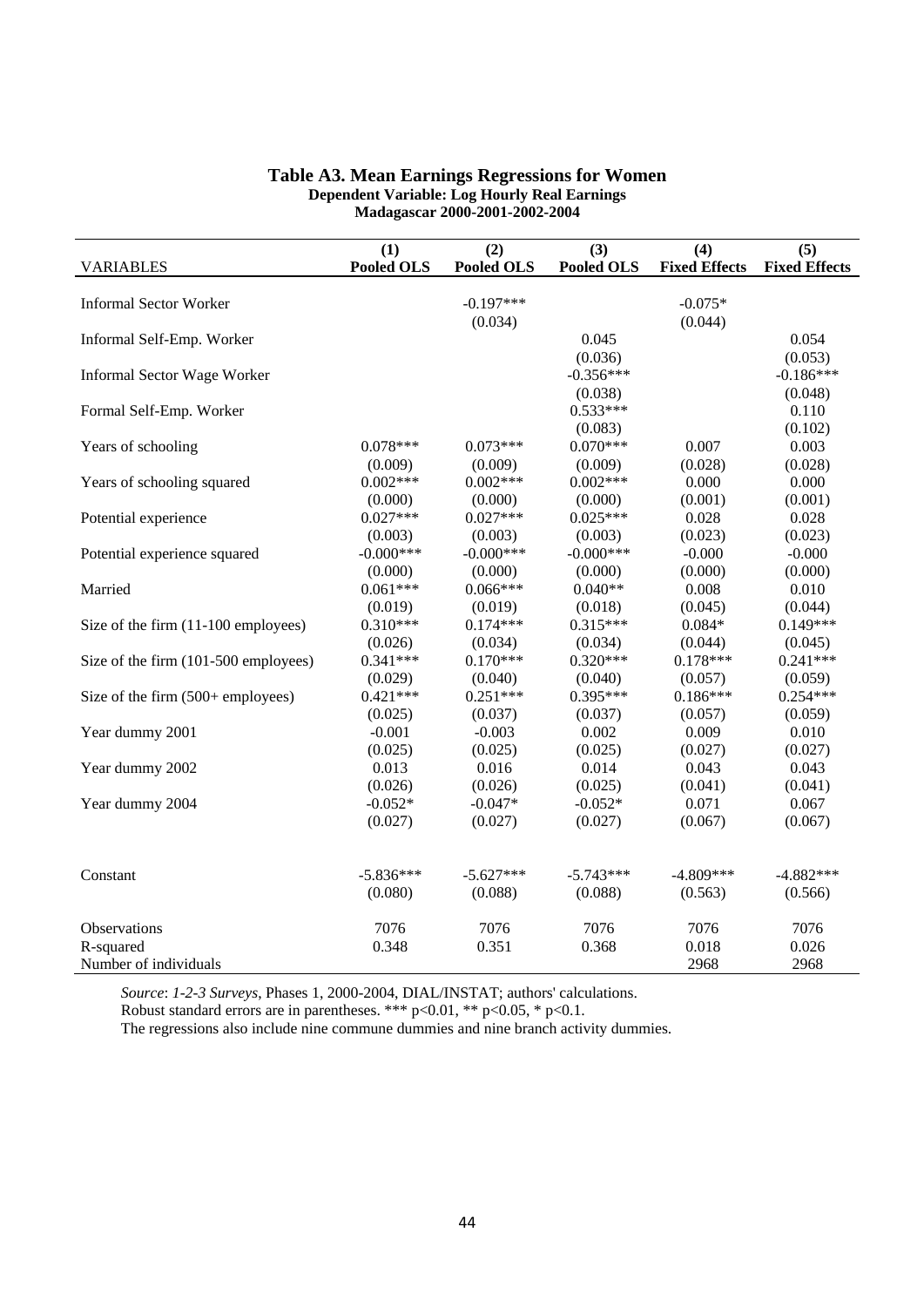### Table A3. Mean Earnings Regressions for Women

**Dependent Variable: Log Hourly Real Earnings**

**Madagascar 2000-2001-2002-2004**

| VARIABLES | (1)<br>**Pooled OLS** | (2)<br>**Pooled OLS** | (3)<br>**Pooled OLS** | (4)<br>**Fixed Effects** | (5)<br>**Fixed Effects** |
|---|---|---|---|---|---|
| Informal Sector Worker | | -0.197*** | | -0.075* | |
| | | (0.034) | | (0.044) | |
| Informal Self-Emp. Worker | | | 0.045 | | 0.054 |
| | | | (0.036) | | (0.053) |
| Informal Sector Wage Worker | | | -0.356*** | | -0.186*** |
| | | | (0.038) | | (0.048) |
| Formal Self-Emp. Worker | | | 0.533*** | | 0.110 |
| | | | (0.083) | | (0.102) |
| Years of schooling | 0.078*** | 0.073*** | 0.070*** | 0.007 | 0.003 |
| | (0.009) | (0.009) | (0.009) | (0.028) | (0.028) |
| Years of schooling squared | 0.002*** | 0.002*** | 0.002*** | 0.000 | 0.000 |
| | (0.000) | (0.000) | (0.000) | (0.001) | (0.001) |
| Potential experience | 0.027*** | 0.027*** | 0.025*** | 0.028 | 0.028 |
| | (0.003) | (0.003) | (0.003) | (0.023) | (0.023) |
| Potential experience squared | -0.000*** | -0.000*** | -0.000*** | -0.000 | -0.000 |
| | (0.000) | (0.000) | (0.000) | (0.000) | (0.000) |
| Married | 0.061*** | 0.066*** | 0.040** | 0.008 | 0.010 |
| | (0.019) | (0.019) | (0.018) | (0.045) | (0.044) |
| Size of the firm (11-100 employees) | 0.310*** | 0.174*** | 0.315*** | 0.084* | 0.149*** |
| | (0.026) | (0.034) | (0.034) | (0.044) | (0.045) |
| Size of the firm (101-500 employees) | 0.341*** | 0.170*** | 0.320*** | 0.178*** | 0.241*** |
| | (0.029) | (0.040) | (0.040) | (0.057) | (0.059) |
| Size of the firm (500+ employees) | 0.421*** | 0.251*** | 0.395*** | 0.186*** | 0.254*** |
| | (0.025) | (0.037) | (0.037) | (0.057) | (0.059) |
| Year dummy 2001 | -0.001 | -0.003 | 0.002 | 0.009 | 0.010 |
| | (0.025) | (0.025) | (0.025) | (0.027) | (0.027) |
| Year dummy 2002 | 0.013 | 0.016 | 0.014 | 0.043 | 0.043 |
| | (0.026) | (0.026) | (0.025) | (0.041) | (0.041) |
| Year dummy 2004 | -0.052* | -0.047* | -0.052* | 0.071 | 0.067 |
| | (0.027) | (0.027) | (0.027) | (0.067) | (0.067) |
| Constant | -5.836*** | -5.627*** | -5.743*** | -4.809*** | -4.882*** |
| | (0.080) | (0.088) | (0.088) | (0.563) | (0.566) |
| Observations | 7076 | 7076 | 7076 | 7076 | 7076 |
| R-squared | 0.348 | 0.351 | 0.368 | 0.018 | 0.026 |
| Number of individuals | | | | 2968 | 2968 |

*Source*: *1-2-3 Surveys*, Phases 1, 2000-2004, DIAL/INSTAT; authors' calculations.
Robust standard errors are in parentheses. *** p<0.01, ** p<0.05, * p<0.1.
The regressions also include nine commune dummies and nine branch activity dummies.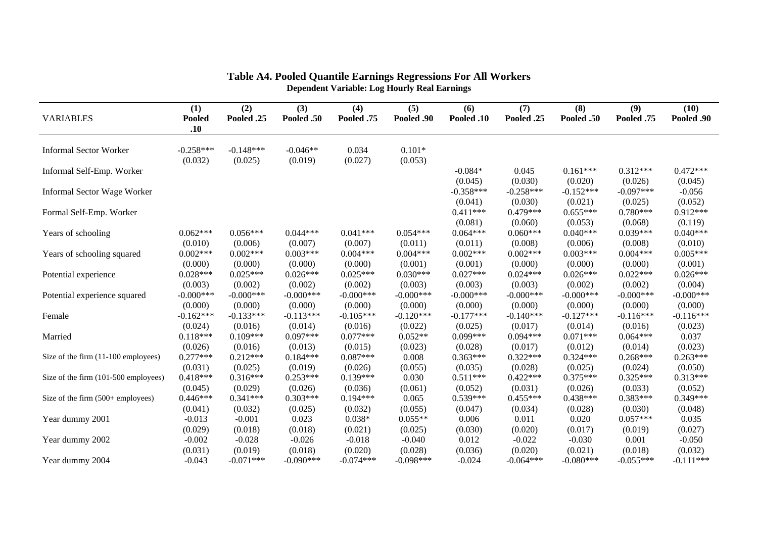**Table A4. Pooled Quantile Earnings Regressions For All Workers**

**Dependent Variable: Log Hourly Real Earnings**

| VARIABLES | (1) Pooled .10 | (2) Pooled .25 | (3) Pooled .50 | (4) Pooled .75 | (5) Pooled .90 | (6) Pooled .10 | (7) Pooled .25 | (8) Pooled .50 | (9) Pooled .75 | (10) Pooled .90 |
|---|---|---|---|---|---|---|---|---|---|---|
| Informal Sector Worker | -0.258*** | -0.148*** | -0.046** | 0.034 | 0.101* | | | | | |
| | (0.032) | (0.025) | (0.019) | (0.027) | (0.053) | | | | | |
| Informal Self-Emp. Worker | | | | | | -0.084* | 0.045 | 0.161*** | 0.312*** | 0.472*** |
| | | | | | | (0.045) | (0.030) | (0.020) | (0.026) | (0.045) |
| Informal Sector Wage Worker | | | | | | -0.358*** | -0.258*** | -0.152*** | -0.097*** | -0.056 |
| | | | | | | (0.041) | (0.030) | (0.021) | (0.025) | (0.052) |
| Formal Self-Emp. Worker | | | | | | 0.411*** | 0.479*** | 0.655*** | 0.780*** | 0.912*** |
| | | | | | | (0.081) | (0.060) | (0.053) | (0.068) | (0.119) |
| Years of schooling | 0.062*** | 0.056*** | 0.044*** | 0.041*** | 0.054*** | 0.064*** | 0.060*** | 0.040*** | 0.039*** | 0.040*** |
| | (0.010) | (0.006) | (0.007) | (0.007) | (0.011) | (0.011) | (0.008) | (0.006) | (0.008) | (0.010) |
| Years of schooling squared | 0.002*** | 0.002*** | 0.003*** | 0.004*** | 0.004*** | 0.002*** | 0.002*** | 0.003*** | 0.004*** | 0.005*** |
| | (0.000) | (0.000) | (0.000) | (0.000) | (0.001) | (0.001) | (0.000) | (0.000) | (0.000) | (0.001) |
| Potential experience | 0.028*** | 0.025*** | 0.026*** | 0.025*** | 0.030*** | 0.027*** | 0.024*** | 0.026*** | 0.022*** | 0.026*** |
| | (0.003) | (0.002) | (0.002) | (0.002) | (0.003) | (0.003) | (0.003) | (0.002) | (0.002) | (0.004) |
| Potential experience squared | -0.000*** | -0.000*** | -0.000*** | -0.000*** | -0.000*** | -0.000*** | -0.000*** | -0.000*** | -0.000*** | -0.000*** |
| | (0.000) | (0.000) | (0.000) | (0.000) | (0.000) | (0.000) | (0.000) | (0.000) | (0.000) | (0.000) |
| Female | -0.162*** | -0.133*** | -0.113*** | -0.105*** | -0.120*** | -0.177*** | -0.140*** | -0.127*** | -0.116*** | -0.116*** |
| | (0.024) | (0.016) | (0.014) | (0.016) | (0.022) | (0.025) | (0.017) | (0.014) | (0.016) | (0.023) |
| Married | 0.118*** | 0.109*** | 0.097*** | 0.077*** | 0.052** | 0.099*** | 0.094*** | 0.071*** | 0.064*** | 0.037 |
| | (0.026) | (0.016) | (0.013) | (0.015) | (0.023) | (0.028) | (0.017) | (0.012) | (0.014) | (0.023) |
| Size of the firm (11-100 employees) | 0.277*** | 0.212*** | 0.184*** | 0.087*** | 0.008 | 0.363*** | 0.322*** | 0.324*** | 0.268*** | 0.263*** |
| | (0.031) | (0.025) | (0.019) | (0.026) | (0.055) | (0.035) | (0.028) | (0.025) | (0.024) | (0.050) |
| Size of the firm (101-500 employees) | 0.418*** | 0.316*** | 0.253*** | 0.139*** | 0.030 | 0.511*** | 0.422*** | 0.375*** | 0.325*** | 0.313*** |
| | (0.045) | (0.029) | (0.026) | (0.036) | (0.061) | (0.052) | (0.031) | (0.026) | (0.033) | (0.052) |
| Size of the firm (500+ employees) | 0.446*** | 0.341*** | 0.303*** | 0.194*** | 0.065 | 0.539*** | 0.455*** | 0.438*** | 0.383*** | 0.349*** |
| | (0.041) | (0.032) | (0.025) | (0.032) | (0.055) | (0.047) | (0.034) | (0.028) | (0.030) | (0.048) |
| Year dummy 2001 | -0.013 | -0.001 | 0.023 | 0.038* | 0.055** | 0.006 | 0.011 | 0.020 | 0.057*** | 0.035 |
| | (0.029) | (0.018) | (0.018) | (0.021) | (0.025) | (0.030) | (0.020) | (0.017) | (0.019) | (0.027) |
| Year dummy 2002 | -0.002 | -0.028 | -0.026 | -0.018 | -0.040 | 0.012 | -0.022 | -0.030 | 0.001 | -0.050 |
| | (0.031) | (0.019) | (0.018) | (0.020) | (0.028) | (0.036) | (0.020) | (0.021) | (0.018) | (0.032) |
| Year dummy 2004 | -0.043 | -0.071*** | -0.090*** | -0.074*** | -0.098*** | -0.024 | -0.064*** | -0.080*** | -0.055*** | -0.111*** |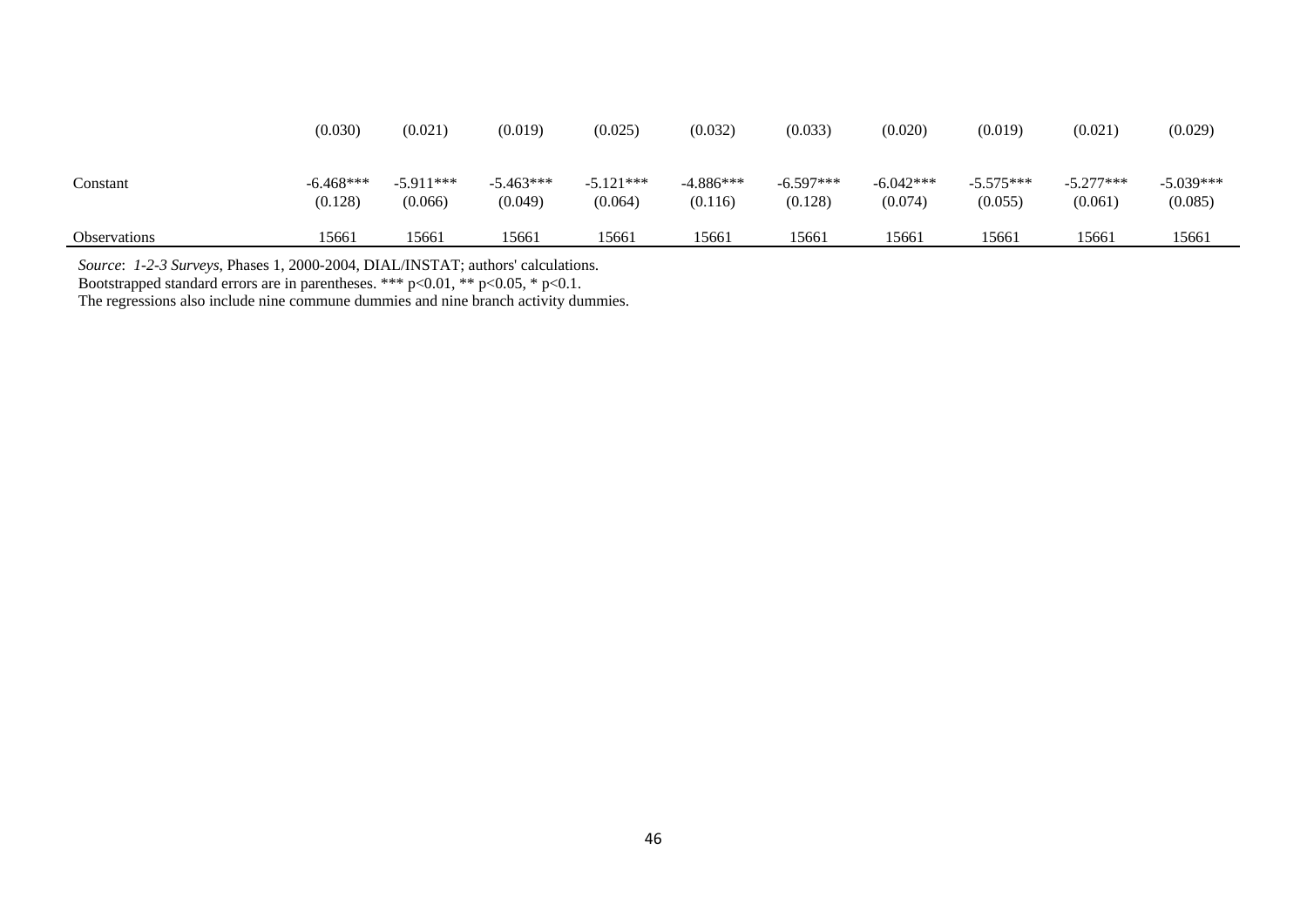| | | | | | | | | | | |
|---|---|---|---|---|---|---|---|---|---|---|
| | (0.030) | (0.021) | (0.019) | (0.025) | (0.032) | (0.033) | (0.020) | (0.019) | (0.021) | (0.029) |
| Constant | -6.468*** | -5.911*** | -5.463*** | -5.121*** | -4.886*** | -6.597*** | -6.042*** | -5.575*** | -5.277*** | -5.039*** |
| | (0.128) | (0.066) | (0.049) | (0.064) | (0.116) | (0.128) | (0.074) | (0.055) | (0.061) | (0.085) |
| Observations | 15661 | 15661 | 15661 | 15661 | 15661 | 15661 | 15661 | 15661 | 15661 | 15661 |

*Source*: *1-2-3 Surveys*, Phases 1, 2000-2004, DIAL/INSTAT; authors' calculations.
Bootstrapped standard errors are in parentheses. *** p<0.01, ** p<0.05, * p<0.1.
The regressions also include nine commune dummies and nine branch activity dummies.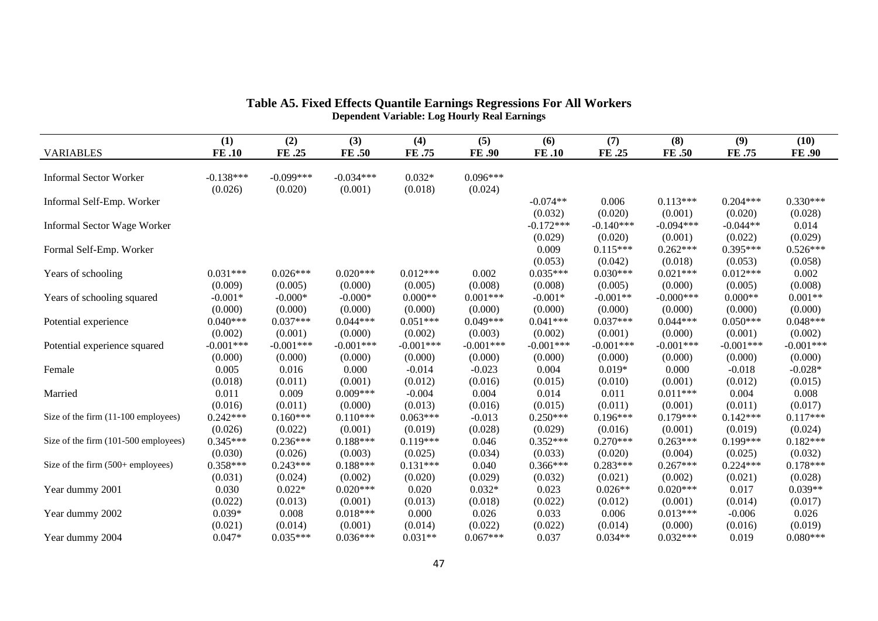**Table A5. Fixed Effects Quantile Earnings Regressions For All Workers**
**Dependent Variable: Log Hourly Real Earnings**

| VARIABLES | (1) FE .10 | (2) FE .25 | (3) FE .50 | (4) FE .75 | (5) FE .90 | (6) FE .10 | (7) FE .25 | (8) FE .50 | (9) FE .75 | (10) FE .90 |
|---|---|---|---|---|---|---|---|---|---|---|
| Informal Sector Worker | -0.138*** | -0.099*** | -0.034*** | 0.032* | 0.096*** | | | | | |
| | (0.026) | (0.020) | (0.001) | (0.018) | (0.024) | | | | | |
| Informal Self-Emp. Worker | | | | | | -0.074** | 0.006 | 0.113*** | 0.204*** | 0.330*** |
| | | | | | | (0.032) | (0.020) | (0.001) | (0.020) | (0.028) |
| Informal Sector Wage Worker | | | | | | -0.172*** | -0.140*** | -0.094*** | -0.044** | 0.014 |
| | | | | | | (0.029) | (0.020) | (0.001) | (0.022) | (0.029) |
| Formal Self-Emp. Worker | | | | | | 0.009 | 0.115*** | 0.262*** | 0.395*** | 0.526*** |
| | | | | | | (0.053) | (0.042) | (0.018) | (0.053) | (0.058) |
| Years of schooling | 0.031*** | 0.026*** | 0.020*** | 0.012*** | 0.002 | 0.035*** | 0.030*** | 0.021*** | 0.012*** | 0.002 |
| | (0.009) | (0.005) | (0.000) | (0.005) | (0.008) | (0.008) | (0.005) | (0.000) | (0.005) | (0.008) |
| Years of schooling squared | -0.001* | -0.000* | -0.000* | 0.000** | 0.001*** | -0.001* | -0.001** | -0.000*** | 0.000** | 0.001** |
| | (0.000) | (0.000) | (0.000) | (0.000) | (0.000) | (0.000) | (0.000) | (0.000) | (0.000) | (0.000) |
| Potential experience | 0.040*** | 0.037*** | 0.044*** | 0.051*** | 0.049*** | 0.041*** | 0.037*** | 0.044*** | 0.050*** | 0.048*** |
| | (0.002) | (0.001) | (0.000) | (0.002) | (0.003) | (0.002) | (0.001) | (0.000) | (0.001) | (0.002) |
| Potential experience squared | -0.001*** | -0.001*** | -0.001*** | -0.001*** | -0.001*** | -0.001*** | -0.001*** | -0.001*** | -0.001*** | -0.001*** |
| | (0.000) | (0.000) | (0.000) | (0.000) | (0.000) | (0.000) | (0.000) | (0.000) | (0.000) | (0.000) |
| Female | 0.005 | 0.016 | 0.000 | -0.014 | -0.023 | 0.004 | 0.019* | 0.000 | -0.018 | -0.028* |
| | (0.018) | (0.011) | (0.001) | (0.012) | (0.016) | (0.015) | (0.010) | (0.001) | (0.012) | (0.015) |
| Married | 0.011 | 0.009 | 0.009*** | -0.004 | 0.004 | 0.014 | 0.011 | 0.011*** | 0.004 | 0.008 |
| | (0.016) | (0.011) | (0.000) | (0.013) | (0.016) | (0.015) | (0.011) | (0.001) | (0.011) | (0.017) |
| Size of the firm (11-100 employees) | 0.242*** | 0.160*** | 0.110*** | 0.063*** | -0.013 | 0.250*** | 0.196*** | 0.179*** | 0.142*** | 0.117*** |
| | (0.026) | (0.022) | (0.001) | (0.019) | (0.028) | (0.029) | (0.016) | (0.001) | (0.019) | (0.024) |
| Size of the firm (101-500 employees) | 0.345*** | 0.236*** | 0.188*** | 0.119*** | 0.046 | 0.352*** | 0.270*** | 0.263*** | 0.199*** | 0.182*** |
| | (0.030) | (0.026) | (0.003) | (0.025) | (0.034) | (0.033) | (0.020) | (0.004) | (0.025) | (0.032) |
| Size of the firm (500+ employees) | 0.358*** | 0.243*** | 0.188*** | 0.131*** | 0.040 | 0.366*** | 0.283*** | 0.267*** | 0.224*** | 0.178*** |
| | (0.031) | (0.024) | (0.002) | (0.020) | (0.029) | (0.032) | (0.021) | (0.002) | (0.021) | (0.028) |
| Year dummy 2001 | 0.030 | 0.022* | 0.020*** | 0.020 | 0.032* | 0.023 | 0.026** | 0.020*** | 0.017 | 0.039** |
| | (0.022) | (0.013) | (0.001) | (0.013) | (0.018) | (0.022) | (0.012) | (0.001) | (0.014) | (0.017) |
| Year dummy 2002 | 0.039* | 0.008 | 0.018*** | 0.000 | 0.026 | 0.033 | 0.006 | 0.013*** | -0.006 | 0.026 |
| | (0.021) | (0.014) | (0.001) | (0.014) | (0.022) | (0.022) | (0.014) | (0.000) | (0.016) | (0.019) |
| Year dummy 2004 | 0.047* | 0.035*** | 0.036*** | 0.031** | 0.067*** | 0.037 | 0.034** | 0.032*** | 0.019 | 0.080*** |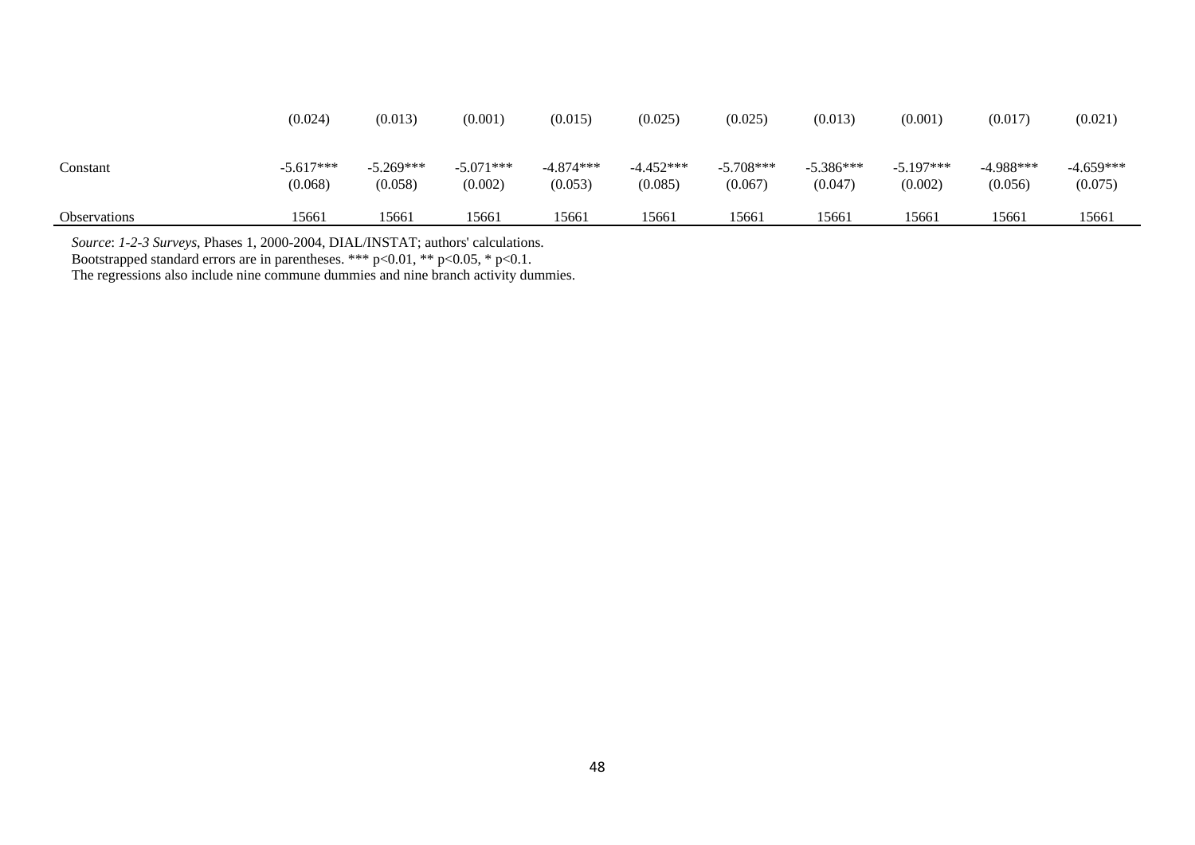| | | | | | | | | | | |
|---|---|---|---|---|---|---|---|---|---|---|
| | (0.024) | (0.013) | (0.001) | (0.015) | (0.025) | (0.025) | (0.013) | (0.001) | (0.017) | (0.021) |
| Constant | -5.617*** | -5.269*** | -5.071*** | -4.874*** | -4.452*** | -5.708*** | -5.386*** | -5.197*** | -4.988*** | -4.659*** |
| | (0.068) | (0.058) | (0.002) | (0.053) | (0.085) | (0.067) | (0.047) | (0.002) | (0.056) | (0.075) |
| Observations | 15661 | 15661 | 15661 | 15661 | 15661 | 15661 | 15661 | 15661 | 15661 | 15661 |

*Source*: *1-2-3 Surveys*, Phases 1, 2000-2004, DIAL/INSTAT; authors' calculations.
Bootstrapped standard errors are in parentheses. *** p<0.01, ** p<0.05, * p<0.1.
The regressions also include nine commune dummies and nine branch activity dummies.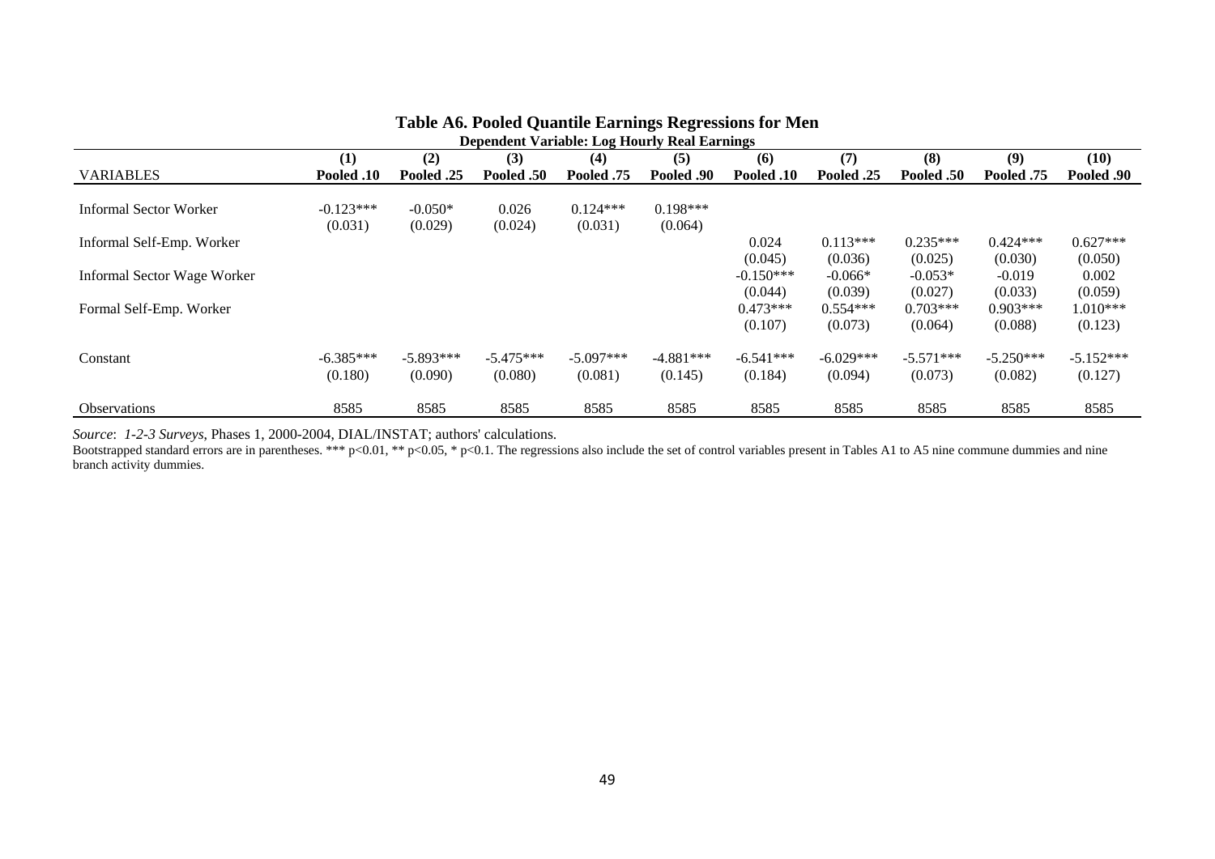# Table A6. Pooled Quantile Earnings Regressions for Men

**Dependent Variable: Log Hourly Real Earnings**

| | (1) | (2) | (3) | (4) | (5) | (6) | (7) | (8) | (9) | (10) |
|---|---|---|---|---|---|---|---|---|---|---|
| VARIABLES | **Pooled .10** | **Pooled .25** | **Pooled .50** | **Pooled .75** | **Pooled .90** | **Pooled .10** | **Pooled .25** | **Pooled .50** | **Pooled .75** | **Pooled .90** |
| Informal Sector Worker | -0.123*** | -0.050* | 0.026 | 0.124*** | 0.198*** | | | | | |
| | (0.031) | (0.029) | (0.024) | (0.031) | (0.064) | | | | | |
| Informal Self-Emp. Worker | | | | | | 0.024 | 0.113*** | 0.235*** | 0.424*** | 0.627*** |
| | | | | | | (0.045) | (0.036) | (0.025) | (0.030) | (0.050) |
| Informal Sector Wage Worker | | | | | | -0.150*** | -0.066* | -0.053* | -0.019 | 0.002 |
| | | | | | | (0.044) | (0.039) | (0.027) | (0.033) | (0.059) |
| Formal Self-Emp. Worker | | | | | | 0.473*** | 0.554*** | 0.703*** | 0.903*** | 1.010*** |
| | | | | | | (0.107) | (0.073) | (0.064) | (0.088) | (0.123) |
| Constant | -6.385*** | -5.893*** | -5.475*** | -5.097*** | -4.881*** | -6.541*** | -6.029*** | -5.571*** | -5.250*** | -5.152*** |
| | (0.180) | (0.090) | (0.080) | (0.081) | (0.145) | (0.184) | (0.094) | (0.073) | (0.082) | (0.127) |
| Observations | 8585 | 8585 | 8585 | 8585 | 8585 | 8585 | 8585 | 8585 | 8585 | 8585 |

*Source*: *1-2-3 Surveys*, Phases 1, 2000-2004, DIAL/INSTAT; authors' calculations.

Bootstrapped standard errors are in parentheses. *** p<0.01, ** p<0.05, * p<0.1. The regressions also include the set of control variables present in Tables A1 to A5 nine commune dummies and nine branch activity dummies.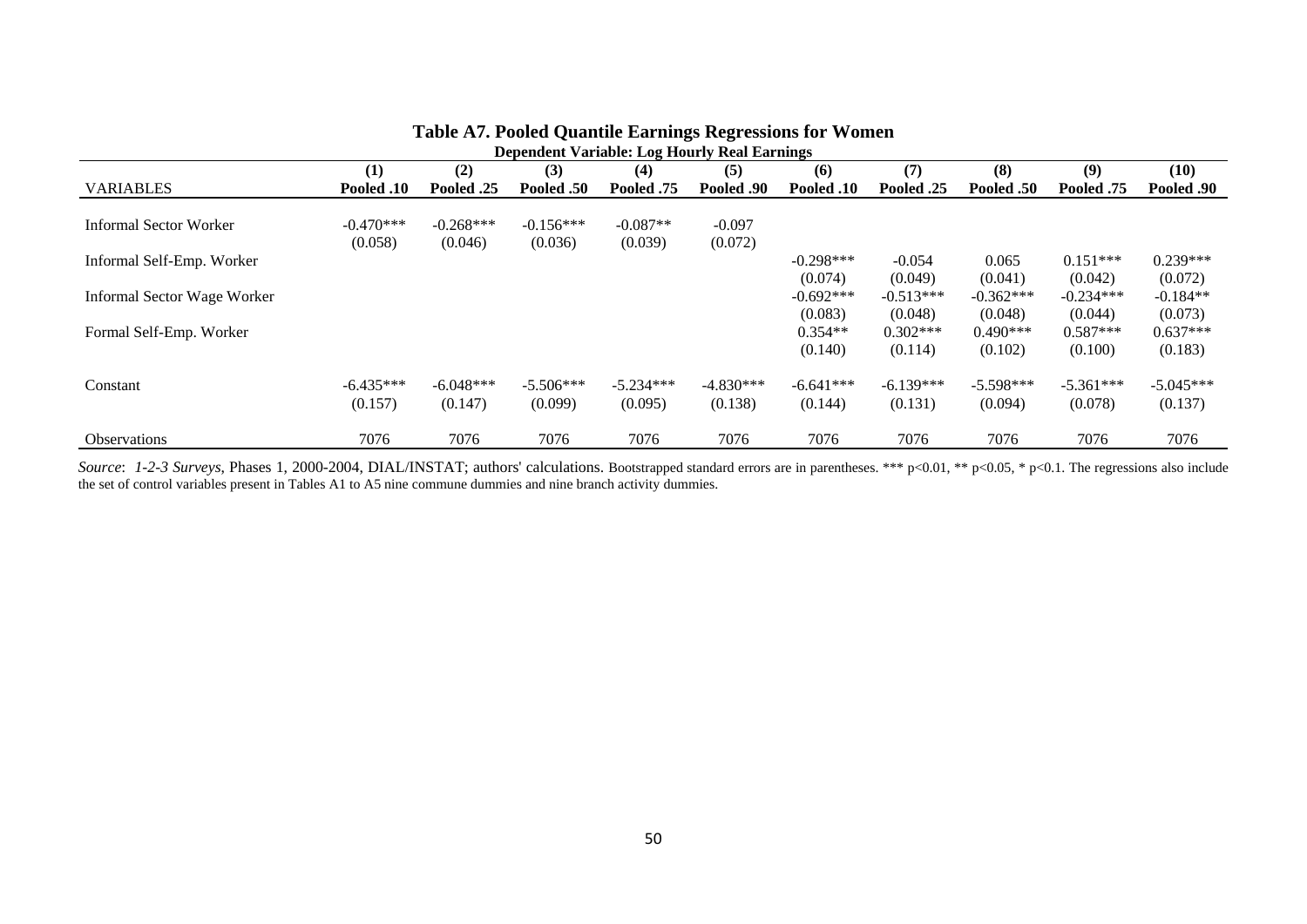**Table A7. Pooled Quantile Earnings Regressions for Women**

**Dependent Variable: Log Hourly Real Earnings**

| VARIABLES | (1) Pooled .10 | (2) Pooled .25 | (3) Pooled .50 | (4) Pooled .75 | (5) Pooled .90 | (6) Pooled .10 | (7) Pooled .25 | (8) Pooled .50 | (9) Pooled .75 | (10) Pooled .90 |
|---|---|---|---|---|---|---|---|---|---|---|
| Informal Sector Worker | -0.470*** | -0.268*** | -0.156*** | -0.087** | -0.097 | | | | | |
| | (0.058) | (0.046) | (0.036) | (0.039) | (0.072) | | | | | |
| Informal Self-Emp. Worker | | | | | | -0.298*** | -0.054 | 0.065 | 0.151*** | 0.239*** |
| | | | | | | (0.074) | (0.049) | (0.041) | (0.042) | (0.072) |
| Informal Sector Wage Worker | | | | | | -0.692*** | -0.513*** | -0.362*** | -0.234*** | -0.184** |
| | | | | | | (0.083) | (0.048) | (0.048) | (0.044) | (0.073) |
| Formal Self-Emp. Worker | | | | | | 0.354** | 0.302*** | 0.490*** | 0.587*** | 0.637*** |
| | | | | | | (0.140) | (0.114) | (0.102) | (0.100) | (0.183) |
| Constant | -6.435*** | -6.048*** | -5.506*** | -5.234*** | -4.830*** | -6.641*** | -6.139*** | -5.598*** | -5.361*** | -5.045*** |
| | (0.157) | (0.147) | (0.099) | (0.095) | (0.138) | (0.144) | (0.131) | (0.094) | (0.078) | (0.137) |
| Observations | 7076 | 7076 | 7076 | 7076 | 7076 | 7076 | 7076 | 7076 | 7076 | 7076 |

*Source*: *1-2-3 Surveys*, Phases 1, 2000-2004, DIAL/INSTAT; authors' calculations. Bootstrapped standard errors are in parentheses. *** p<0.01, ** p<0.05, * p<0.1. The regressions also include the set of control variables present in Tables A1 to A5 nine commune dummies and nine branch activity dummies.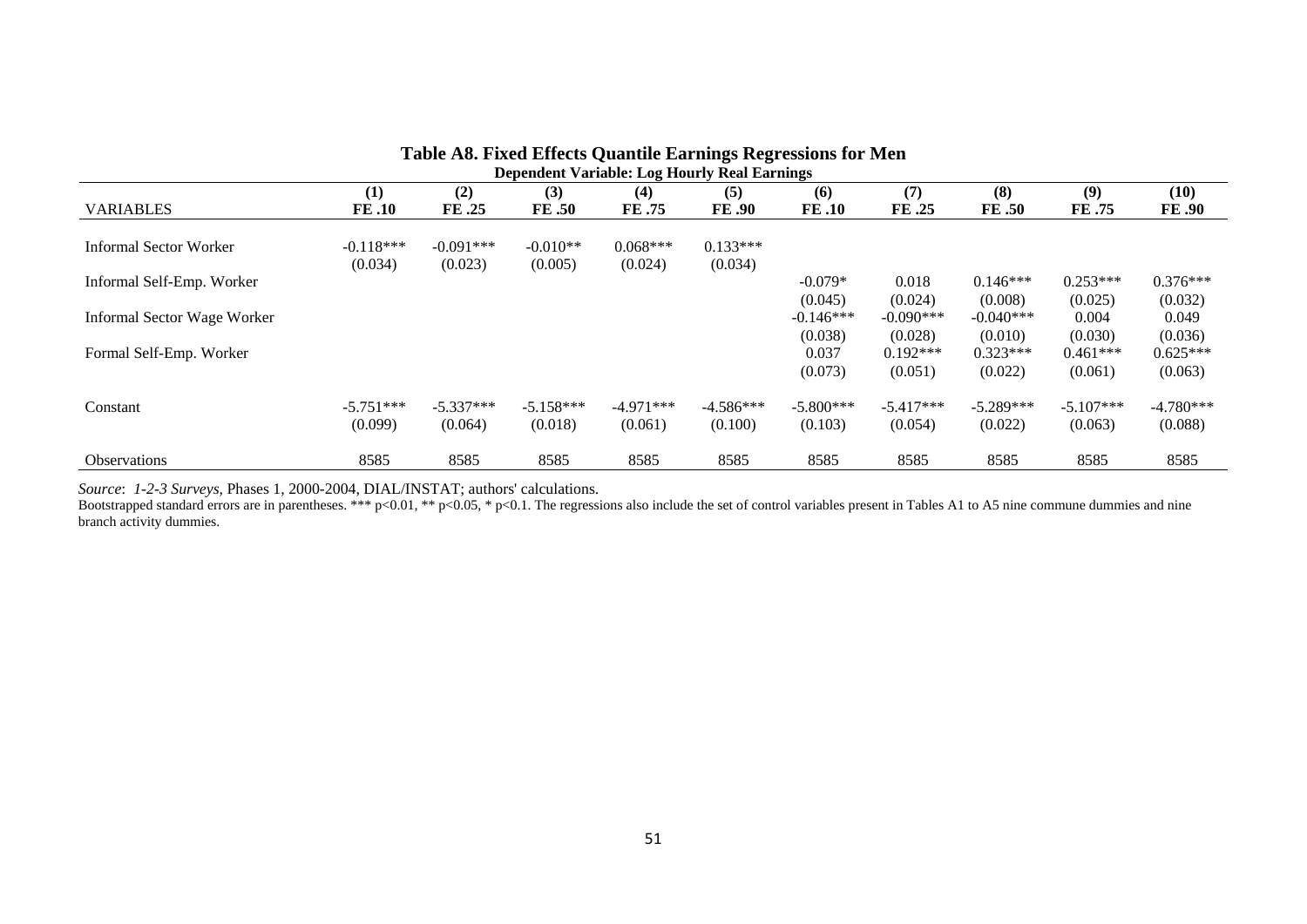**Table A8. Fixed Effects Quantile Earnings Regressions for Men**

**Dependent Variable: Log Hourly Real Earnings**

| VARIABLES | (1) FE .10 | (2) FE .25 | (3) FE .50 | (4) FE .75 | (5) FE .90 | (6) FE .10 | (7) FE .25 | (8) FE .50 | (9) FE .75 | (10) FE .90 |
|---|---|---|---|---|---|---|---|---|---|---|
| Informal Sector Worker | -0.118*** | -0.091*** | -0.010** | 0.068*** | 0.133*** | | | | | |
| | (0.034) | (0.023) | (0.005) | (0.024) | (0.034) | | | | | |
| Informal Self-Emp. Worker | | | | | | -0.079* | 0.018 | 0.146*** | 0.253*** | 0.376*** |
| | | | | | | (0.045) | (0.024) | (0.008) | (0.025) | (0.032) |
| Informal Sector Wage Worker | | | | | | -0.146*** | -0.090*** | -0.040*** | 0.004 | 0.049 |
| | | | | | | (0.038) | (0.028) | (0.010) | (0.030) | (0.036) |
| Formal Self-Emp. Worker | | | | | | 0.037 | 0.192*** | 0.323*** | 0.461*** | 0.625*** |
| | | | | | | (0.073) | (0.051) | (0.022) | (0.061) | (0.063) |
| Constant | -5.751*** | -5.337*** | -5.158*** | -4.971*** | -4.586*** | -5.800*** | -5.417*** | -5.289*** | -5.107*** | -4.780*** |
| | (0.099) | (0.064) | (0.018) | (0.061) | (0.100) | (0.103) | (0.054) | (0.022) | (0.063) | (0.088) |
| Observations | 8585 | 8585 | 8585 | 8585 | 8585 | 8585 | 8585 | 8585 | 8585 | 8585 |

*Source*: *1-2-3 Surveys*, Phases 1, 2000-2004, DIAL/INSTAT; authors' calculations.
Bootstrapped standard errors are in parentheses. *** p<0.01, ** p<0.05, * p<0.1. The regressions also include the set of control variables present in Tables A1 to A5 nine commune dummies and nine branch activity dummies.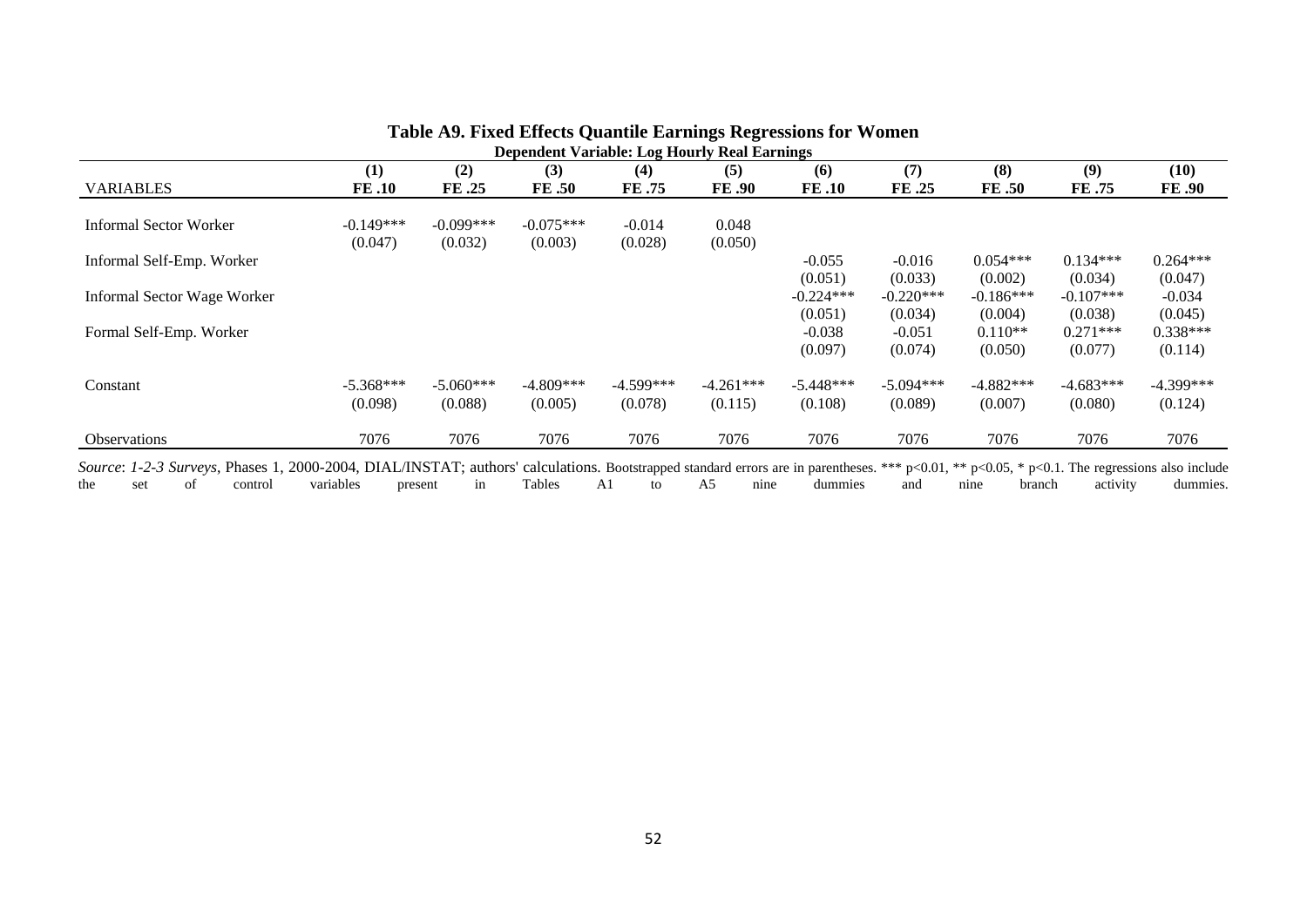**Table A9. Fixed Effects Quantile Earnings Regressions for Women**

**Dependent Variable: Log Hourly Real Earnings**

| VARIABLES | (1) FE .10 | (2) FE .25 | (3) FE .50 | (4) FE .75 | (5) FE .90 | (6) FE .10 | (7) FE .25 | (8) FE .50 | (9) FE .75 | (10) FE .90 |
|---|---|---|---|---|---|---|---|---|---|---|
| Informal Sector Worker | -0.149*** | -0.099*** | -0.075*** | -0.014 | 0.048 | | | | | |
| | (0.047) | (0.032) | (0.003) | (0.028) | (0.050) | | | | | |
| Informal Self-Emp. Worker | | | | | | -0.055 | -0.016 | 0.054*** | 0.134*** | 0.264*** |
| | | | | | | (0.051) | (0.033) | (0.002) | (0.034) | (0.047) |
| Informal Sector Wage Worker | | | | | | -0.224*** | -0.220*** | -0.186*** | -0.107*** | -0.034 |
| | | | | | | (0.051) | (0.034) | (0.004) | (0.038) | (0.045) |
| Formal Self-Emp. Worker | | | | | | -0.038 | -0.051 | 0.110** | 0.271*** | 0.338*** |
| | | | | | | (0.097) | (0.074) | (0.050) | (0.077) | (0.114) |
| Constant | -5.368*** | -5.060*** | -4.809*** | -4.599*** | -4.261*** | -5.448*** | -5.094*** | -4.882*** | -4.683*** | -4.399*** |
| | (0.098) | (0.088) | (0.005) | (0.078) | (0.115) | (0.108) | (0.089) | (0.007) | (0.080) | (0.124) |
| Observations | 7076 | 7076 | 7076 | 7076 | 7076 | 7076 | 7076 | 7076 | 7076 | 7076 |

*Source*: *1-2-3 Surveys*, Phases 1, 2000-2004, DIAL/INSTAT; authors' calculations. Bootstrapped standard errors are in parentheses. *** p<0.01, ** p<0.05, * p<0.1. The regressions also include the set of control variables present in Tables A1 to A5 nine dummies and nine branch activity dummies.